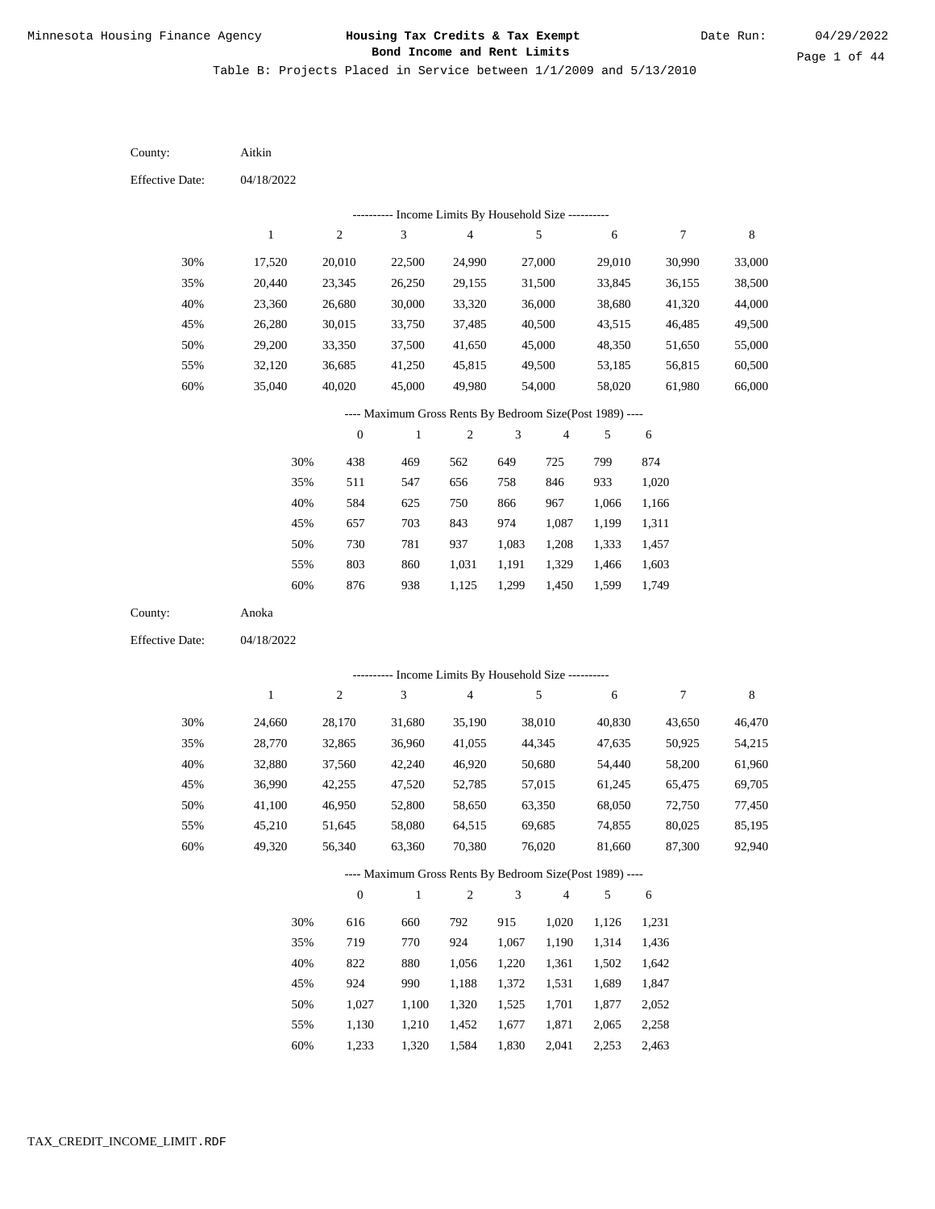Minnesota Housing Finance Agency

# Housing Tax Credits & Tax Exempt Bond Income and Rent Limits

Date Run: 04/29/2022

Table B: Projects Placed in Service between 1/1/2009 and 5/13/2010

County: Aitkin

Effective Date: 04/18/2022

---------- Income Limits By Household Size ----------

| | 1 | 2 | 3 | 4 | 5 | 6 | 7 | 8 |
|---|---|---|---|---|---|---|---|---|
| 30% | 17,520 | 20,010 | 22,500 | 24,990 | 27,000 | 29,010 | 30,990 | 33,000 |
| 35% | 20,440 | 23,345 | 26,250 | 29,155 | 31,500 | 33,845 | 36,155 | 38,500 |
| 40% | 23,360 | 26,680 | 30,000 | 33,320 | 36,000 | 38,680 | 41,320 | 44,000 |
| 45% | 26,280 | 30,015 | 33,750 | 37,485 | 40,500 | 43,515 | 46,485 | 49,500 |
| 50% | 29,200 | 33,350 | 37,500 | 41,650 | 45,000 | 48,350 | 51,650 | 55,000 |
| 55% | 32,120 | 36,685 | 41,250 | 45,815 | 49,500 | 53,185 | 56,815 | 60,500 |
| 60% | 35,040 | 40,020 | 45,000 | 49,980 | 54,000 | 58,020 | 61,980 | 66,000 |

---- Maximum Gross Rents By Bedroom Size(Post 1989) ----

| | 0 | 1 | 2 | 3 | 4 | 5 | 6 |
|---|---|---|---|---|---|---|---|
| 30% | 438 | 469 | 562 | 649 | 725 | 799 | 874 |
| 35% | 511 | 547 | 656 | 758 | 846 | 933 | 1,020 |
| 40% | 584 | 625 | 750 | 866 | 967 | 1,066 | 1,166 |
| 45% | 657 | 703 | 843 | 974 | 1,087 | 1,199 | 1,311 |
| 50% | 730 | 781 | 937 | 1,083 | 1,208 | 1,333 | 1,457 |
| 55% | 803 | 860 | 1,031 | 1,191 | 1,329 | 1,466 | 1,603 |
| 60% | 876 | 938 | 1,125 | 1,299 | 1,450 | 1,599 | 1,749 |

County: Anoka

Effective Date: 04/18/2022

---------- Income Limits By Household Size ----------

| | 1 | 2 | 3 | 4 | 5 | 6 | 7 | 8 |
|---|---|---|---|---|---|---|---|---|
| 30% | 24,660 | 28,170 | 31,680 | 35,190 | 38,010 | 40,830 | 43,650 | 46,470 |
| 35% | 28,770 | 32,865 | 36,960 | 41,055 | 44,345 | 47,635 | 50,925 | 54,215 |
| 40% | 32,880 | 37,560 | 42,240 | 46,920 | 50,680 | 54,440 | 58,200 | 61,960 |
| 45% | 36,990 | 42,255 | 47,520 | 52,785 | 57,015 | 61,245 | 65,475 | 69,705 |
| 50% | 41,100 | 46,950 | 52,800 | 58,650 | 63,350 | 68,050 | 72,750 | 77,450 |
| 55% | 45,210 | 51,645 | 58,080 | 64,515 | 69,685 | 74,855 | 80,025 | 85,195 |
| 60% | 49,320 | 56,340 | 63,360 | 70,380 | 76,020 | 81,660 | 87,300 | 92,940 |

---- Maximum Gross Rents By Bedroom Size(Post 1989) ----

| | 0 | 1 | 2 | 3 | 4 | 5 | 6 |
|---|---|---|---|---|---|---|---|
| 30% | 616 | 660 | 792 | 915 | 1,020 | 1,126 | 1,231 |
| 35% | 719 | 770 | 924 | 1,067 | 1,190 | 1,314 | 1,436 |
| 40% | 822 | 880 | 1,056 | 1,220 | 1,361 | 1,502 | 1,642 |
| 45% | 924 | 990 | 1,188 | 1,372 | 1,531 | 1,689 | 1,847 |
| 50% | 1,027 | 1,100 | 1,320 | 1,525 | 1,701 | 1,877 | 2,052 |
| 55% | 1,130 | 1,210 | 1,452 | 1,677 | 1,871 | 2,065 | 2,258 |
| 60% | 1,233 | 1,320 | 1,584 | 1,830 | 2,041 | 2,253 | 2,463 |

TAX_CREDIT_INCOME_LIMIT.RDF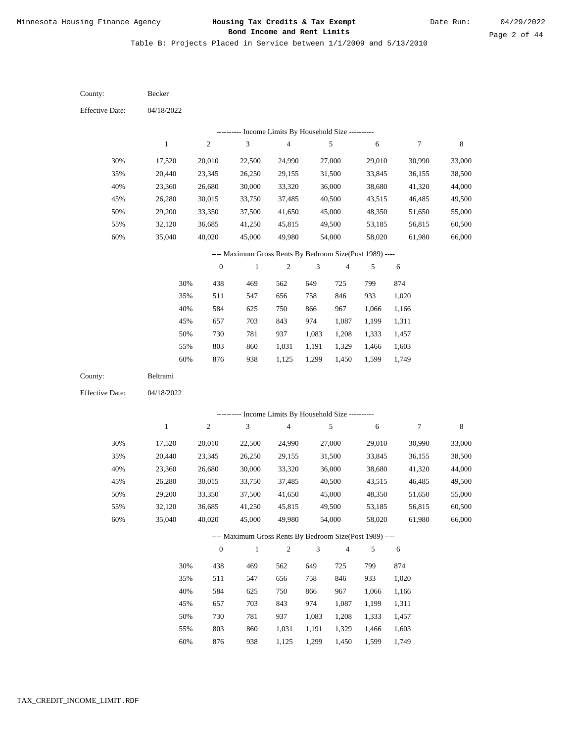Minnesota Housing Finance Agency

**Housing Tax Credits & Tax Exempt Bond Income and Rent Limits**

Date Run: 04/29/2022

Table B: Projects Placed in Service between 1/1/2009 and 5/13/2010

County: Becker

Effective Date: 04/18/2022

---------- Income Limits By Household Size ----------

| | 1 | 2 | 3 | 4 | 5 | 6 | 7 | 8 |
|---|---|---|---|---|---|---|---|---|
| 30% | 17,520 | 20,010 | 22,500 | 24,990 | 27,000 | 29,010 | 30,990 | 33,000 |
| 35% | 20,440 | 23,345 | 26,250 | 29,155 | 31,500 | 33,845 | 36,155 | 38,500 |
| 40% | 23,360 | 26,680 | 30,000 | 33,320 | 36,000 | 38,680 | 41,320 | 44,000 |
| 45% | 26,280 | 30,015 | 33,750 | 37,485 | 40,500 | 43,515 | 46,485 | 49,500 |
| 50% | 29,200 | 33,350 | 37,500 | 41,650 | 45,000 | 48,350 | 51,650 | 55,000 |
| 55% | 32,120 | 36,685 | 41,250 | 45,815 | 49,500 | 53,185 | 56,815 | 60,500 |
| 60% | 35,040 | 40,020 | 45,000 | 49,980 | 54,000 | 58,020 | 61,980 | 66,000 |

---- Maximum Gross Rents By Bedroom Size(Post 1989) ----

| | 0 | 1 | 2 | 3 | 4 | 5 | 6 |
|---|---|---|---|---|---|---|---|
| 30% | 438 | 469 | 562 | 649 | 725 | 799 | 874 |
| 35% | 511 | 547 | 656 | 758 | 846 | 933 | 1,020 |
| 40% | 584 | 625 | 750 | 866 | 967 | 1,066 | 1,166 |
| 45% | 657 | 703 | 843 | 974 | 1,087 | 1,199 | 1,311 |
| 50% | 730 | 781 | 937 | 1,083 | 1,208 | 1,333 | 1,457 |
| 55% | 803 | 860 | 1,031 | 1,191 | 1,329 | 1,466 | 1,603 |
| 60% | 876 | 938 | 1,125 | 1,299 | 1,450 | 1,599 | 1,749 |

County: Beltrami

Effective Date: 04/18/2022

---------- Income Limits By Household Size ----------

| | 1 | 2 | 3 | 4 | 5 | 6 | 7 | 8 |
|---|---|---|---|---|---|---|---|---|
| 30% | 17,520 | 20,010 | 22,500 | 24,990 | 27,000 | 29,010 | 30,990 | 33,000 |
| 35% | 20,440 | 23,345 | 26,250 | 29,155 | 31,500 | 33,845 | 36,155 | 38,500 |
| 40% | 23,360 | 26,680 | 30,000 | 33,320 | 36,000 | 38,680 | 41,320 | 44,000 |
| 45% | 26,280 | 30,015 | 33,750 | 37,485 | 40,500 | 43,515 | 46,485 | 49,500 |
| 50% | 29,200 | 33,350 | 37,500 | 41,650 | 45,000 | 48,350 | 51,650 | 55,000 |
| 55% | 32,120 | 36,685 | 41,250 | 45,815 | 49,500 | 53,185 | 56,815 | 60,500 |
| 60% | 35,040 | 40,020 | 45,000 | 49,980 | 54,000 | 58,020 | 61,980 | 66,000 |

---- Maximum Gross Rents By Bedroom Size(Post 1989) ----

| | 0 | 1 | 2 | 3 | 4 | 5 | 6 |
|---|---|---|---|---|---|---|---|
| 30% | 438 | 469 | 562 | 649 | 725 | 799 | 874 |
| 35% | 511 | 547 | 656 | 758 | 846 | 933 | 1,020 |
| 40% | 584 | 625 | 750 | 866 | 967 | 1,066 | 1,166 |
| 45% | 657 | 703 | 843 | 974 | 1,087 | 1,199 | 1,311 |
| 50% | 730 | 781 | 937 | 1,083 | 1,208 | 1,333 | 1,457 |
| 55% | 803 | 860 | 1,031 | 1,191 | 1,329 | 1,466 | 1,603 |
| 60% | 876 | 938 | 1,125 | 1,299 | 1,450 | 1,599 | 1,749 |

TAX_CREDIT_INCOME_LIMIT.RDF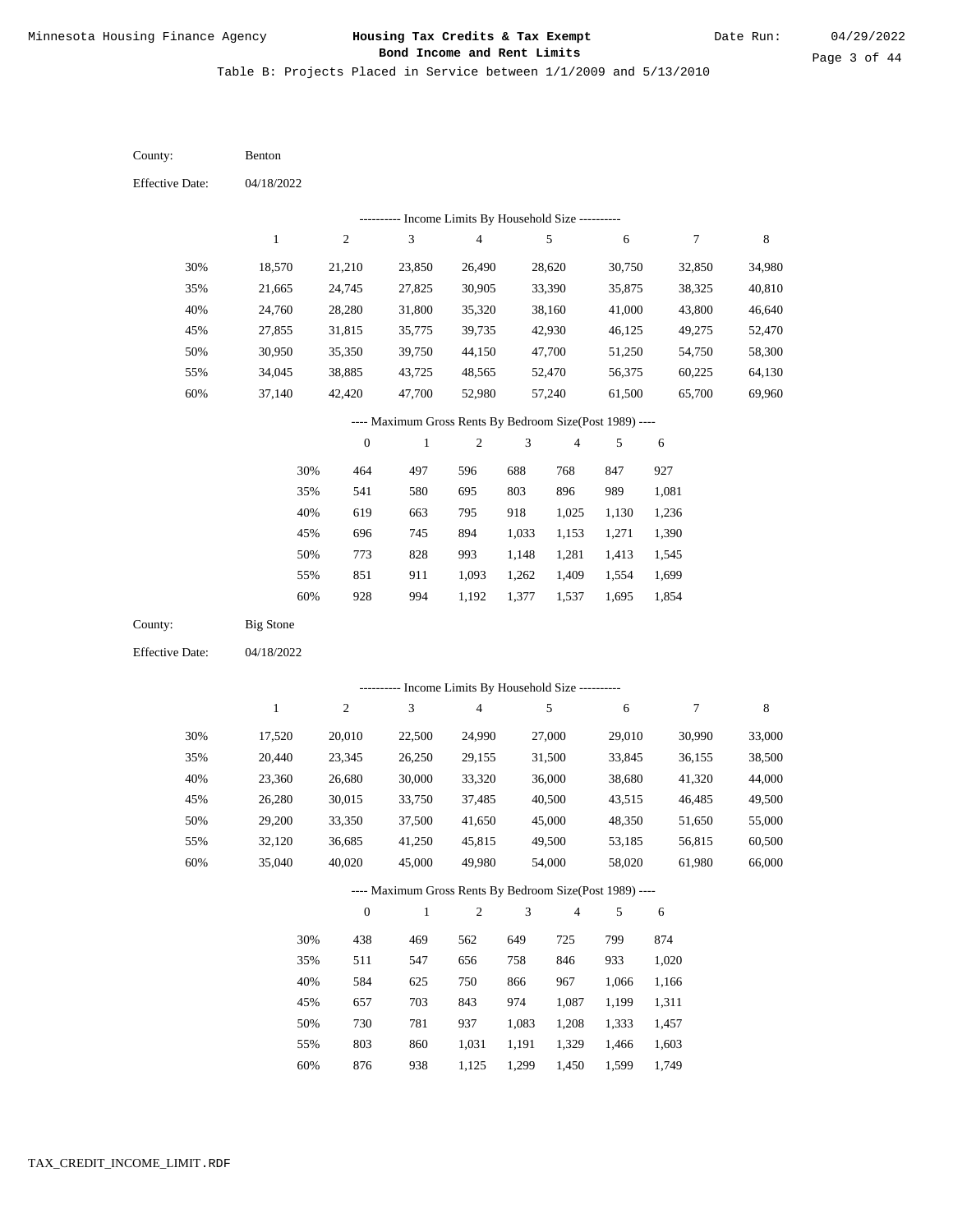# Housing Tax Credits & Tax Exempt Bond Income and Rent Limits

Minnesota Housing Finance Agency

Date Run: 04/29/2022

Table B: Projects Placed in Service between 1/1/2009 and 5/13/2010

County: Benton

Effective Date: 04/18/2022

---------- Income Limits By Household Size ----------

| | 1 | 2 | 3 | 4 | 5 | 6 | 7 | 8 |
|---|---|---|---|---|---|---|---|---|
| 30% | 18,570 | 21,210 | 23,850 | 26,490 | 28,620 | 30,750 | 32,850 | 34,980 |
| 35% | 21,665 | 24,745 | 27,825 | 30,905 | 33,390 | 35,875 | 38,325 | 40,810 |
| 40% | 24,760 | 28,280 | 31,800 | 35,320 | 38,160 | 41,000 | 43,800 | 46,640 |
| 45% | 27,855 | 31,815 | 35,775 | 39,735 | 42,930 | 46,125 | 49,275 | 52,470 |
| 50% | 30,950 | 35,350 | 39,750 | 44,150 | 47,700 | 51,250 | 54,750 | 58,300 |
| 55% | 34,045 | 38,885 | 43,725 | 48,565 | 52,470 | 56,375 | 60,225 | 64,130 |
| 60% | 37,140 | 42,420 | 47,700 | 52,980 | 57,240 | 61,500 | 65,700 | 69,960 |

---- Maximum Gross Rents By Bedroom Size(Post 1989) ----

| | 0 | 1 | 2 | 3 | 4 | 5 | 6 |
|---|---|---|---|---|---|---|---|
| 30% | 464 | 497 | 596 | 688 | 768 | 847 | 927 |
| 35% | 541 | 580 | 695 | 803 | 896 | 989 | 1,081 |
| 40% | 619 | 663 | 795 | 918 | 1,025 | 1,130 | 1,236 |
| 45% | 696 | 745 | 894 | 1,033 | 1,153 | 1,271 | 1,390 |
| 50% | 773 | 828 | 993 | 1,148 | 1,281 | 1,413 | 1,545 |
| 55% | 851 | 911 | 1,093 | 1,262 | 1,409 | 1,554 | 1,699 |
| 60% | 928 | 994 | 1,192 | 1,377 | 1,537 | 1,695 | 1,854 |

County: Big Stone

Effective Date: 04/18/2022

---------- Income Limits By Household Size ----------

| | 1 | 2 | 3 | 4 | 5 | 6 | 7 | 8 |
|---|---|---|---|---|---|---|---|---|
| 30% | 17,520 | 20,010 | 22,500 | 24,990 | 27,000 | 29,010 | 30,990 | 33,000 |
| 35% | 20,440 | 23,345 | 26,250 | 29,155 | 31,500 | 33,845 | 36,155 | 38,500 |
| 40% | 23,360 | 26,680 | 30,000 | 33,320 | 36,000 | 38,680 | 41,320 | 44,000 |
| 45% | 26,280 | 30,015 | 33,750 | 37,485 | 40,500 | 43,515 | 46,485 | 49,500 |
| 50% | 29,200 | 33,350 | 37,500 | 41,650 | 45,000 | 48,350 | 51,650 | 55,000 |
| 55% | 32,120 | 36,685 | 41,250 | 45,815 | 49,500 | 53,185 | 56,815 | 60,500 |
| 60% | 35,040 | 40,020 | 45,000 | 49,980 | 54,000 | 58,020 | 61,980 | 66,000 |

---- Maximum Gross Rents By Bedroom Size(Post 1989) ----

| | 0 | 1 | 2 | 3 | 4 | 5 | 6 |
|---|---|---|---|---|---|---|---|
| 30% | 438 | 469 | 562 | 649 | 725 | 799 | 874 |
| 35% | 511 | 547 | 656 | 758 | 846 | 933 | 1,020 |
| 40% | 584 | 625 | 750 | 866 | 967 | 1,066 | 1,166 |
| 45% | 657 | 703 | 843 | 974 | 1,087 | 1,199 | 1,311 |
| 50% | 730 | 781 | 937 | 1,083 | 1,208 | 1,333 | 1,457 |
| 55% | 803 | 860 | 1,031 | 1,191 | 1,329 | 1,466 | 1,603 |
| 60% | 876 | 938 | 1,125 | 1,299 | 1,450 | 1,599 | 1,749 |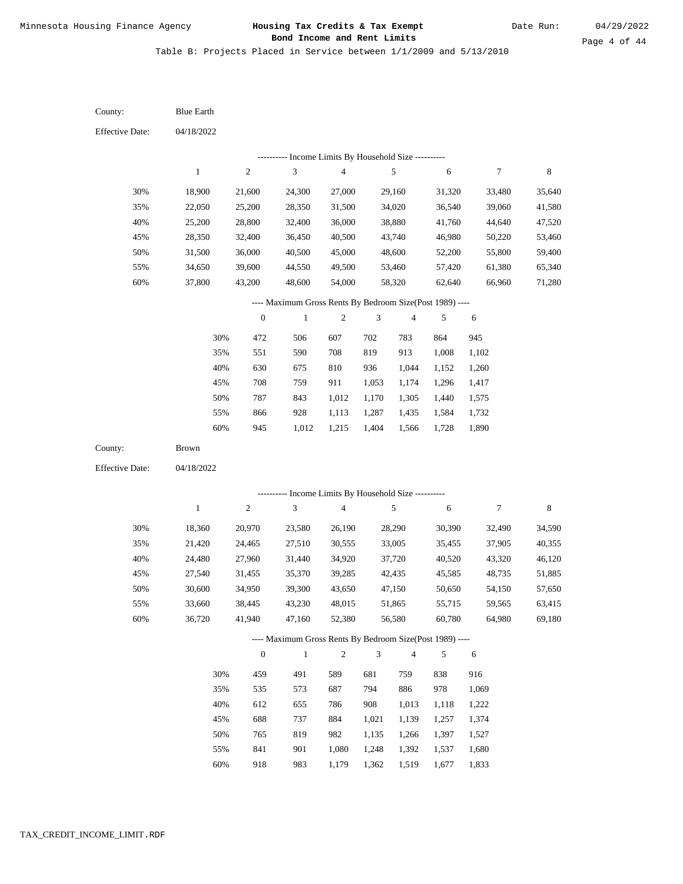# Housing Tax Credits & Tax Exempt Bond Income and Rent Limits

Minnesota Housing Finance Agency

Date Run: 04/29/2022

Table B: Projects Placed in Service between 1/1/2009 and 5/13/2010

County: Blue Earth

Effective Date: 04/18/2022

---------- Income Limits By Household Size ----------

| | 1 | 2 | 3 | 4 | 5 | 6 | 7 | 8 |
|---|---|---|---|---|---|---|---|---|
| 30% | 18,900 | 21,600 | 24,300 | 27,000 | 29,160 | 31,320 | 33,480 | 35,640 |
| 35% | 22,050 | 25,200 | 28,350 | 31,500 | 34,020 | 36,540 | 39,060 | 41,580 |
| 40% | 25,200 | 28,800 | 32,400 | 36,000 | 38,880 | 41,760 | 44,640 | 47,520 |
| 45% | 28,350 | 32,400 | 36,450 | 40,500 | 43,740 | 46,980 | 50,220 | 53,460 |
| 50% | 31,500 | 36,000 | 40,500 | 45,000 | 48,600 | 52,200 | 55,800 | 59,400 |
| 55% | 34,650 | 39,600 | 44,550 | 49,500 | 53,460 | 57,420 | 61,380 | 65,340 |
| 60% | 37,800 | 43,200 | 48,600 | 54,000 | 58,320 | 62,640 | 66,960 | 71,280 |

---- Maximum Gross Rents By Bedroom Size(Post 1989) ----

| | 0 | 1 | 2 | 3 | 4 | 5 | 6 |
|---|---|---|---|---|---|---|---|
| 30% | 472 | 506 | 607 | 702 | 783 | 864 | 945 |
| 35% | 551 | 590 | 708 | 819 | 913 | 1,008 | 1,102 |
| 40% | 630 | 675 | 810 | 936 | 1,044 | 1,152 | 1,260 |
| 45% | 708 | 759 | 911 | 1,053 | 1,174 | 1,296 | 1,417 |
| 50% | 787 | 843 | 1,012 | 1,170 | 1,305 | 1,440 | 1,575 |
| 55% | 866 | 928 | 1,113 | 1,287 | 1,435 | 1,584 | 1,732 |
| 60% | 945 | 1,012 | 1,215 | 1,404 | 1,566 | 1,728 | 1,890 |

County: Brown

Effective Date: 04/18/2022

---------- Income Limits By Household Size ----------

| | 1 | 2 | 3 | 4 | 5 | 6 | 7 | 8 |
|---|---|---|---|---|---|---|---|---|
| 30% | 18,360 | 20,970 | 23,580 | 26,190 | 28,290 | 30,390 | 32,490 | 34,590 |
| 35% | 21,420 | 24,465 | 27,510 | 30,555 | 33,005 | 35,455 | 37,905 | 40,355 |
| 40% | 24,480 | 27,960 | 31,440 | 34,920 | 37,720 | 40,520 | 43,320 | 46,120 |
| 45% | 27,540 | 31,455 | 35,370 | 39,285 | 42,435 | 45,585 | 48,735 | 51,885 |
| 50% | 30,600 | 34,950 | 39,300 | 43,650 | 47,150 | 50,650 | 54,150 | 57,650 |
| 55% | 33,660 | 38,445 | 43,230 | 48,015 | 51,865 | 55,715 | 59,565 | 63,415 |
| 60% | 36,720 | 41,940 | 47,160 | 52,380 | 56,580 | 60,780 | 64,980 | 69,180 |

---- Maximum Gross Rents By Bedroom Size(Post 1989) ----

| | 0 | 1 | 2 | 3 | 4 | 5 | 6 |
|---|---|---|---|---|---|---|---|
| 30% | 459 | 491 | 589 | 681 | 759 | 838 | 916 |
| 35% | 535 | 573 | 687 | 794 | 886 | 978 | 1,069 |
| 40% | 612 | 655 | 786 | 908 | 1,013 | 1,118 | 1,222 |
| 45% | 688 | 737 | 884 | 1,021 | 1,139 | 1,257 | 1,374 |
| 50% | 765 | 819 | 982 | 1,135 | 1,266 | 1,397 | 1,527 |
| 55% | 841 | 901 | 1,080 | 1,248 | 1,392 | 1,537 | 1,680 |
| 60% | 918 | 983 | 1,179 | 1,362 | 1,519 | 1,677 | 1,833 |

TAX_CREDIT_INCOME_LIMIT.RDF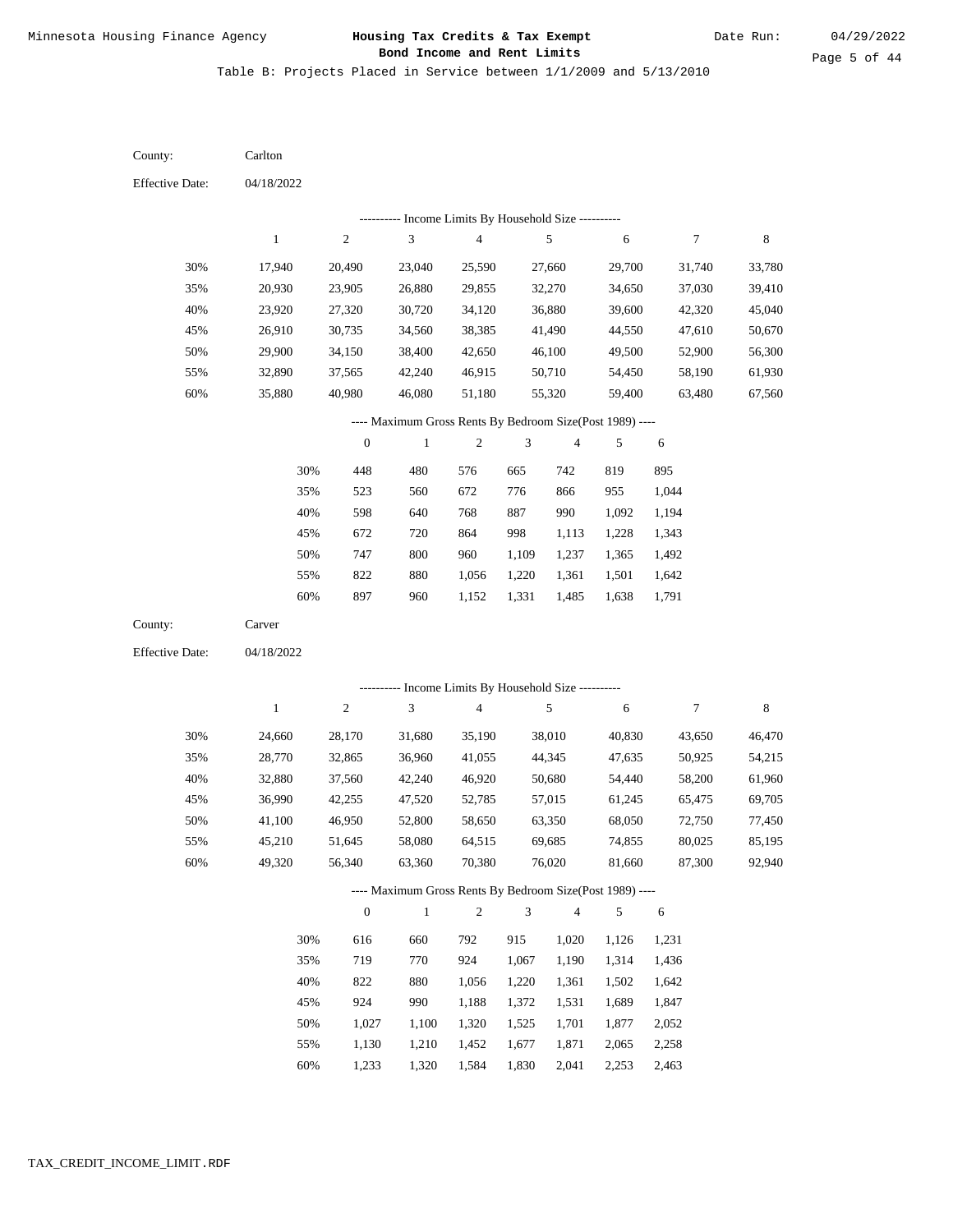Minnesota Housing Finance Agency

# Housing Tax Credits & Tax Exempt Bond Income and Rent Limits

Date Run: 04/29/2022

Table B: Projects Placed in Service between 1/1/2009 and 5/13/2010

County: Carlton

Effective Date: 04/18/2022

---------- Income Limits By Household Size ----------

| | 1 | 2 | 3 | 4 | 5 | 6 | 7 | 8 |
|---|---|---|---|---|---|---|---|---|
| 30% | 17,940 | 20,490 | 23,040 | 25,590 | 27,660 | 29,700 | 31,740 | 33,780 |
| 35% | 20,930 | 23,905 | 26,880 | 29,855 | 32,270 | 34,650 | 37,030 | 39,410 |
| 40% | 23,920 | 27,320 | 30,720 | 34,120 | 36,880 | 39,600 | 42,320 | 45,040 |
| 45% | 26,910 | 30,735 | 34,560 | 38,385 | 41,490 | 44,550 | 47,610 | 50,670 |
| 50% | 29,900 | 34,150 | 38,400 | 42,650 | 46,100 | 49,500 | 52,900 | 56,300 |
| 55% | 32,890 | 37,565 | 42,240 | 46,915 | 50,710 | 54,450 | 58,190 | 61,930 |
| 60% | 35,880 | 40,980 | 46,080 | 51,180 | 55,320 | 59,400 | 63,480 | 67,560 |

---- Maximum Gross Rents By Bedroom Size(Post 1989) ----

| | 0 | 1 | 2 | 3 | 4 | 5 | 6 |
|---|---|---|---|---|---|---|---|
| 30% | 448 | 480 | 576 | 665 | 742 | 819 | 895 |
| 35% | 523 | 560 | 672 | 776 | 866 | 955 | 1,044 |
| 40% | 598 | 640 | 768 | 887 | 990 | 1,092 | 1,194 |
| 45% | 672 | 720 | 864 | 998 | 1,113 | 1,228 | 1,343 |
| 50% | 747 | 800 | 960 | 1,109 | 1,237 | 1,365 | 1,492 |
| 55% | 822 | 880 | 1,056 | 1,220 | 1,361 | 1,501 | 1,642 |
| 60% | 897 | 960 | 1,152 | 1,331 | 1,485 | 1,638 | 1,791 |

County: Carver

Effective Date: 04/18/2022

---------- Income Limits By Household Size ----------

| | 1 | 2 | 3 | 4 | 5 | 6 | 7 | 8 |
|---|---|---|---|---|---|---|---|---|
| 30% | 24,660 | 28,170 | 31,680 | 35,190 | 38,010 | 40,830 | 43,650 | 46,470 |
| 35% | 28,770 | 32,865 | 36,960 | 41,055 | 44,345 | 47,635 | 50,925 | 54,215 |
| 40% | 32,880 | 37,560 | 42,240 | 46,920 | 50,680 | 54,440 | 58,200 | 61,960 |
| 45% | 36,990 | 42,255 | 47,520 | 52,785 | 57,015 | 61,245 | 65,475 | 69,705 |
| 50% | 41,100 | 46,950 | 52,800 | 58,650 | 63,350 | 68,050 | 72,750 | 77,450 |
| 55% | 45,210 | 51,645 | 58,080 | 64,515 | 69,685 | 74,855 | 80,025 | 85,195 |
| 60% | 49,320 | 56,340 | 63,360 | 70,380 | 76,020 | 81,660 | 87,300 | 92,940 |

---- Maximum Gross Rents By Bedroom Size(Post 1989) ----

| | 0 | 1 | 2 | 3 | 4 | 5 | 6 |
|---|---|---|---|---|---|---|---|
| 30% | 616 | 660 | 792 | 915 | 1,020 | 1,126 | 1,231 |
| 35% | 719 | 770 | 924 | 1,067 | 1,190 | 1,314 | 1,436 |
| 40% | 822 | 880 | 1,056 | 1,220 | 1,361 | 1,502 | 1,642 |
| 45% | 924 | 990 | 1,188 | 1,372 | 1,531 | 1,689 | 1,847 |
| 50% | 1,027 | 1,100 | 1,320 | 1,525 | 1,701 | 1,877 | 2,052 |
| 55% | 1,130 | 1,210 | 1,452 | 1,677 | 1,871 | 2,065 | 2,258 |
| 60% | 1,233 | 1,320 | 1,584 | 1,830 | 2,041 | 2,253 | 2,463 |

TAX_CREDIT_INCOME_LIMIT.RDF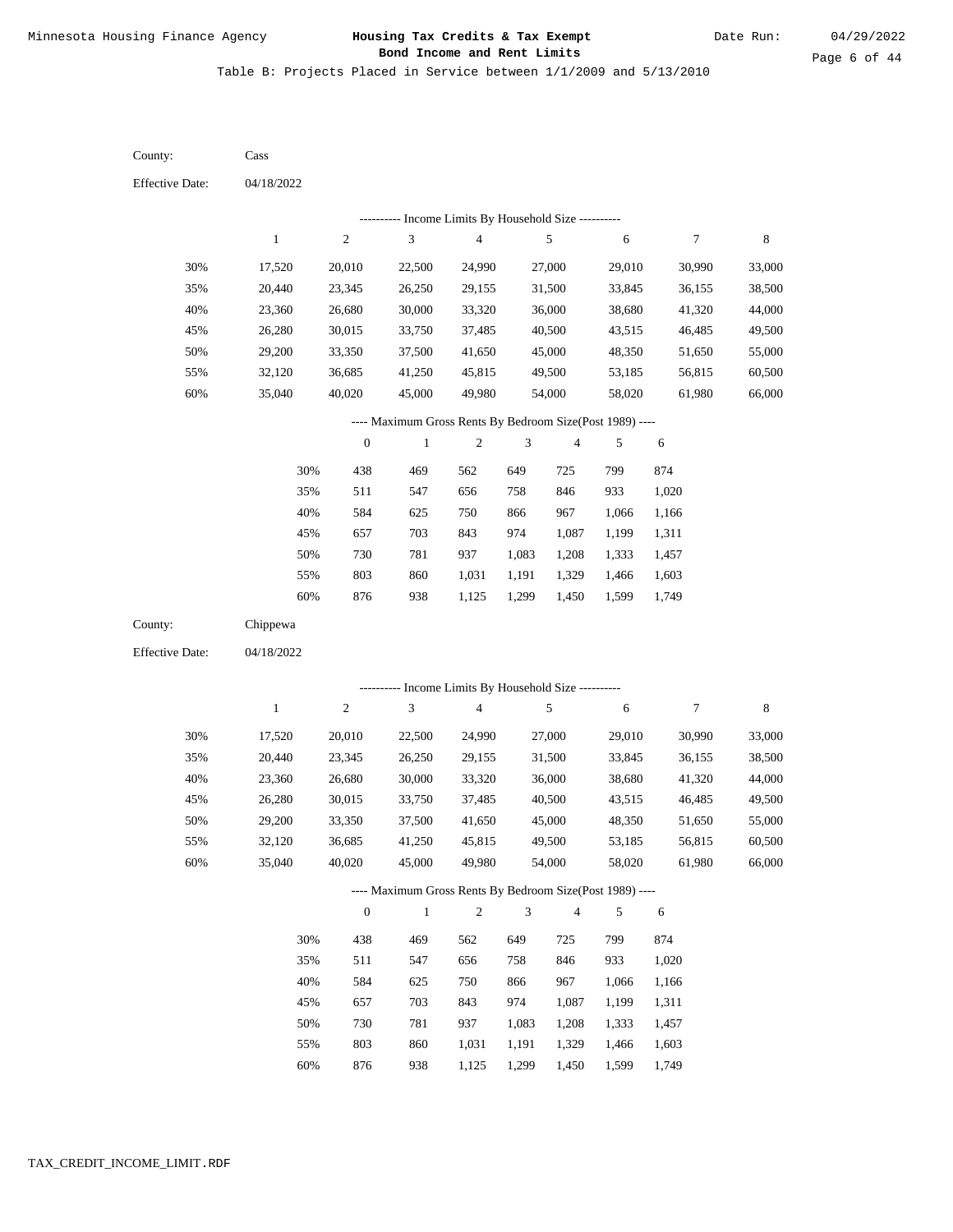# Housing Tax Credits & Tax Exempt Bond Income and Rent Limits

Minnesota Housing Finance Agency

Date Run: 04/29/2022

Table B: Projects Placed in Service between 1/1/2009 and 5/13/2010

County: Cass

Effective Date: 04/18/2022

---------- Income Limits By Household Size ----------

| | 1 | 2 | 3 | 4 | 5 | 6 | 7 | 8 |
|---|---|---|---|---|---|---|---|---|
| 30% | 17,520 | 20,010 | 22,500 | 24,990 | 27,000 | 29,010 | 30,990 | 33,000 |
| 35% | 20,440 | 23,345 | 26,250 | 29,155 | 31,500 | 33,845 | 36,155 | 38,500 |
| 40% | 23,360 | 26,680 | 30,000 | 33,320 | 36,000 | 38,680 | 41,320 | 44,000 |
| 45% | 26,280 | 30,015 | 33,750 | 37,485 | 40,500 | 43,515 | 46,485 | 49,500 |
| 50% | 29,200 | 33,350 | 37,500 | 41,650 | 45,000 | 48,350 | 51,650 | 55,000 |
| 55% | 32,120 | 36,685 | 41,250 | 45,815 | 49,500 | 53,185 | 56,815 | 60,500 |
| 60% | 35,040 | 40,020 | 45,000 | 49,980 | 54,000 | 58,020 | 61,980 | 66,000 |

---- Maximum Gross Rents By Bedroom Size(Post 1989) ----

| | 0 | 1 | 2 | 3 | 4 | 5 | 6 |
|---|---|---|---|---|---|---|---|
| 30% | 438 | 469 | 562 | 649 | 725 | 799 | 874 |
| 35% | 511 | 547 | 656 | 758 | 846 | 933 | 1,020 |
| 40% | 584 | 625 | 750 | 866 | 967 | 1,066 | 1,166 |
| 45% | 657 | 703 | 843 | 974 | 1,087 | 1,199 | 1,311 |
| 50% | 730 | 781 | 937 | 1,083 | 1,208 | 1,333 | 1,457 |
| 55% | 803 | 860 | 1,031 | 1,191 | 1,329 | 1,466 | 1,603 |
| 60% | 876 | 938 | 1,125 | 1,299 | 1,450 | 1,599 | 1,749 |

County: Chippewa

Effective Date: 04/18/2022

---------- Income Limits By Household Size ----------

| | 1 | 2 | 3 | 4 | 5 | 6 | 7 | 8 |
|---|---|---|---|---|---|---|---|---|
| 30% | 17,520 | 20,010 | 22,500 | 24,990 | 27,000 | 29,010 | 30,990 | 33,000 |
| 35% | 20,440 | 23,345 | 26,250 | 29,155 | 31,500 | 33,845 | 36,155 | 38,500 |
| 40% | 23,360 | 26,680 | 30,000 | 33,320 | 36,000 | 38,680 | 41,320 | 44,000 |
| 45% | 26,280 | 30,015 | 33,750 | 37,485 | 40,500 | 43,515 | 46,485 | 49,500 |
| 50% | 29,200 | 33,350 | 37,500 | 41,650 | 45,000 | 48,350 | 51,650 | 55,000 |
| 55% | 32,120 | 36,685 | 41,250 | 45,815 | 49,500 | 53,185 | 56,815 | 60,500 |
| 60% | 35,040 | 40,020 | 45,000 | 49,980 | 54,000 | 58,020 | 61,980 | 66,000 |

---- Maximum Gross Rents By Bedroom Size(Post 1989) ----

| | 0 | 1 | 2 | 3 | 4 | 5 | 6 |
|---|---|---|---|---|---|---|---|
| 30% | 438 | 469 | 562 | 649 | 725 | 799 | 874 |
| 35% | 511 | 547 | 656 | 758 | 846 | 933 | 1,020 |
| 40% | 584 | 625 | 750 | 866 | 967 | 1,066 | 1,166 |
| 45% | 657 | 703 | 843 | 974 | 1,087 | 1,199 | 1,311 |
| 50% | 730 | 781 | 937 | 1,083 | 1,208 | 1,333 | 1,457 |
| 55% | 803 | 860 | 1,031 | 1,191 | 1,329 | 1,466 | 1,603 |
| 60% | 876 | 938 | 1,125 | 1,299 | 1,450 | 1,599 | 1,749 |

TAX_CREDIT_INCOME_LIMIT.RDF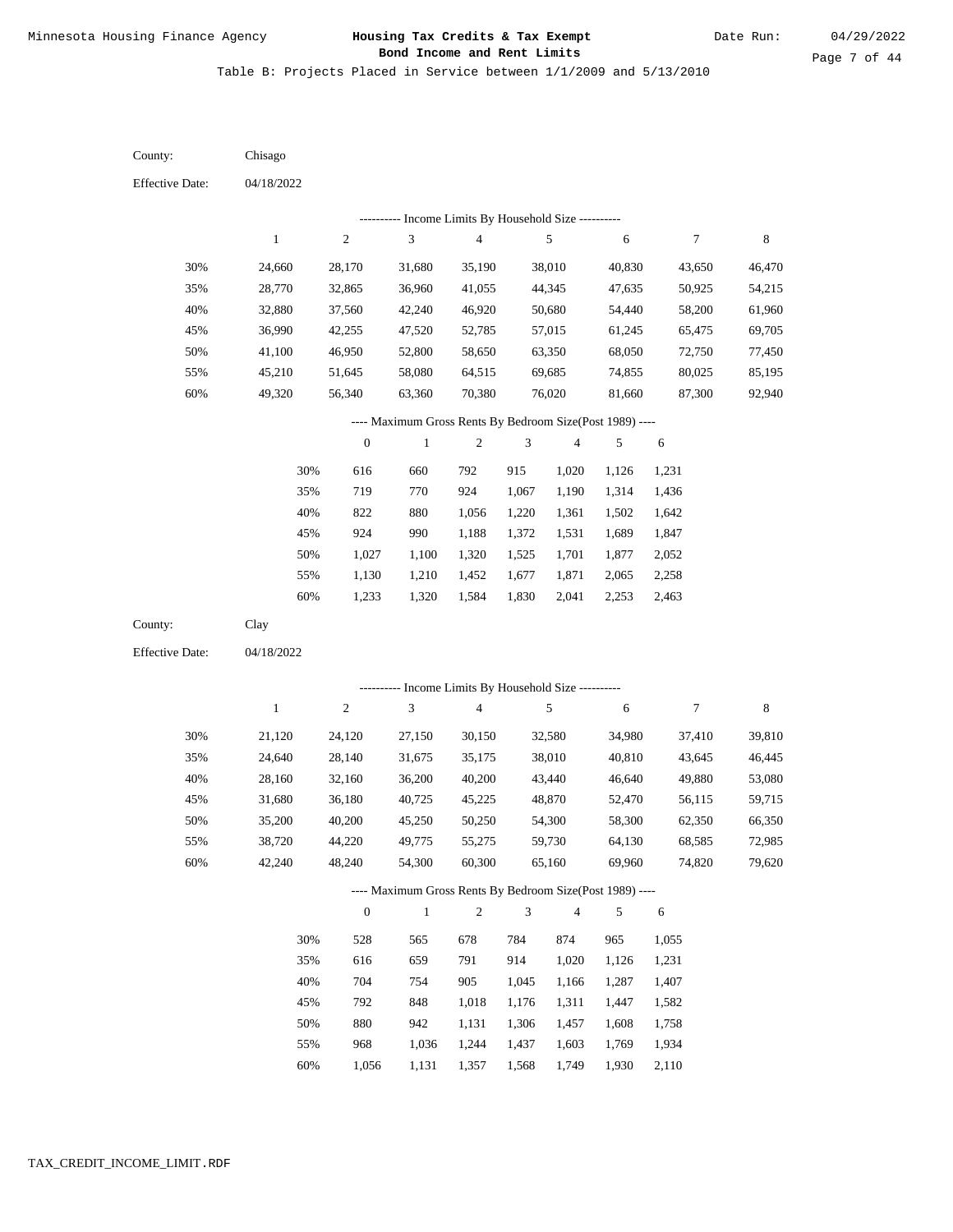Minnesota Housing Finance Agency

**Housing Tax Credits & Tax Exempt Bond Income and Rent Limits**

Date Run: 04/29/2022

Table B: Projects Placed in Service between 1/1/2009 and 5/13/2010

County: Chisago

Effective Date: 04/18/2022

---------- Income Limits By Household Size ----------

| | 1 | 2 | 3 | 4 | 5 | 6 | 7 | 8 |
|---|---|---|---|---|---|---|---|---|
| 30% | 24,660 | 28,170 | 31,680 | 35,190 | 38,010 | 40,830 | 43,650 | 46,470 |
| 35% | 28,770 | 32,865 | 36,960 | 41,055 | 44,345 | 47,635 | 50,925 | 54,215 |
| 40% | 32,880 | 37,560 | 42,240 | 46,920 | 50,680 | 54,440 | 58,200 | 61,960 |
| 45% | 36,990 | 42,255 | 47,520 | 52,785 | 57,015 | 61,245 | 65,475 | 69,705 |
| 50% | 41,100 | 46,950 | 52,800 | 58,650 | 63,350 | 68,050 | 72,750 | 77,450 |
| 55% | 45,210 | 51,645 | 58,080 | 64,515 | 69,685 | 74,855 | 80,025 | 85,195 |
| 60% | 49,320 | 56,340 | 63,360 | 70,380 | 76,020 | 81,660 | 87,300 | 92,940 |

---- Maximum Gross Rents By Bedroom Size(Post 1989) ----

| | 0 | 1 | 2 | 3 | 4 | 5 | 6 |
|---|---|---|---|---|---|---|---|
| 30% | 616 | 660 | 792 | 915 | 1,020 | 1,126 | 1,231 |
| 35% | 719 | 770 | 924 | 1,067 | 1,190 | 1,314 | 1,436 |
| 40% | 822 | 880 | 1,056 | 1,220 | 1,361 | 1,502 | 1,642 |
| 45% | 924 | 990 | 1,188 | 1,372 | 1,531 | 1,689 | 1,847 |
| 50% | 1,027 | 1,100 | 1,320 | 1,525 | 1,701 | 1,877 | 2,052 |
| 55% | 1,130 | 1,210 | 1,452 | 1,677 | 1,871 | 2,065 | 2,258 |
| 60% | 1,233 | 1,320 | 1,584 | 1,830 | 2,041 | 2,253 | 2,463 |

County: Clay

Effective Date: 04/18/2022

---------- Income Limits By Household Size ----------

| | 1 | 2 | 3 | 4 | 5 | 6 | 7 | 8 |
|---|---|---|---|---|---|---|---|---|
| 30% | 21,120 | 24,120 | 27,150 | 30,150 | 32,580 | 34,980 | 37,410 | 39,810 |
| 35% | 24,640 | 28,140 | 31,675 | 35,175 | 38,010 | 40,810 | 43,645 | 46,445 |
| 40% | 28,160 | 32,160 | 36,200 | 40,200 | 43,440 | 46,640 | 49,880 | 53,080 |
| 45% | 31,680 | 36,180 | 40,725 | 45,225 | 48,870 | 52,470 | 56,115 | 59,715 |
| 50% | 35,200 | 40,200 | 45,250 | 50,250 | 54,300 | 58,300 | 62,350 | 66,350 |
| 55% | 38,720 | 44,220 | 49,775 | 55,275 | 59,730 | 64,130 | 68,585 | 72,985 |
| 60% | 42,240 | 48,240 | 54,300 | 60,300 | 65,160 | 69,960 | 74,820 | 79,620 |

---- Maximum Gross Rents By Bedroom Size(Post 1989) ----

| | 0 | 1 | 2 | 3 | 4 | 5 | 6 |
|---|---|---|---|---|---|---|---|
| 30% | 528 | 565 | 678 | 784 | 874 | 965 | 1,055 |
| 35% | 616 | 659 | 791 | 914 | 1,020 | 1,126 | 1,231 |
| 40% | 704 | 754 | 905 | 1,045 | 1,166 | 1,287 | 1,407 |
| 45% | 792 | 848 | 1,018 | 1,176 | 1,311 | 1,447 | 1,582 |
| 50% | 880 | 942 | 1,131 | 1,306 | 1,457 | 1,608 | 1,758 |
| 55% | 968 | 1,036 | 1,244 | 1,437 | 1,603 | 1,769 | 1,934 |
| 60% | 1,056 | 1,131 | 1,357 | 1,568 | 1,749 | 1,930 | 2,110 |

TAX_CREDIT_INCOME_LIMIT.RDF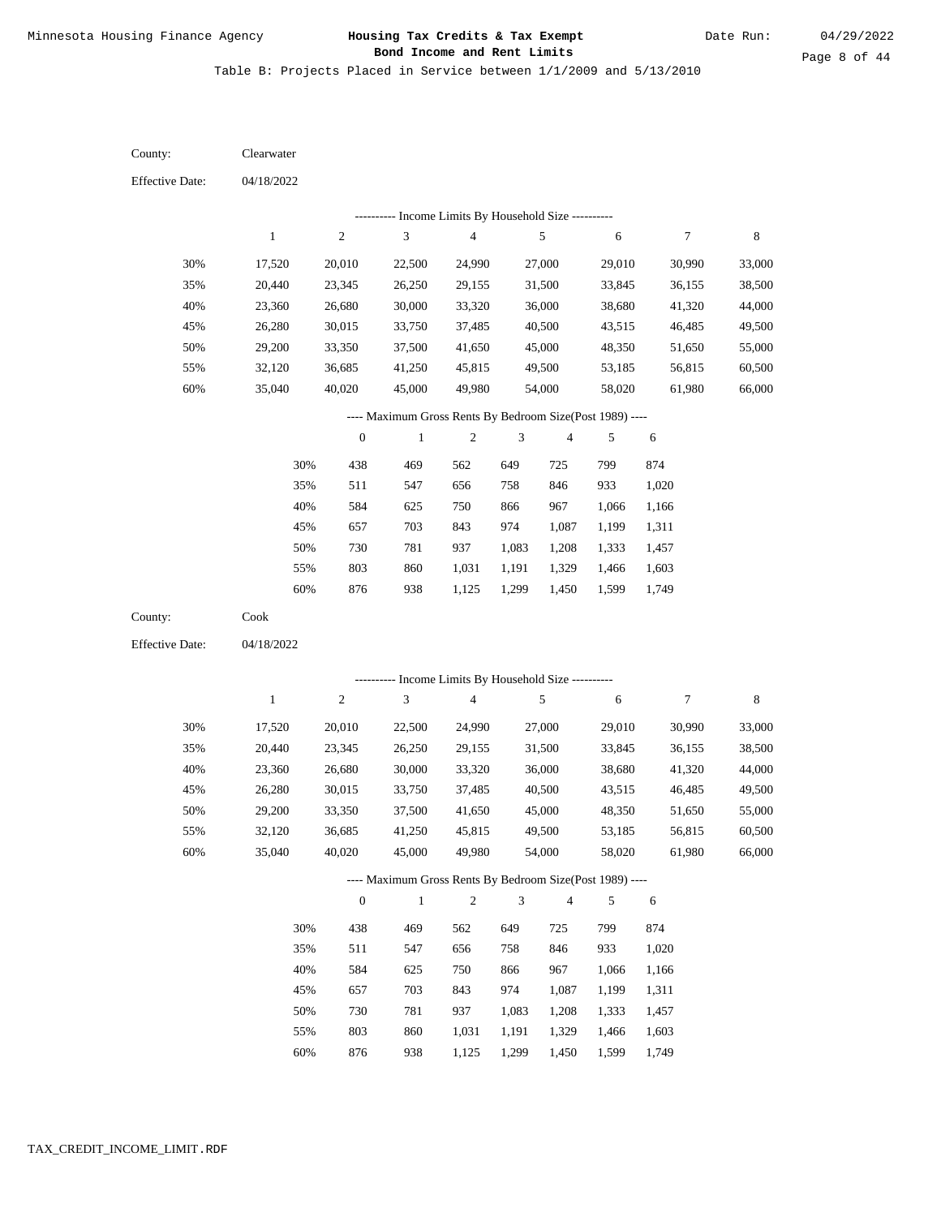Table B: Projects Placed in Service between 1/1/2009 and 5/13/2010

County: Clearwater

Effective Date: 04/18/2022

---------- Income Limits By Household Size ----------

| | 1 | 2 | 3 | 4 | 5 | 6 | 7 | 8 |
|---|---|---|---|---|---|---|---|---|
| 30% | 17,520 | 20,010 | 22,500 | 24,990 | 27,000 | 29,010 | 30,990 | 33,000 |
| 35% | 20,440 | 23,345 | 26,250 | 29,155 | 31,500 | 33,845 | 36,155 | 38,500 |
| 40% | 23,360 | 26,680 | 30,000 | 33,320 | 36,000 | 38,680 | 41,320 | 44,000 |
| 45% | 26,280 | 30,015 | 33,750 | 37,485 | 40,500 | 43,515 | 46,485 | 49,500 |
| 50% | 29,200 | 33,350 | 37,500 | 41,650 | 45,000 | 48,350 | 51,650 | 55,000 |
| 55% | 32,120 | 36,685 | 41,250 | 45,815 | 49,500 | 53,185 | 56,815 | 60,500 |
| 60% | 35,040 | 40,020 | 45,000 | 49,980 | 54,000 | 58,020 | 61,980 | 66,000 |

---- Maximum Gross Rents By Bedroom Size(Post 1989) ----

| | 0 | 1 | 2 | 3 | 4 | 5 | 6 |
|---|---|---|---|---|---|---|---|
| 30% | 438 | 469 | 562 | 649 | 725 | 799 | 874 |
| 35% | 511 | 547 | 656 | 758 | 846 | 933 | 1,020 |
| 40% | 584 | 625 | 750 | 866 | 967 | 1,066 | 1,166 |
| 45% | 657 | 703 | 843 | 974 | 1,087 | 1,199 | 1,311 |
| 50% | 730 | 781 | 937 | 1,083 | 1,208 | 1,333 | 1,457 |
| 55% | 803 | 860 | 1,031 | 1,191 | 1,329 | 1,466 | 1,603 |
| 60% | 876 | 938 | 1,125 | 1,299 | 1,450 | 1,599 | 1,749 |

County: Cook

Effective Date: 04/18/2022

---------- Income Limits By Household Size ----------

| | 1 | 2 | 3 | 4 | 5 | 6 | 7 | 8 |
|---|---|---|---|---|---|---|---|---|
| 30% | 17,520 | 20,010 | 22,500 | 24,990 | 27,000 | 29,010 | 30,990 | 33,000 |
| 35% | 20,440 | 23,345 | 26,250 | 29,155 | 31,500 | 33,845 | 36,155 | 38,500 |
| 40% | 23,360 | 26,680 | 30,000 | 33,320 | 36,000 | 38,680 | 41,320 | 44,000 |
| 45% | 26,280 | 30,015 | 33,750 | 37,485 | 40,500 | 43,515 | 46,485 | 49,500 |
| 50% | 29,200 | 33,350 | 37,500 | 41,650 | 45,000 | 48,350 | 51,650 | 55,000 |
| 55% | 32,120 | 36,685 | 41,250 | 45,815 | 49,500 | 53,185 | 56,815 | 60,500 |
| 60% | 35,040 | 40,020 | 45,000 | 49,980 | 54,000 | 58,020 | 61,980 | 66,000 |

---- Maximum Gross Rents By Bedroom Size(Post 1989) ----

| | 0 | 1 | 2 | 3 | 4 | 5 | 6 |
|---|---|---|---|---|---|---|---|
| 30% | 438 | 469 | 562 | 649 | 725 | 799 | 874 |
| 35% | 511 | 547 | 656 | 758 | 846 | 933 | 1,020 |
| 40% | 584 | 625 | 750 | 866 | 967 | 1,066 | 1,166 |
| 45% | 657 | 703 | 843 | 974 | 1,087 | 1,199 | 1,311 |
| 50% | 730 | 781 | 937 | 1,083 | 1,208 | 1,333 | 1,457 |
| 55% | 803 | 860 | 1,031 | 1,191 | 1,329 | 1,466 | 1,603 |
| 60% | 876 | 938 | 1,125 | 1,299 | 1,450 | 1,599 | 1,749 |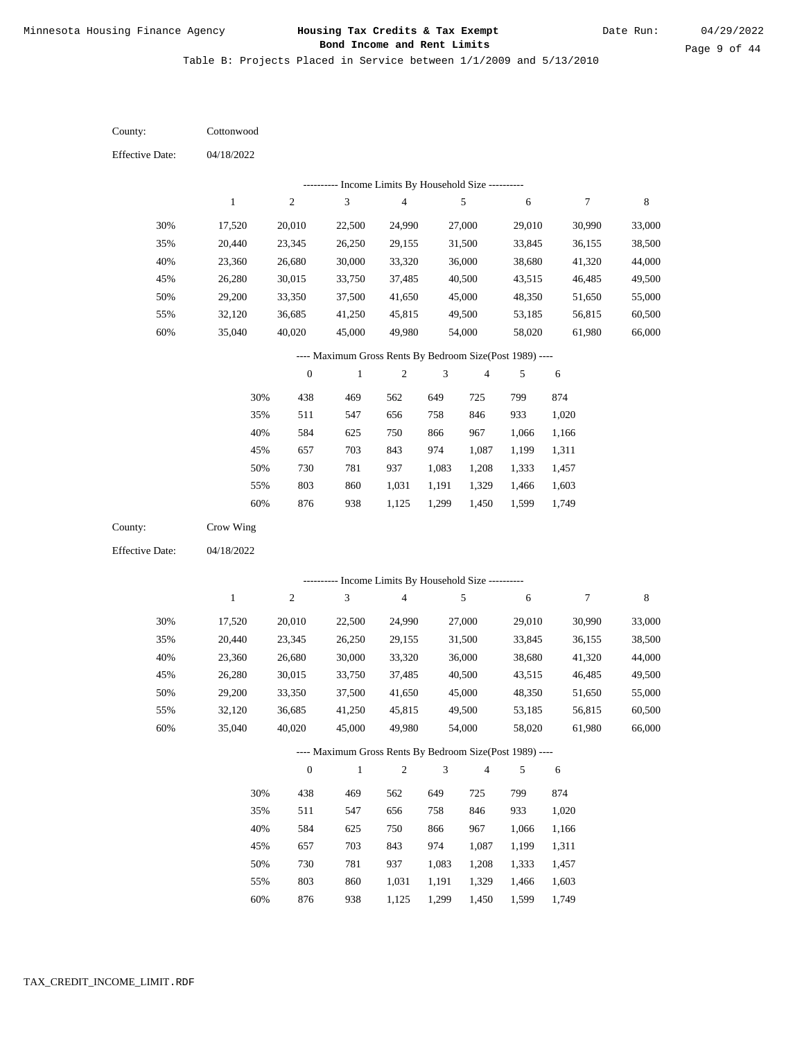Table B: Projects Placed in Service between 1/1/2009 and 5/13/2010

County: Cottonwood

Effective Date: 04/18/2022

---------- Income Limits By Household Size ----------

| | 1 | 2 | 3 | 4 | 5 | 6 | 7 | 8 |
|---|---|---|---|---|---|---|---|---|
| 30% | 17,520 | 20,010 | 22,500 | 24,990 | 27,000 | 29,010 | 30,990 | 33,000 |
| 35% | 20,440 | 23,345 | 26,250 | 29,155 | 31,500 | 33,845 | 36,155 | 38,500 |
| 40% | 23,360 | 26,680 | 30,000 | 33,320 | 36,000 | 38,680 | 41,320 | 44,000 |
| 45% | 26,280 | 30,015 | 33,750 | 37,485 | 40,500 | 43,515 | 46,485 | 49,500 |
| 50% | 29,200 | 33,350 | 37,500 | 41,650 | 45,000 | 48,350 | 51,650 | 55,000 |
| 55% | 32,120 | 36,685 | 41,250 | 45,815 | 49,500 | 53,185 | 56,815 | 60,500 |
| 60% | 35,040 | 40,020 | 45,000 | 49,980 | 54,000 | 58,020 | 61,980 | 66,000 |

---- Maximum Gross Rents By Bedroom Size(Post 1989) ----

| | 0 | 1 | 2 | 3 | 4 | 5 | 6 |
|---|---|---|---|---|---|---|---|
| 30% | 438 | 469 | 562 | 649 | 725 | 799 | 874 |
| 35% | 511 | 547 | 656 | 758 | 846 | 933 | 1,020 |
| 40% | 584 | 625 | 750 | 866 | 967 | 1,066 | 1,166 |
| 45% | 657 | 703 | 843 | 974 | 1,087 | 1,199 | 1,311 |
| 50% | 730 | 781 | 937 | 1,083 | 1,208 | 1,333 | 1,457 |
| 55% | 803 | 860 | 1,031 | 1,191 | 1,329 | 1,466 | 1,603 |
| 60% | 876 | 938 | 1,125 | 1,299 | 1,450 | 1,599 | 1,749 |

County: Crow Wing

Effective Date: 04/18/2022

---------- Income Limits By Household Size ----------

| | 1 | 2 | 3 | 4 | 5 | 6 | 7 | 8 |
|---|---|---|---|---|---|---|---|---|
| 30% | 17,520 | 20,010 | 22,500 | 24,990 | 27,000 | 29,010 | 30,990 | 33,000 |
| 35% | 20,440 | 23,345 | 26,250 | 29,155 | 31,500 | 33,845 | 36,155 | 38,500 |
| 40% | 23,360 | 26,680 | 30,000 | 33,320 | 36,000 | 38,680 | 41,320 | 44,000 |
| 45% | 26,280 | 30,015 | 33,750 | 37,485 | 40,500 | 43,515 | 46,485 | 49,500 |
| 50% | 29,200 | 33,350 | 37,500 | 41,650 | 45,000 | 48,350 | 51,650 | 55,000 |
| 55% | 32,120 | 36,685 | 41,250 | 45,815 | 49,500 | 53,185 | 56,815 | 60,500 |
| 60% | 35,040 | 40,020 | 45,000 | 49,980 | 54,000 | 58,020 | 61,980 | 66,000 |

---- Maximum Gross Rents By Bedroom Size(Post 1989) ----

| | 0 | 1 | 2 | 3 | 4 | 5 | 6 |
|---|---|---|---|---|---|---|---|
| 30% | 438 | 469 | 562 | 649 | 725 | 799 | 874 |
| 35% | 511 | 547 | 656 | 758 | 846 | 933 | 1,020 |
| 40% | 584 | 625 | 750 | 866 | 967 | 1,066 | 1,166 |
| 45% | 657 | 703 | 843 | 974 | 1,087 | 1,199 | 1,311 |
| 50% | 730 | 781 | 937 | 1,083 | 1,208 | 1,333 | 1,457 |
| 55% | 803 | 860 | 1,031 | 1,191 | 1,329 | 1,466 | 1,603 |
| 60% | 876 | 938 | 1,125 | 1,299 | 1,450 | 1,599 | 1,749 |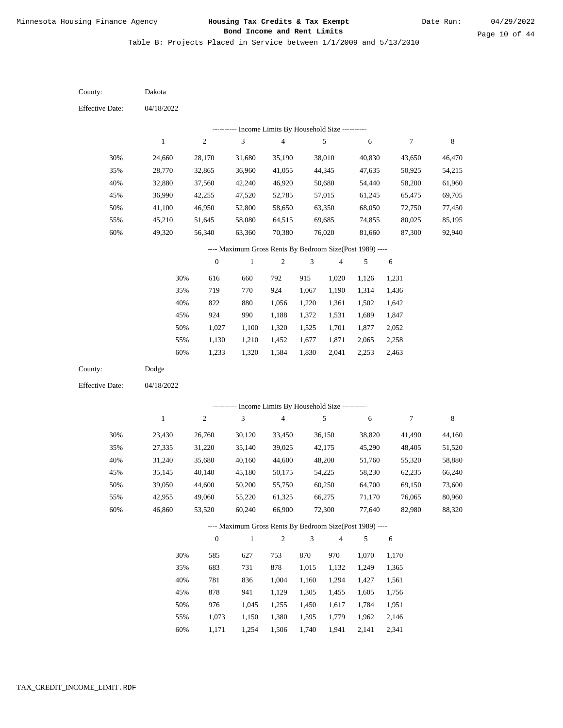Table B: Projects Placed in Service between 1/1/2009 and 5/13/2010

County: Dakota

Effective Date: 04/18/2022

---------- Income Limits By Household Size ----------

| | 1 | 2 | 3 | 4 | 5 | 6 | 7 | 8 |
|---|---|---|---|---|---|---|---|---|
| 30% | 24,660 | 28,170 | 31,680 | 35,190 | 38,010 | 40,830 | 43,650 | 46,470 |
| 35% | 28,770 | 32,865 | 36,960 | 41,055 | 44,345 | 47,635 | 50,925 | 54,215 |
| 40% | 32,880 | 37,560 | 42,240 | 46,920 | 50,680 | 54,440 | 58,200 | 61,960 |
| 45% | 36,990 | 42,255 | 47,520 | 52,785 | 57,015 | 61,245 | 65,475 | 69,705 |
| 50% | 41,100 | 46,950 | 52,800 | 58,650 | 63,350 | 68,050 | 72,750 | 77,450 |
| 55% | 45,210 | 51,645 | 58,080 | 64,515 | 69,685 | 74,855 | 80,025 | 85,195 |
| 60% | 49,320 | 56,340 | 63,360 | 70,380 | 76,020 | 81,660 | 87,300 | 92,940 |

---- Maximum Gross Rents By Bedroom Size(Post 1989) ----

| | 0 | 1 | 2 | 3 | 4 | 5 | 6 |
|---|---|---|---|---|---|---|---|
| 30% | 616 | 660 | 792 | 915 | 1,020 | 1,126 | 1,231 |
| 35% | 719 | 770 | 924 | 1,067 | 1,190 | 1,314 | 1,436 |
| 40% | 822 | 880 | 1,056 | 1,220 | 1,361 | 1,502 | 1,642 |
| 45% | 924 | 990 | 1,188 | 1,372 | 1,531 | 1,689 | 1,847 |
| 50% | 1,027 | 1,100 | 1,320 | 1,525 | 1,701 | 1,877 | 2,052 |
| 55% | 1,130 | 1,210 | 1,452 | 1,677 | 1,871 | 2,065 | 2,258 |
| 60% | 1,233 | 1,320 | 1,584 | 1,830 | 2,041 | 2,253 | 2,463 |

County: Dodge

Effective Date: 04/18/2022

---------- Income Limits By Household Size ----------

| | 1 | 2 | 3 | 4 | 5 | 6 | 7 | 8 |
|---|---|---|---|---|---|---|---|---|
| 30% | 23,430 | 26,760 | 30,120 | 33,450 | 36,150 | 38,820 | 41,490 | 44,160 |
| 35% | 27,335 | 31,220 | 35,140 | 39,025 | 42,175 | 45,290 | 48,405 | 51,520 |
| 40% | 31,240 | 35,680 | 40,160 | 44,600 | 48,200 | 51,760 | 55,320 | 58,880 |
| 45% | 35,145 | 40,140 | 45,180 | 50,175 | 54,225 | 58,230 | 62,235 | 66,240 |
| 50% | 39,050 | 44,600 | 50,200 | 55,750 | 60,250 | 64,700 | 69,150 | 73,600 |
| 55% | 42,955 | 49,060 | 55,220 | 61,325 | 66,275 | 71,170 | 76,065 | 80,960 |
| 60% | 46,860 | 53,520 | 60,240 | 66,900 | 72,300 | 77,640 | 82,980 | 88,320 |

---- Maximum Gross Rents By Bedroom Size(Post 1989) ----

| | 0 | 1 | 2 | 3 | 4 | 5 | 6 |
|---|---|---|---|---|---|---|---|
| 30% | 585 | 627 | 753 | 870 | 970 | 1,070 | 1,170 |
| 35% | 683 | 731 | 878 | 1,015 | 1,132 | 1,249 | 1,365 |
| 40% | 781 | 836 | 1,004 | 1,160 | 1,294 | 1,427 | 1,561 |
| 45% | 878 | 941 | 1,129 | 1,305 | 1,455 | 1,605 | 1,756 |
| 50% | 976 | 1,045 | 1,255 | 1,450 | 1,617 | 1,784 | 1,951 |
| 55% | 1,073 | 1,150 | 1,380 | 1,595 | 1,779 | 1,962 | 2,146 |
| 60% | 1,171 | 1,254 | 1,506 | 1,740 | 1,941 | 2,141 | 2,341 |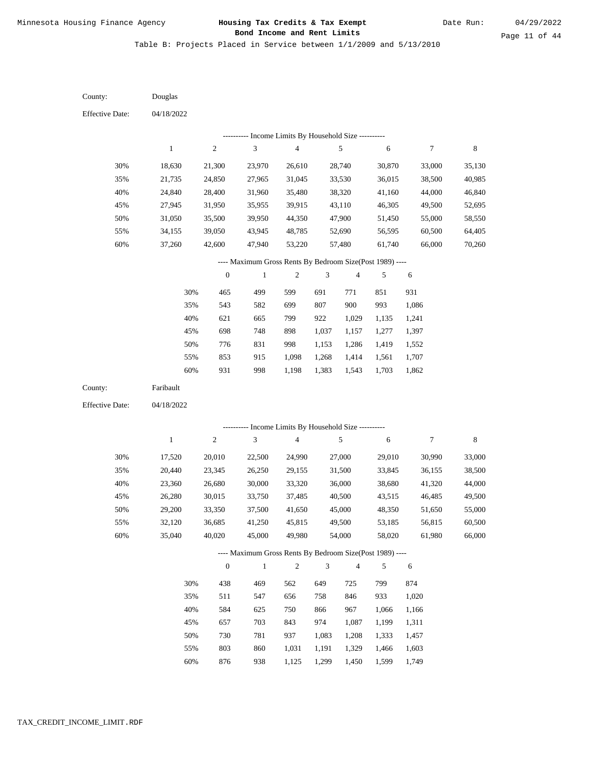Minnesota Housing Finance Agency

**Housing Tax Credits & Tax Exempt Bond Income and Rent Limits**

Date Run: 04/29/2022

Table B: Projects Placed in Service between 1/1/2009 and 5/13/2010

County: Douglas

Effective Date: 04/18/2022

---------- Income Limits By Household Size ----------

| | 1 | 2 | 3 | 4 | 5 | 6 | 7 | 8 |
|---|---|---|---|---|---|---|---|---|
| 30% | 18,630 | 21,300 | 23,970 | 26,610 | 28,740 | 30,870 | 33,000 | 35,130 |
| 35% | 21,735 | 24,850 | 27,965 | 31,045 | 33,530 | 36,015 | 38,500 | 40,985 |
| 40% | 24,840 | 28,400 | 31,960 | 35,480 | 38,320 | 41,160 | 44,000 | 46,840 |
| 45% | 27,945 | 31,950 | 35,955 | 39,915 | 43,110 | 46,305 | 49,500 | 52,695 |
| 50% | 31,050 | 35,500 | 39,950 | 44,350 | 47,900 | 51,450 | 55,000 | 58,550 |
| 55% | 34,155 | 39,050 | 43,945 | 48,785 | 52,690 | 56,595 | 60,500 | 64,405 |
| 60% | 37,260 | 42,600 | 47,940 | 53,220 | 57,480 | 61,740 | 66,000 | 70,260 |

---- Maximum Gross Rents By Bedroom Size(Post 1989) ----

| | 0 | 1 | 2 | 3 | 4 | 5 | 6 |
|---|---|---|---|---|---|---|---|
| 30% | 465 | 499 | 599 | 691 | 771 | 851 | 931 |
| 35% | 543 | 582 | 699 | 807 | 900 | 993 | 1,086 |
| 40% | 621 | 665 | 799 | 922 | 1,029 | 1,135 | 1,241 |
| 45% | 698 | 748 | 898 | 1,037 | 1,157 | 1,277 | 1,397 |
| 50% | 776 | 831 | 998 | 1,153 | 1,286 | 1,419 | 1,552 |
| 55% | 853 | 915 | 1,098 | 1,268 | 1,414 | 1,561 | 1,707 |
| 60% | 931 | 998 | 1,198 | 1,383 | 1,543 | 1,703 | 1,862 |

County: Faribault

Effective Date: 04/18/2022

---------- Income Limits By Household Size ----------

| | 1 | 2 | 3 | 4 | 5 | 6 | 7 | 8 |
|---|---|---|---|---|---|---|---|---|
| 30% | 17,520 | 20,010 | 22,500 | 24,990 | 27,000 | 29,010 | 30,990 | 33,000 |
| 35% | 20,440 | 23,345 | 26,250 | 29,155 | 31,500 | 33,845 | 36,155 | 38,500 |
| 40% | 23,360 | 26,680 | 30,000 | 33,320 | 36,000 | 38,680 | 41,320 | 44,000 |
| 45% | 26,280 | 30,015 | 33,750 | 37,485 | 40,500 | 43,515 | 46,485 | 49,500 |
| 50% | 29,200 | 33,350 | 37,500 | 41,650 | 45,000 | 48,350 | 51,650 | 55,000 |
| 55% | 32,120 | 36,685 | 41,250 | 45,815 | 49,500 | 53,185 | 56,815 | 60,500 |
| 60% | 35,040 | 40,020 | 45,000 | 49,980 | 54,000 | 58,020 | 61,980 | 66,000 |

---- Maximum Gross Rents By Bedroom Size(Post 1989) ----

| | 0 | 1 | 2 | 3 | 4 | 5 | 6 |
|---|---|---|---|---|---|---|---|
| 30% | 438 | 469 | 562 | 649 | 725 | 799 | 874 |
| 35% | 511 | 547 | 656 | 758 | 846 | 933 | 1,020 |
| 40% | 584 | 625 | 750 | 866 | 967 | 1,066 | 1,166 |
| 45% | 657 | 703 | 843 | 974 | 1,087 | 1,199 | 1,311 |
| 50% | 730 | 781 | 937 | 1,083 | 1,208 | 1,333 | 1,457 |
| 55% | 803 | 860 | 1,031 | 1,191 | 1,329 | 1,466 | 1,603 |
| 60% | 876 | 938 | 1,125 | 1,299 | 1,450 | 1,599 | 1,749 |

TAX_CREDIT_INCOME_LIMIT.RDF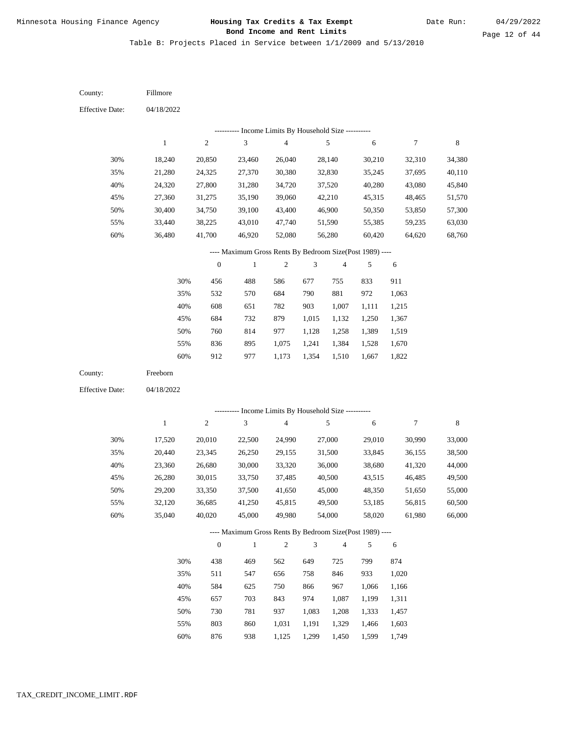Minnesota Housing Finance Agency

**Housing Tax Credits & Tax Exempt Bond Income and Rent Limits**

Date Run: 04/29/2022

Table B: Projects Placed in Service between 1/1/2009 and 5/13/2010

County: Fillmore

Effective Date: 04/18/2022

---------- Income Limits By Household Size ----------

| | 1 | 2 | 3 | 4 | 5 | 6 | 7 | 8 |
|---|---|---|---|---|---|---|---|---|
| 30% | 18,240 | 20,850 | 23,460 | 26,040 | 28,140 | 30,210 | 32,310 | 34,380 |
| 35% | 21,280 | 24,325 | 27,370 | 30,380 | 32,830 | 35,245 | 37,695 | 40,110 |
| 40% | 24,320 | 27,800 | 31,280 | 34,720 | 37,520 | 40,280 | 43,080 | 45,840 |
| 45% | 27,360 | 31,275 | 35,190 | 39,060 | 42,210 | 45,315 | 48,465 | 51,570 |
| 50% | 30,400 | 34,750 | 39,100 | 43,400 | 46,900 | 50,350 | 53,850 | 57,300 |
| 55% | 33,440 | 38,225 | 43,010 | 47,740 | 51,590 | 55,385 | 59,235 | 63,030 |
| 60% | 36,480 | 41,700 | 46,920 | 52,080 | 56,280 | 60,420 | 64,620 | 68,760 |

---- Maximum Gross Rents By Bedroom Size(Post 1989) ----

| | 0 | 1 | 2 | 3 | 4 | 5 | 6 |
|---|---|---|---|---|---|---|---|
| 30% | 456 | 488 | 586 | 677 | 755 | 833 | 911 |
| 35% | 532 | 570 | 684 | 790 | 881 | 972 | 1,063 |
| 40% | 608 | 651 | 782 | 903 | 1,007 | 1,111 | 1,215 |
| 45% | 684 | 732 | 879 | 1,015 | 1,132 | 1,250 | 1,367 |
| 50% | 760 | 814 | 977 | 1,128 | 1,258 | 1,389 | 1,519 |
| 55% | 836 | 895 | 1,075 | 1,241 | 1,384 | 1,528 | 1,670 |
| 60% | 912 | 977 | 1,173 | 1,354 | 1,510 | 1,667 | 1,822 |

County: Freeborn

Effective Date: 04/18/2022

---------- Income Limits By Household Size ----------

| | 1 | 2 | 3 | 4 | 5 | 6 | 7 | 8 |
|---|---|---|---|---|---|---|---|---|
| 30% | 17,520 | 20,010 | 22,500 | 24,990 | 27,000 | 29,010 | 30,990 | 33,000 |
| 35% | 20,440 | 23,345 | 26,250 | 29,155 | 31,500 | 33,845 | 36,155 | 38,500 |
| 40% | 23,360 | 26,680 | 30,000 | 33,320 | 36,000 | 38,680 | 41,320 | 44,000 |
| 45% | 26,280 | 30,015 | 33,750 | 37,485 | 40,500 | 43,515 | 46,485 | 49,500 |
| 50% | 29,200 | 33,350 | 37,500 | 41,650 | 45,000 | 48,350 | 51,650 | 55,000 |
| 55% | 32,120 | 36,685 | 41,250 | 45,815 | 49,500 | 53,185 | 56,815 | 60,500 |
| 60% | 35,040 | 40,020 | 45,000 | 49,980 | 54,000 | 58,020 | 61,980 | 66,000 |

---- Maximum Gross Rents By Bedroom Size(Post 1989) ----

| | 0 | 1 | 2 | 3 | 4 | 5 | 6 |
|---|---|---|---|---|---|---|---|
| 30% | 438 | 469 | 562 | 649 | 725 | 799 | 874 |
| 35% | 511 | 547 | 656 | 758 | 846 | 933 | 1,020 |
| 40% | 584 | 625 | 750 | 866 | 967 | 1,066 | 1,166 |
| 45% | 657 | 703 | 843 | 974 | 1,087 | 1,199 | 1,311 |
| 50% | 730 | 781 | 937 | 1,083 | 1,208 | 1,333 | 1,457 |
| 55% | 803 | 860 | 1,031 | 1,191 | 1,329 | 1,466 | 1,603 |
| 60% | 876 | 938 | 1,125 | 1,299 | 1,450 | 1,599 | 1,749 |

TAX_CREDIT_INCOME_LIMIT.RDF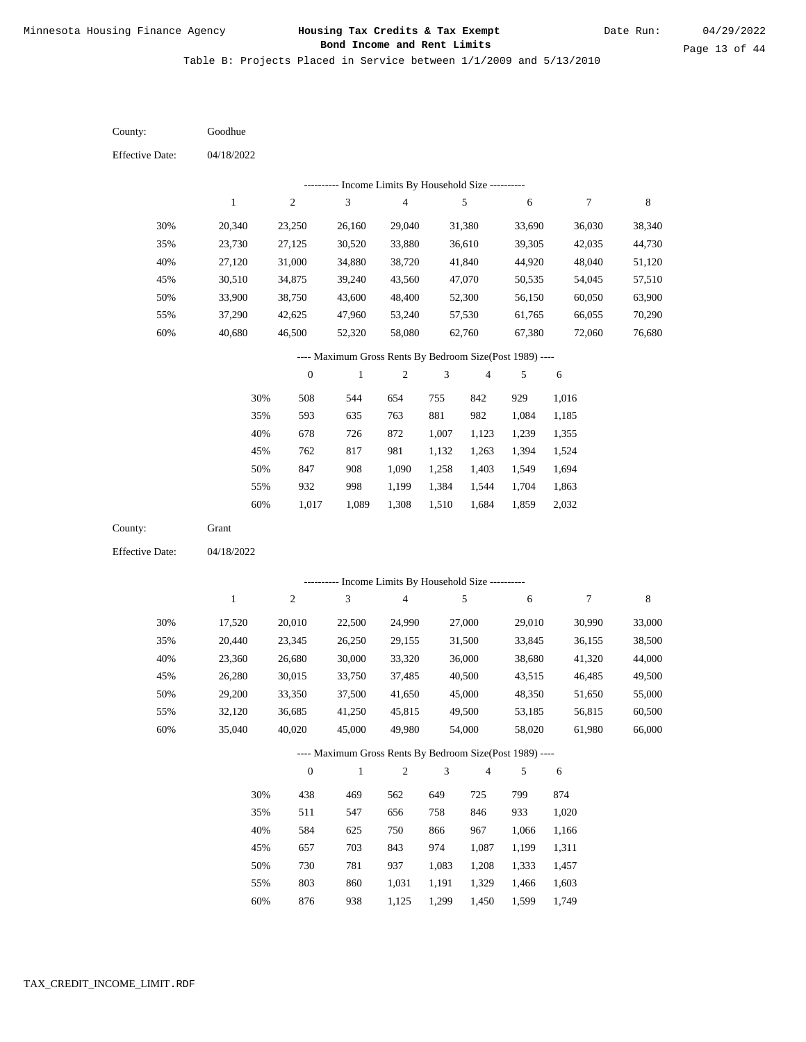Minnesota Housing Finance Agency

**Housing Tax Credits & Tax Exempt Bond Income and Rent Limits**

Date Run: 04/29/2022

Table B: Projects Placed in Service between 1/1/2009 and 5/13/2010

County: Goodhue

Effective Date: 04/18/2022

---------- Income Limits By Household Size ----------

| | 1 | 2 | 3 | 4 | 5 | 6 | 7 | 8 |
|---|---|---|---|---|---|---|---|---|
| 30% | 20,340 | 23,250 | 26,160 | 29,040 | 31,380 | 33,690 | 36,030 | 38,340 |
| 35% | 23,730 | 27,125 | 30,520 | 33,880 | 36,610 | 39,305 | 42,035 | 44,730 |
| 40% | 27,120 | 31,000 | 34,880 | 38,720 | 41,840 | 44,920 | 48,040 | 51,120 |
| 45% | 30,510 | 34,875 | 39,240 | 43,560 | 47,070 | 50,535 | 54,045 | 57,510 |
| 50% | 33,900 | 38,750 | 43,600 | 48,400 | 52,300 | 56,150 | 60,050 | 63,900 |
| 55% | 37,290 | 42,625 | 47,960 | 53,240 | 57,530 | 61,765 | 66,055 | 70,290 |
| 60% | 40,680 | 46,500 | 52,320 | 58,080 | 62,760 | 67,380 | 72,060 | 76,680 |

---- Maximum Gross Rents By Bedroom Size(Post 1989) ----

| | 0 | 1 | 2 | 3 | 4 | 5 | 6 |
|---|---|---|---|---|---|---|---|
| 30% | 508 | 544 | 654 | 755 | 842 | 929 | 1,016 |
| 35% | 593 | 635 | 763 | 881 | 982 | 1,084 | 1,185 |
| 40% | 678 | 726 | 872 | 1,007 | 1,123 | 1,239 | 1,355 |
| 45% | 762 | 817 | 981 | 1,132 | 1,263 | 1,394 | 1,524 |
| 50% | 847 | 908 | 1,090 | 1,258 | 1,403 | 1,549 | 1,694 |
| 55% | 932 | 998 | 1,199 | 1,384 | 1,544 | 1,704 | 1,863 |
| 60% | 1,017 | 1,089 | 1,308 | 1,510 | 1,684 | 1,859 | 2,032 |

County: Grant

Effective Date: 04/18/2022

---------- Income Limits By Household Size ----------

| | 1 | 2 | 3 | 4 | 5 | 6 | 7 | 8 |
|---|---|---|---|---|---|---|---|---|
| 30% | 17,520 | 20,010 | 22,500 | 24,990 | 27,000 | 29,010 | 30,990 | 33,000 |
| 35% | 20,440 | 23,345 | 26,250 | 29,155 | 31,500 | 33,845 | 36,155 | 38,500 |
| 40% | 23,360 | 26,680 | 30,000 | 33,320 | 36,000 | 38,680 | 41,320 | 44,000 |
| 45% | 26,280 | 30,015 | 33,750 | 37,485 | 40,500 | 43,515 | 46,485 | 49,500 |
| 50% | 29,200 | 33,350 | 37,500 | 41,650 | 45,000 | 48,350 | 51,650 | 55,000 |
| 55% | 32,120 | 36,685 | 41,250 | 45,815 | 49,500 | 53,185 | 56,815 | 60,500 |
| 60% | 35,040 | 40,020 | 45,000 | 49,980 | 54,000 | 58,020 | 61,980 | 66,000 |

---- Maximum Gross Rents By Bedroom Size(Post 1989) ----

| | 0 | 1 | 2 | 3 | 4 | 5 | 6 |
|---|---|---|---|---|---|---|---|
| 30% | 438 | 469 | 562 | 649 | 725 | 799 | 874 |
| 35% | 511 | 547 | 656 | 758 | 846 | 933 | 1,020 |
| 40% | 584 | 625 | 750 | 866 | 967 | 1,066 | 1,166 |
| 45% | 657 | 703 | 843 | 974 | 1,087 | 1,199 | 1,311 |
| 50% | 730 | 781 | 937 | 1,083 | 1,208 | 1,333 | 1,457 |
| 55% | 803 | 860 | 1,031 | 1,191 | 1,329 | 1,466 | 1,603 |
| 60% | 876 | 938 | 1,125 | 1,299 | 1,450 | 1,599 | 1,749 |

TAX_CREDIT_INCOME_LIMIT.RDF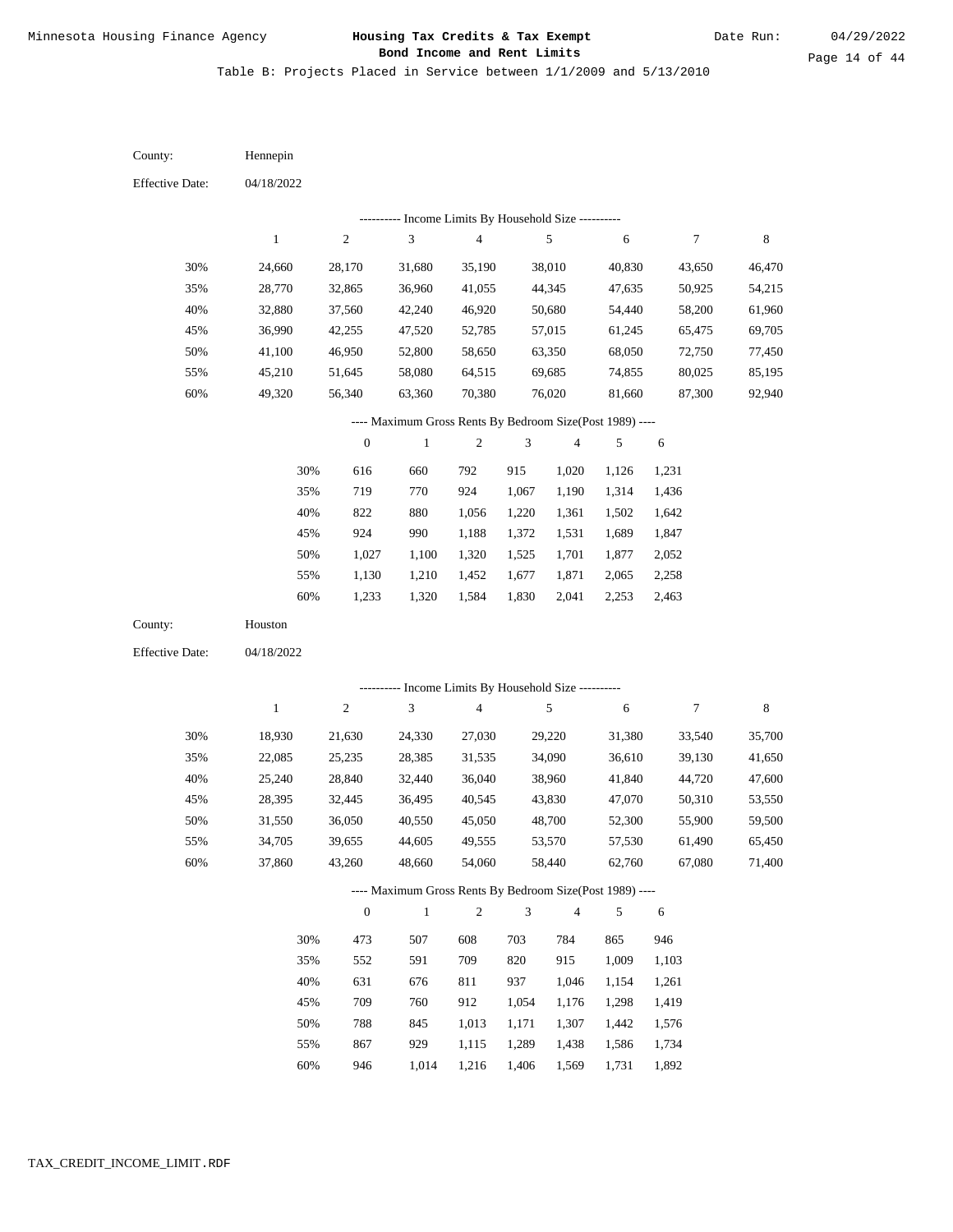Table B: Projects Placed in Service between 1/1/2009 and 5/13/2010

County: Hennepin

Effective Date: 04/18/2022

---------- Income Limits By Household Size ----------

| | 1 | 2 | 3 | 4 | 5 | 6 | 7 | 8 |
|---|---|---|---|---|---|---|---|---|
| 30% | 24,660 | 28,170 | 31,680 | 35,190 | 38,010 | 40,830 | 43,650 | 46,470 |
| 35% | 28,770 | 32,865 | 36,960 | 41,055 | 44,345 | 47,635 | 50,925 | 54,215 |
| 40% | 32,880 | 37,560 | 42,240 | 46,920 | 50,680 | 54,440 | 58,200 | 61,960 |
| 45% | 36,990 | 42,255 | 47,520 | 52,785 | 57,015 | 61,245 | 65,475 | 69,705 |
| 50% | 41,100 | 46,950 | 52,800 | 58,650 | 63,350 | 68,050 | 72,750 | 77,450 |
| 55% | 45,210 | 51,645 | 58,080 | 64,515 | 69,685 | 74,855 | 80,025 | 85,195 |
| 60% | 49,320 | 56,340 | 63,360 | 70,380 | 76,020 | 81,660 | 87,300 | 92,940 |

---- Maximum Gross Rents By Bedroom Size(Post 1989) ----

| | 0 | 1 | 2 | 3 | 4 | 5 | 6 |
|---|---|---|---|---|---|---|---|
| 30% | 616 | 660 | 792 | 915 | 1,020 | 1,126 | 1,231 |
| 35% | 719 | 770 | 924 | 1,067 | 1,190 | 1,314 | 1,436 |
| 40% | 822 | 880 | 1,056 | 1,220 | 1,361 | 1,502 | 1,642 |
| 45% | 924 | 990 | 1,188 | 1,372 | 1,531 | 1,689 | 1,847 |
| 50% | 1,027 | 1,100 | 1,320 | 1,525 | 1,701 | 1,877 | 2,052 |
| 55% | 1,130 | 1,210 | 1,452 | 1,677 | 1,871 | 2,065 | 2,258 |
| 60% | 1,233 | 1,320 | 1,584 | 1,830 | 2,041 | 2,253 | 2,463 |

County: Houston

Effective Date: 04/18/2022

---------- Income Limits By Household Size ----------

| | 1 | 2 | 3 | 4 | 5 | 6 | 7 | 8 |
|---|---|---|---|---|---|---|---|---|
| 30% | 18,930 | 21,630 | 24,330 | 27,030 | 29,220 | 31,380 | 33,540 | 35,700 |
| 35% | 22,085 | 25,235 | 28,385 | 31,535 | 34,090 | 36,610 | 39,130 | 41,650 |
| 40% | 25,240 | 28,840 | 32,440 | 36,040 | 38,960 | 41,840 | 44,720 | 47,600 |
| 45% | 28,395 | 32,445 | 36,495 | 40,545 | 43,830 | 47,070 | 50,310 | 53,550 |
| 50% | 31,550 | 36,050 | 40,550 | 45,050 | 48,700 | 52,300 | 55,900 | 59,500 |
| 55% | 34,705 | 39,655 | 44,605 | 49,555 | 53,570 | 57,530 | 61,490 | 65,450 |
| 60% | 37,860 | 43,260 | 48,660 | 54,060 | 58,440 | 62,760 | 67,080 | 71,400 |

---- Maximum Gross Rents By Bedroom Size(Post 1989) ----

| | 0 | 1 | 2 | 3 | 4 | 5 | 6 |
|---|---|---|---|---|---|---|---|
| 30% | 473 | 507 | 608 | 703 | 784 | 865 | 946 |
| 35% | 552 | 591 | 709 | 820 | 915 | 1,009 | 1,103 |
| 40% | 631 | 676 | 811 | 937 | 1,046 | 1,154 | 1,261 |
| 45% | 709 | 760 | 912 | 1,054 | 1,176 | 1,298 | 1,419 |
| 50% | 788 | 845 | 1,013 | 1,171 | 1,307 | 1,442 | 1,576 |
| 55% | 867 | 929 | 1,115 | 1,289 | 1,438 | 1,586 | 1,734 |
| 60% | 946 | 1,014 | 1,216 | 1,406 | 1,569 | 1,731 | 1,892 |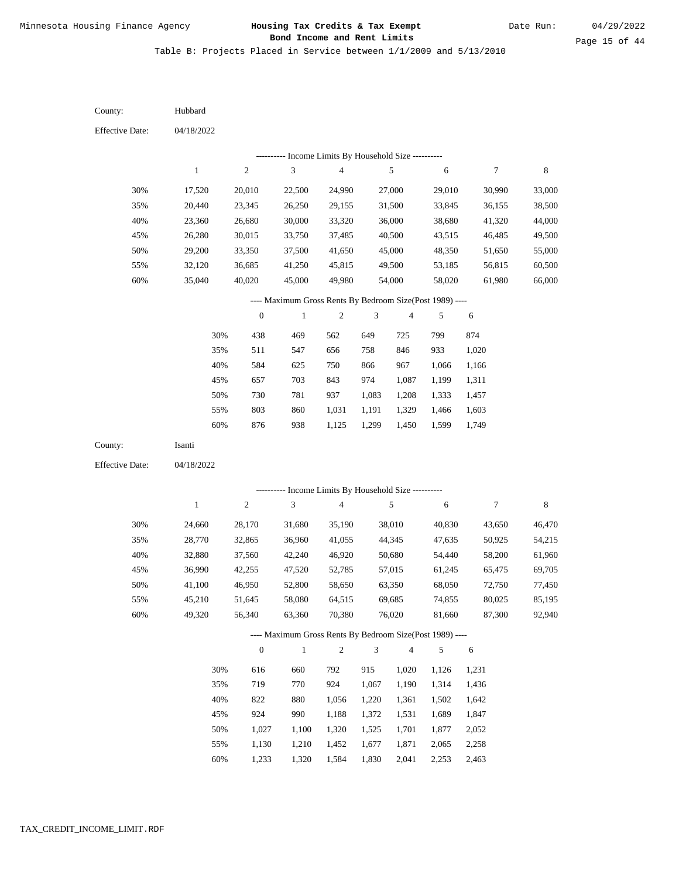Table B: Projects Placed in Service between 1/1/2009 and 5/13/2010

County: Hubbard

Effective Date: 04/18/2022

---------- Income Limits By Household Size ----------

| | 1 | 2 | 3 | 4 | 5 | 6 | 7 | 8 |
|---|---|---|---|---|---|---|---|---|
| 30% | 17,520 | 20,010 | 22,500 | 24,990 | 27,000 | 29,010 | 30,990 | 33,000 |
| 35% | 20,440 | 23,345 | 26,250 | 29,155 | 31,500 | 33,845 | 36,155 | 38,500 |
| 40% | 23,360 | 26,680 | 30,000 | 33,320 | 36,000 | 38,680 | 41,320 | 44,000 |
| 45% | 26,280 | 30,015 | 33,750 | 37,485 | 40,500 | 43,515 | 46,485 | 49,500 |
| 50% | 29,200 | 33,350 | 37,500 | 41,650 | 45,000 | 48,350 | 51,650 | 55,000 |
| 55% | 32,120 | 36,685 | 41,250 | 45,815 | 49,500 | 53,185 | 56,815 | 60,500 |
| 60% | 35,040 | 40,020 | 45,000 | 49,980 | 54,000 | 58,020 | 61,980 | 66,000 |

---- Maximum Gross Rents By Bedroom Size(Post 1989) ----

| | 0 | 1 | 2 | 3 | 4 | 5 | 6 |
|---|---|---|---|---|---|---|---|
| 30% | 438 | 469 | 562 | 649 | 725 | 799 | 874 |
| 35% | 511 | 547 | 656 | 758 | 846 | 933 | 1,020 |
| 40% | 584 | 625 | 750 | 866 | 967 | 1,066 | 1,166 |
| 45% | 657 | 703 | 843 | 974 | 1,087 | 1,199 | 1,311 |
| 50% | 730 | 781 | 937 | 1,083 | 1,208 | 1,333 | 1,457 |
| 55% | 803 | 860 | 1,031 | 1,191 | 1,329 | 1,466 | 1,603 |
| 60% | 876 | 938 | 1,125 | 1,299 | 1,450 | 1,599 | 1,749 |

County: Isanti

Effective Date: 04/18/2022

---------- Income Limits By Household Size ----------

| | 1 | 2 | 3 | 4 | 5 | 6 | 7 | 8 |
|---|---|---|---|---|---|---|---|---|
| 30% | 24,660 | 28,170 | 31,680 | 35,190 | 38,010 | 40,830 | 43,650 | 46,470 |
| 35% | 28,770 | 32,865 | 36,960 | 41,055 | 44,345 | 47,635 | 50,925 | 54,215 |
| 40% | 32,880 | 37,560 | 42,240 | 46,920 | 50,680 | 54,440 | 58,200 | 61,960 |
| 45% | 36,990 | 42,255 | 47,520 | 52,785 | 57,015 | 61,245 | 65,475 | 69,705 |
| 50% | 41,100 | 46,950 | 52,800 | 58,650 | 63,350 | 68,050 | 72,750 | 77,450 |
| 55% | 45,210 | 51,645 | 58,080 | 64,515 | 69,685 | 74,855 | 80,025 | 85,195 |
| 60% | 49,320 | 56,340 | 63,360 | 70,380 | 76,020 | 81,660 | 87,300 | 92,940 |

---- Maximum Gross Rents By Bedroom Size(Post 1989) ----

| | 0 | 1 | 2 | 3 | 4 | 5 | 6 |
|---|---|---|---|---|---|---|---|
| 30% | 616 | 660 | 792 | 915 | 1,020 | 1,126 | 1,231 |
| 35% | 719 | 770 | 924 | 1,067 | 1,190 | 1,314 | 1,436 |
| 40% | 822 | 880 | 1,056 | 1,220 | 1,361 | 1,502 | 1,642 |
| 45% | 924 | 990 | 1,188 | 1,372 | 1,531 | 1,689 | 1,847 |
| 50% | 1,027 | 1,100 | 1,320 | 1,525 | 1,701 | 1,877 | 2,052 |
| 55% | 1,130 | 1,210 | 1,452 | 1,677 | 1,871 | 2,065 | 2,258 |
| 60% | 1,233 | 1,320 | 1,584 | 1,830 | 2,041 | 2,253 | 2,463 |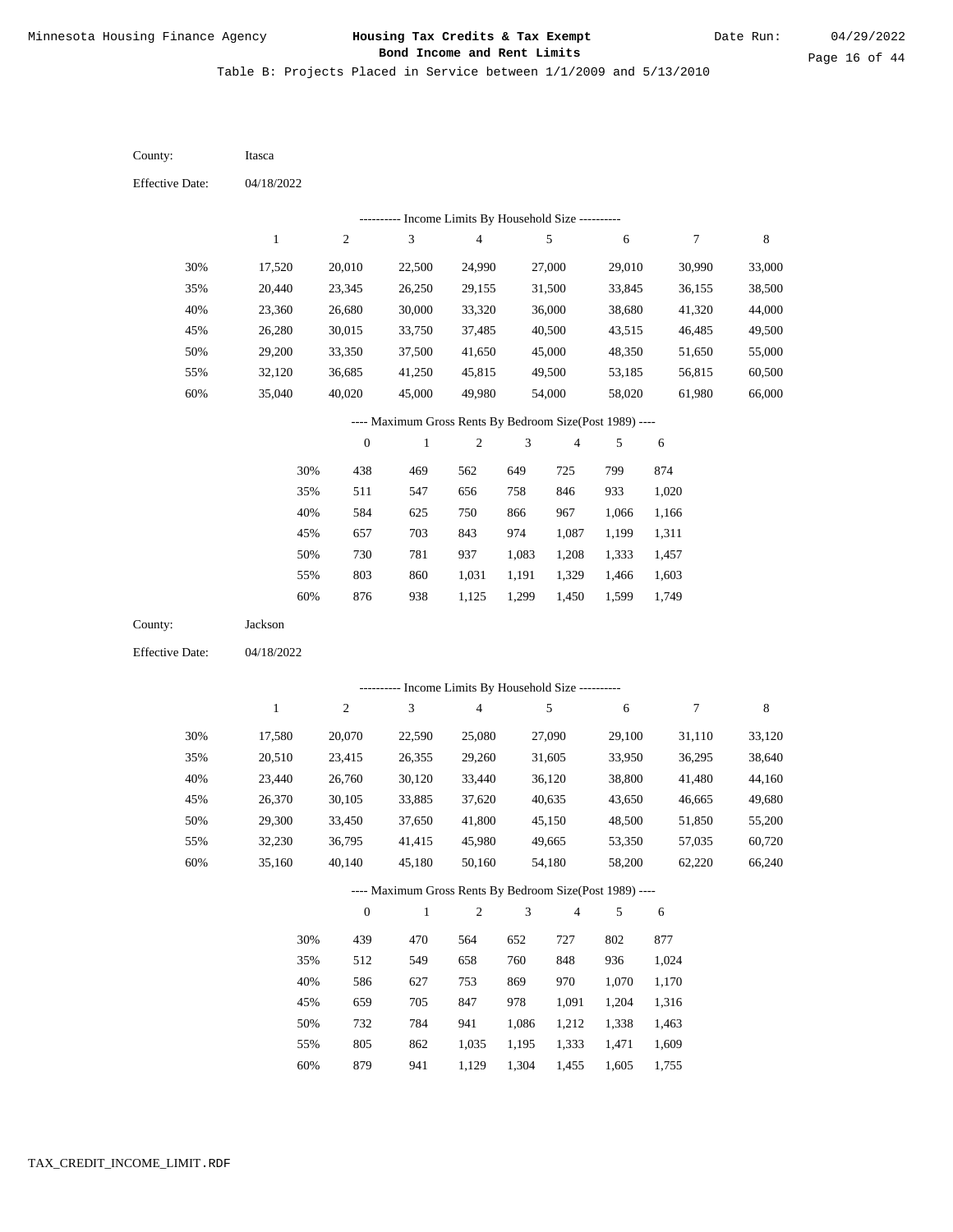Table B: Projects Placed in Service between 1/1/2009 and 5/13/2010

County: Itasca

Effective Date: 04/18/2022

---------- Income Limits By Household Size ----------

| | 1 | 2 | 3 | 4 | 5 | 6 | 7 | 8 |
|---|---|---|---|---|---|---|---|---|
| 30% | 17,520 | 20,010 | 22,500 | 24,990 | 27,000 | 29,010 | 30,990 | 33,000 |
| 35% | 20,440 | 23,345 | 26,250 | 29,155 | 31,500 | 33,845 | 36,155 | 38,500 |
| 40% | 23,360 | 26,680 | 30,000 | 33,320 | 36,000 | 38,680 | 41,320 | 44,000 |
| 45% | 26,280 | 30,015 | 33,750 | 37,485 | 40,500 | 43,515 | 46,485 | 49,500 |
| 50% | 29,200 | 33,350 | 37,500 | 41,650 | 45,000 | 48,350 | 51,650 | 55,000 |
| 55% | 32,120 | 36,685 | 41,250 | 45,815 | 49,500 | 53,185 | 56,815 | 60,500 |
| 60% | 35,040 | 40,020 | 45,000 | 49,980 | 54,000 | 58,020 | 61,980 | 66,000 |

---- Maximum Gross Rents By Bedroom Size(Post 1989) ----

| | 0 | 1 | 2 | 3 | 4 | 5 | 6 |
|---|---|---|---|---|---|---|---|
| 30% | 438 | 469 | 562 | 649 | 725 | 799 | 874 |
| 35% | 511 | 547 | 656 | 758 | 846 | 933 | 1,020 |
| 40% | 584 | 625 | 750 | 866 | 967 | 1,066 | 1,166 |
| 45% | 657 | 703 | 843 | 974 | 1,087 | 1,199 | 1,311 |
| 50% | 730 | 781 | 937 | 1,083 | 1,208 | 1,333 | 1,457 |
| 55% | 803 | 860 | 1,031 | 1,191 | 1,329 | 1,466 | 1,603 |
| 60% | 876 | 938 | 1,125 | 1,299 | 1,450 | 1,599 | 1,749 |

County: Jackson

Effective Date: 04/18/2022

---------- Income Limits By Household Size ----------

| | 1 | 2 | 3 | 4 | 5 | 6 | 7 | 8 |
|---|---|---|---|---|---|---|---|---|
| 30% | 17,580 | 20,070 | 22,590 | 25,080 | 27,090 | 29,100 | 31,110 | 33,120 |
| 35% | 20,510 | 23,415 | 26,355 | 29,260 | 31,605 | 33,950 | 36,295 | 38,640 |
| 40% | 23,440 | 26,760 | 30,120 | 33,440 | 36,120 | 38,800 | 41,480 | 44,160 |
| 45% | 26,370 | 30,105 | 33,885 | 37,620 | 40,635 | 43,650 | 46,665 | 49,680 |
| 50% | 29,300 | 33,450 | 37,650 | 41,800 | 45,150 | 48,500 | 51,850 | 55,200 |
| 55% | 32,230 | 36,795 | 41,415 | 45,980 | 49,665 | 53,350 | 57,035 | 60,720 |
| 60% | 35,160 | 40,140 | 45,180 | 50,160 | 54,180 | 58,200 | 62,220 | 66,240 |

---- Maximum Gross Rents By Bedroom Size(Post 1989) ----

| | 0 | 1 | 2 | 3 | 4 | 5 | 6 |
|---|---|---|---|---|---|---|---|
| 30% | 439 | 470 | 564 | 652 | 727 | 802 | 877 |
| 35% | 512 | 549 | 658 | 760 | 848 | 936 | 1,024 |
| 40% | 586 | 627 | 753 | 869 | 970 | 1,070 | 1,170 |
| 45% | 659 | 705 | 847 | 978 | 1,091 | 1,204 | 1,316 |
| 50% | 732 | 784 | 941 | 1,086 | 1,212 | 1,338 | 1,463 |
| 55% | 805 | 862 | 1,035 | 1,195 | 1,333 | 1,471 | 1,609 |
| 60% | 879 | 941 | 1,129 | 1,304 | 1,455 | 1,605 | 1,755 |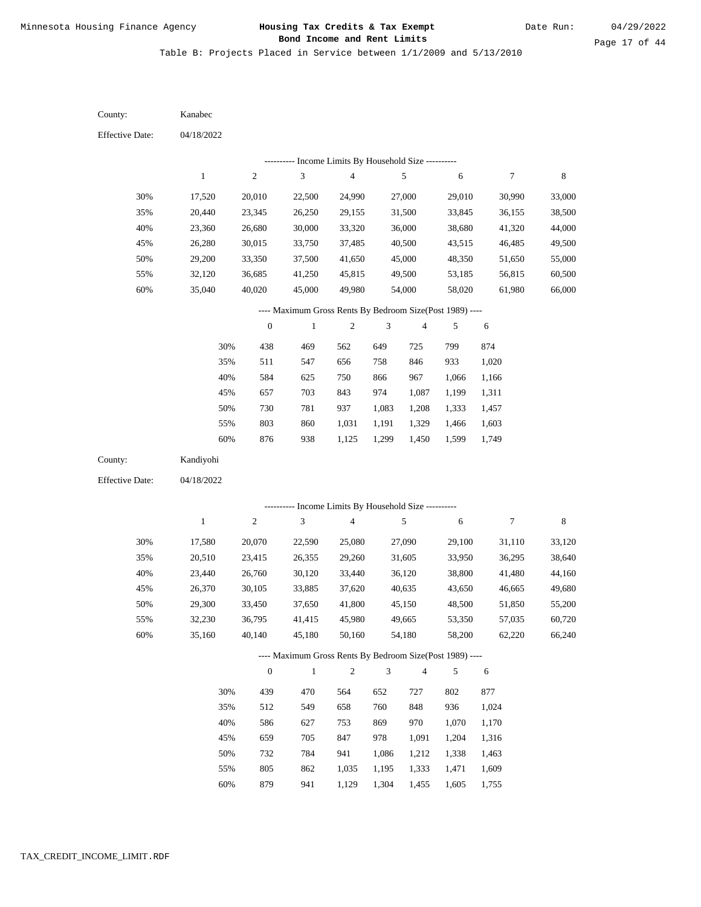Table B: Projects Placed in Service between 1/1/2009 and 5/13/2010

County: Kanabec

Effective Date: 04/18/2022

---------- Income Limits By Household Size ----------

| | 1 | 2 | 3 | 4 | 5 | 6 | 7 | 8 |
|---|---|---|---|---|---|---|---|---|
| 30% | 17,520 | 20,010 | 22,500 | 24,990 | 27,000 | 29,010 | 30,990 | 33,000 |
| 35% | 20,440 | 23,345 | 26,250 | 29,155 | 31,500 | 33,845 | 36,155 | 38,500 |
| 40% | 23,360 | 26,680 | 30,000 | 33,320 | 36,000 | 38,680 | 41,320 | 44,000 |
| 45% | 26,280 | 30,015 | 33,750 | 37,485 | 40,500 | 43,515 | 46,485 | 49,500 |
| 50% | 29,200 | 33,350 | 37,500 | 41,650 | 45,000 | 48,350 | 51,650 | 55,000 |
| 55% | 32,120 | 36,685 | 41,250 | 45,815 | 49,500 | 53,185 | 56,815 | 60,500 |
| 60% | 35,040 | 40,020 | 45,000 | 49,980 | 54,000 | 58,020 | 61,980 | 66,000 |

---- Maximum Gross Rents By Bedroom Size(Post 1989) ----

| | 0 | 1 | 2 | 3 | 4 | 5 | 6 |
|---|---|---|---|---|---|---|---|
| 30% | 438 | 469 | 562 | 649 | 725 | 799 | 874 |
| 35% | 511 | 547 | 656 | 758 | 846 | 933 | 1,020 |
| 40% | 584 | 625 | 750 | 866 | 967 | 1,066 | 1,166 |
| 45% | 657 | 703 | 843 | 974 | 1,087 | 1,199 | 1,311 |
| 50% | 730 | 781 | 937 | 1,083 | 1,208 | 1,333 | 1,457 |
| 55% | 803 | 860 | 1,031 | 1,191 | 1,329 | 1,466 | 1,603 |
| 60% | 876 | 938 | 1,125 | 1,299 | 1,450 | 1,599 | 1,749 |

County: Kandiyohi

Effective Date: 04/18/2022

---------- Income Limits By Household Size ----------

| | 1 | 2 | 3 | 4 | 5 | 6 | 7 | 8 |
|---|---|---|---|---|---|---|---|---|
| 30% | 17,580 | 20,070 | 22,590 | 25,080 | 27,090 | 29,100 | 31,110 | 33,120 |
| 35% | 20,510 | 23,415 | 26,355 | 29,260 | 31,605 | 33,950 | 36,295 | 38,640 |
| 40% | 23,440 | 26,760 | 30,120 | 33,440 | 36,120 | 38,800 | 41,480 | 44,160 |
| 45% | 26,370 | 30,105 | 33,885 | 37,620 | 40,635 | 43,650 | 46,665 | 49,680 |
| 50% | 29,300 | 33,450 | 37,650 | 41,800 | 45,150 | 48,500 | 51,850 | 55,200 |
| 55% | 32,230 | 36,795 | 41,415 | 45,980 | 49,665 | 53,350 | 57,035 | 60,720 |
| 60% | 35,160 | 40,140 | 45,180 | 50,160 | 54,180 | 58,200 | 62,220 | 66,240 |

---- Maximum Gross Rents By Bedroom Size(Post 1989) ----

| | 0 | 1 | 2 | 3 | 4 | 5 | 6 |
|---|---|---|---|---|---|---|---|
| 30% | 439 | 470 | 564 | 652 | 727 | 802 | 877 |
| 35% | 512 | 549 | 658 | 760 | 848 | 936 | 1,024 |
| 40% | 586 | 627 | 753 | 869 | 970 | 1,070 | 1,170 |
| 45% | 659 | 705 | 847 | 978 | 1,091 | 1,204 | 1,316 |
| 50% | 732 | 784 | 941 | 1,086 | 1,212 | 1,338 | 1,463 |
| 55% | 805 | 862 | 1,035 | 1,195 | 1,333 | 1,471 | 1,609 |
| 60% | 879 | 941 | 1,129 | 1,304 | 1,455 | 1,605 | 1,755 |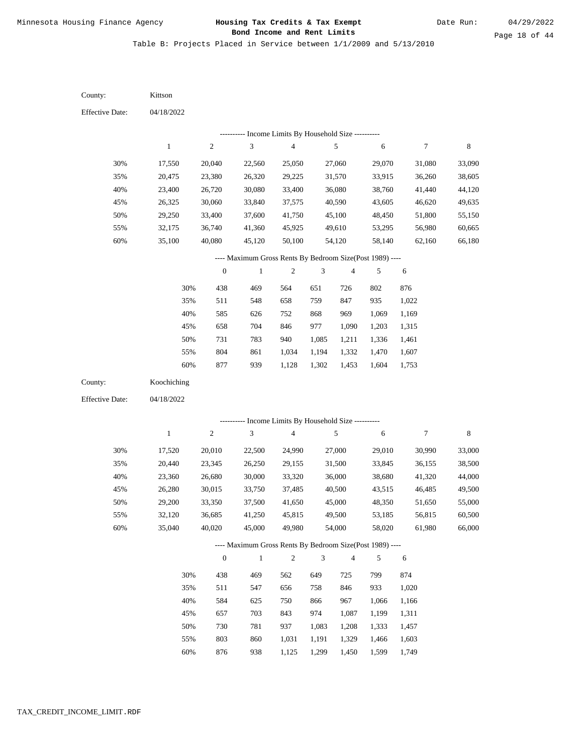Minnesota Housing Finance Agency

**Housing Tax Credits & Tax Exempt Bond Income and Rent Limits**

Date Run: 04/29/2022

Table B: Projects Placed in Service between 1/1/2009 and 5/13/2010

County: Kittson

Effective Date: 04/18/2022

---------- Income Limits By Household Size ----------

| | 1 | 2 | 3 | 4 | 5 | 6 | 7 | 8 |
|---|---|---|---|---|---|---|---|---|
| 30% | 17,550 | 20,040 | 22,560 | 25,050 | 27,060 | 29,070 | 31,080 | 33,090 |
| 35% | 20,475 | 23,380 | 26,320 | 29,225 | 31,570 | 33,915 | 36,260 | 38,605 |
| 40% | 23,400 | 26,720 | 30,080 | 33,400 | 36,080 | 38,760 | 41,440 | 44,120 |
| 45% | 26,325 | 30,060 | 33,840 | 37,575 | 40,590 | 43,605 | 46,620 | 49,635 |
| 50% | 29,250 | 33,400 | 37,600 | 41,750 | 45,100 | 48,450 | 51,800 | 55,150 |
| 55% | 32,175 | 36,740 | 41,360 | 45,925 | 49,610 | 53,295 | 56,980 | 60,665 |
| 60% | 35,100 | 40,080 | 45,120 | 50,100 | 54,120 | 58,140 | 62,160 | 66,180 |

---- Maximum Gross Rents By Bedroom Size(Post 1989) ----

| | 0 | 1 | 2 | 3 | 4 | 5 | 6 |
|---|---|---|---|---|---|---|---|
| 30% | 438 | 469 | 564 | 651 | 726 | 802 | 876 |
| 35% | 511 | 548 | 658 | 759 | 847 | 935 | 1,022 |
| 40% | 585 | 626 | 752 | 868 | 969 | 1,069 | 1,169 |
| 45% | 658 | 704 | 846 | 977 | 1,090 | 1,203 | 1,315 |
| 50% | 731 | 783 | 940 | 1,085 | 1,211 | 1,336 | 1,461 |
| 55% | 804 | 861 | 1,034 | 1,194 | 1,332 | 1,470 | 1,607 |
| 60% | 877 | 939 | 1,128 | 1,302 | 1,453 | 1,604 | 1,753 |

County: Koochiching

Effective Date: 04/18/2022

---------- Income Limits By Household Size ----------

| | 1 | 2 | 3 | 4 | 5 | 6 | 7 | 8 |
|---|---|---|---|---|---|---|---|---|
| 30% | 17,520 | 20,010 | 22,500 | 24,990 | 27,000 | 29,010 | 30,990 | 33,000 |
| 35% | 20,440 | 23,345 | 26,250 | 29,155 | 31,500 | 33,845 | 36,155 | 38,500 |
| 40% | 23,360 | 26,680 | 30,000 | 33,320 | 36,000 | 38,680 | 41,320 | 44,000 |
| 45% | 26,280 | 30,015 | 33,750 | 37,485 | 40,500 | 43,515 | 46,485 | 49,500 |
| 50% | 29,200 | 33,350 | 37,500 | 41,650 | 45,000 | 48,350 | 51,650 | 55,000 |
| 55% | 32,120 | 36,685 | 41,250 | 45,815 | 49,500 | 53,185 | 56,815 | 60,500 |
| 60% | 35,040 | 40,020 | 45,000 | 49,980 | 54,000 | 58,020 | 61,980 | 66,000 |

---- Maximum Gross Rents By Bedroom Size(Post 1989) ----

| | 0 | 1 | 2 | 3 | 4 | 5 | 6 |
|---|---|---|---|---|---|---|---|
| 30% | 438 | 469 | 562 | 649 | 725 | 799 | 874 |
| 35% | 511 | 547 | 656 | 758 | 846 | 933 | 1,020 |
| 40% | 584 | 625 | 750 | 866 | 967 | 1,066 | 1,166 |
| 45% | 657 | 703 | 843 | 974 | 1,087 | 1,199 | 1,311 |
| 50% | 730 | 781 | 937 | 1,083 | 1,208 | 1,333 | 1,457 |
| 55% | 803 | 860 | 1,031 | 1,191 | 1,329 | 1,466 | 1,603 |
| 60% | 876 | 938 | 1,125 | 1,299 | 1,450 | 1,599 | 1,749 |

TAX_CREDIT_INCOME_LIMIT.RDF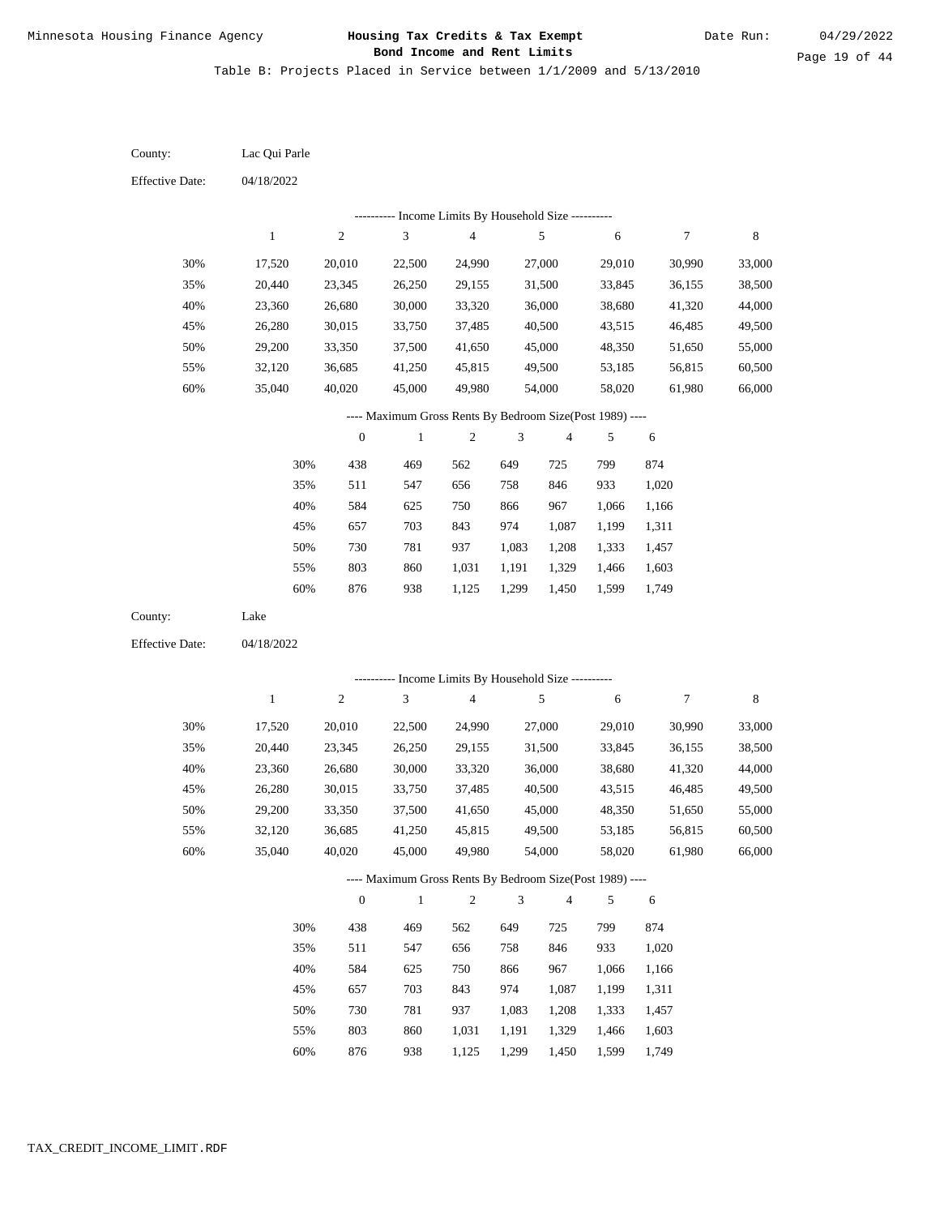Minnesota Housing Finance Agency

**Housing Tax Credits & Tax Exempt Bond Income and Rent Limits**

Date Run: 04/29/2022

Table B: Projects Placed in Service between 1/1/2009 and 5/13/2010

County: Lac Qui Parle

Effective Date: 04/18/2022

---------- Income Limits By Household Size ----------

| | 1 | 2 | 3 | 4 | 5 | 6 | 7 | 8 |
|---|---|---|---|---|---|---|---|---|
| 30% | 17,520 | 20,010 | 22,500 | 24,990 | 27,000 | 29,010 | 30,990 | 33,000 |
| 35% | 20,440 | 23,345 | 26,250 | 29,155 | 31,500 | 33,845 | 36,155 | 38,500 |
| 40% | 23,360 | 26,680 | 30,000 | 33,320 | 36,000 | 38,680 | 41,320 | 44,000 |
| 45% | 26,280 | 30,015 | 33,750 | 37,485 | 40,500 | 43,515 | 46,485 | 49,500 |
| 50% | 29,200 | 33,350 | 37,500 | 41,650 | 45,000 | 48,350 | 51,650 | 55,000 |
| 55% | 32,120 | 36,685 | 41,250 | 45,815 | 49,500 | 53,185 | 56,815 | 60,500 |
| 60% | 35,040 | 40,020 | 45,000 | 49,980 | 54,000 | 58,020 | 61,980 | 66,000 |

---- Maximum Gross Rents By Bedroom Size(Post 1989) ----

| | 0 | 1 | 2 | 3 | 4 | 5 | 6 |
|---|---|---|---|---|---|---|---|
| 30% | 438 | 469 | 562 | 649 | 725 | 799 | 874 |
| 35% | 511 | 547 | 656 | 758 | 846 | 933 | 1,020 |
| 40% | 584 | 625 | 750 | 866 | 967 | 1,066 | 1,166 |
| 45% | 657 | 703 | 843 | 974 | 1,087 | 1,199 | 1,311 |
| 50% | 730 | 781 | 937 | 1,083 | 1,208 | 1,333 | 1,457 |
| 55% | 803 | 860 | 1,031 | 1,191 | 1,329 | 1,466 | 1,603 |
| 60% | 876 | 938 | 1,125 | 1,299 | 1,450 | 1,599 | 1,749 |

County: Lake

Effective Date: 04/18/2022

---------- Income Limits By Household Size ----------

| | 1 | 2 | 3 | 4 | 5 | 6 | 7 | 8 |
|---|---|---|---|---|---|---|---|---|
| 30% | 17,520 | 20,010 | 22,500 | 24,990 | 27,000 | 29,010 | 30,990 | 33,000 |
| 35% | 20,440 | 23,345 | 26,250 | 29,155 | 31,500 | 33,845 | 36,155 | 38,500 |
| 40% | 23,360 | 26,680 | 30,000 | 33,320 | 36,000 | 38,680 | 41,320 | 44,000 |
| 45% | 26,280 | 30,015 | 33,750 | 37,485 | 40,500 | 43,515 | 46,485 | 49,500 |
| 50% | 29,200 | 33,350 | 37,500 | 41,650 | 45,000 | 48,350 | 51,650 | 55,000 |
| 55% | 32,120 | 36,685 | 41,250 | 45,815 | 49,500 | 53,185 | 56,815 | 60,500 |
| 60% | 35,040 | 40,020 | 45,000 | 49,980 | 54,000 | 58,020 | 61,980 | 66,000 |

---- Maximum Gross Rents By Bedroom Size(Post 1989) ----

| | 0 | 1 | 2 | 3 | 4 | 5 | 6 |
|---|---|---|---|---|---|---|---|
| 30% | 438 | 469 | 562 | 649 | 725 | 799 | 874 |
| 35% | 511 | 547 | 656 | 758 | 846 | 933 | 1,020 |
| 40% | 584 | 625 | 750 | 866 | 967 | 1,066 | 1,166 |
| 45% | 657 | 703 | 843 | 974 | 1,087 | 1,199 | 1,311 |
| 50% | 730 | 781 | 937 | 1,083 | 1,208 | 1,333 | 1,457 |
| 55% | 803 | 860 | 1,031 | 1,191 | 1,329 | 1,466 | 1,603 |
| 60% | 876 | 938 | 1,125 | 1,299 | 1,450 | 1,599 | 1,749 |

TAX_CREDIT_INCOME_LIMIT.RDF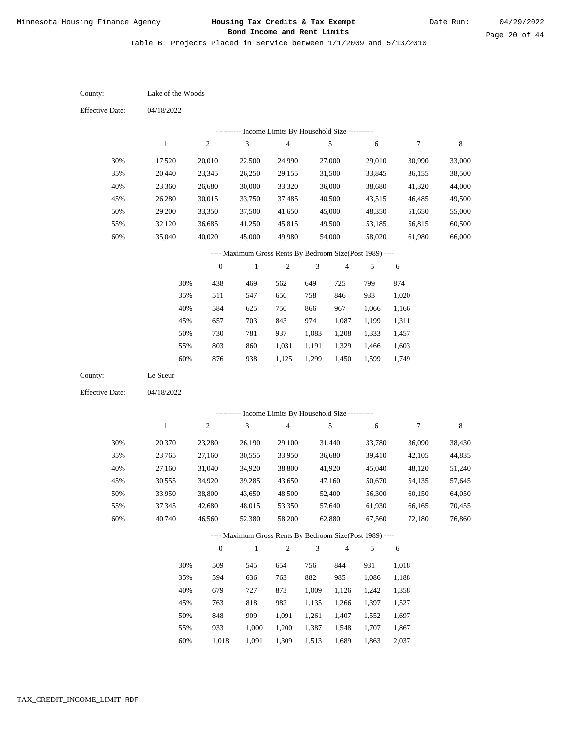Minnesota Housing Finance Agency

**Housing Tax Credits & Tax Exempt Bond Income and Rent Limits**

Date Run: 04/29/2022

Table B: Projects Placed in Service between 1/1/2009 and 5/13/2010

County: Lake of the Woods

Effective Date: 04/18/2022

---------- Income Limits By Household Size ----------

| | 1 | 2 | 3 | 4 | 5 | 6 | 7 | 8 |
|---|---|---|---|---|---|---|---|---|
| 30% | 17,520 | 20,010 | 22,500 | 24,990 | 27,000 | 29,010 | 30,990 | 33,000 |
| 35% | 20,440 | 23,345 | 26,250 | 29,155 | 31,500 | 33,845 | 36,155 | 38,500 |
| 40% | 23,360 | 26,680 | 30,000 | 33,320 | 36,000 | 38,680 | 41,320 | 44,000 |
| 45% | 26,280 | 30,015 | 33,750 | 37,485 | 40,500 | 43,515 | 46,485 | 49,500 |
| 50% | 29,200 | 33,350 | 37,500 | 41,650 | 45,000 | 48,350 | 51,650 | 55,000 |
| 55% | 32,120 | 36,685 | 41,250 | 45,815 | 49,500 | 53,185 | 56,815 | 60,500 |
| 60% | 35,040 | 40,020 | 45,000 | 49,980 | 54,000 | 58,020 | 61,980 | 66,000 |

---- Maximum Gross Rents By Bedroom Size(Post 1989) ----

| | 0 | 1 | 2 | 3 | 4 | 5 | 6 |
|---|---|---|---|---|---|---|---|
| 30% | 438 | 469 | 562 | 649 | 725 | 799 | 874 |
| 35% | 511 | 547 | 656 | 758 | 846 | 933 | 1,020 |
| 40% | 584 | 625 | 750 | 866 | 967 | 1,066 | 1,166 |
| 45% | 657 | 703 | 843 | 974 | 1,087 | 1,199 | 1,311 |
| 50% | 730 | 781 | 937 | 1,083 | 1,208 | 1,333 | 1,457 |
| 55% | 803 | 860 | 1,031 | 1,191 | 1,329 | 1,466 | 1,603 |
| 60% | 876 | 938 | 1,125 | 1,299 | 1,450 | 1,599 | 1,749 |

County: Le Sueur

Effective Date: 04/18/2022

---------- Income Limits By Household Size ----------

| | 1 | 2 | 3 | 4 | 5 | 6 | 7 | 8 |
|---|---|---|---|---|---|---|---|---|
| 30% | 20,370 | 23,280 | 26,190 | 29,100 | 31,440 | 33,780 | 36,090 | 38,430 |
| 35% | 23,765 | 27,160 | 30,555 | 33,950 | 36,680 | 39,410 | 42,105 | 44,835 |
| 40% | 27,160 | 31,040 | 34,920 | 38,800 | 41,920 | 45,040 | 48,120 | 51,240 |
| 45% | 30,555 | 34,920 | 39,285 | 43,650 | 47,160 | 50,670 | 54,135 | 57,645 |
| 50% | 33,950 | 38,800 | 43,650 | 48,500 | 52,400 | 56,300 | 60,150 | 64,050 |
| 55% | 37,345 | 42,680 | 48,015 | 53,350 | 57,640 | 61,930 | 66,165 | 70,455 |
| 60% | 40,740 | 46,560 | 52,380 | 58,200 | 62,880 | 67,560 | 72,180 | 76,860 |

---- Maximum Gross Rents By Bedroom Size(Post 1989) ----

| | 0 | 1 | 2 | 3 | 4 | 5 | 6 |
|---|---|---|---|---|---|---|---|
| 30% | 509 | 545 | 654 | 756 | 844 | 931 | 1,018 |
| 35% | 594 | 636 | 763 | 882 | 985 | 1,086 | 1,188 |
| 40% | 679 | 727 | 873 | 1,009 | 1,126 | 1,242 | 1,358 |
| 45% | 763 | 818 | 982 | 1,135 | 1,266 | 1,397 | 1,527 |
| 50% | 848 | 909 | 1,091 | 1,261 | 1,407 | 1,552 | 1,697 |
| 55% | 933 | 1,000 | 1,200 | 1,387 | 1,548 | 1,707 | 1,867 |
| 60% | 1,018 | 1,091 | 1,309 | 1,513 | 1,689 | 1,863 | 2,037 |

TAX_CREDIT_INCOME_LIMIT.RDF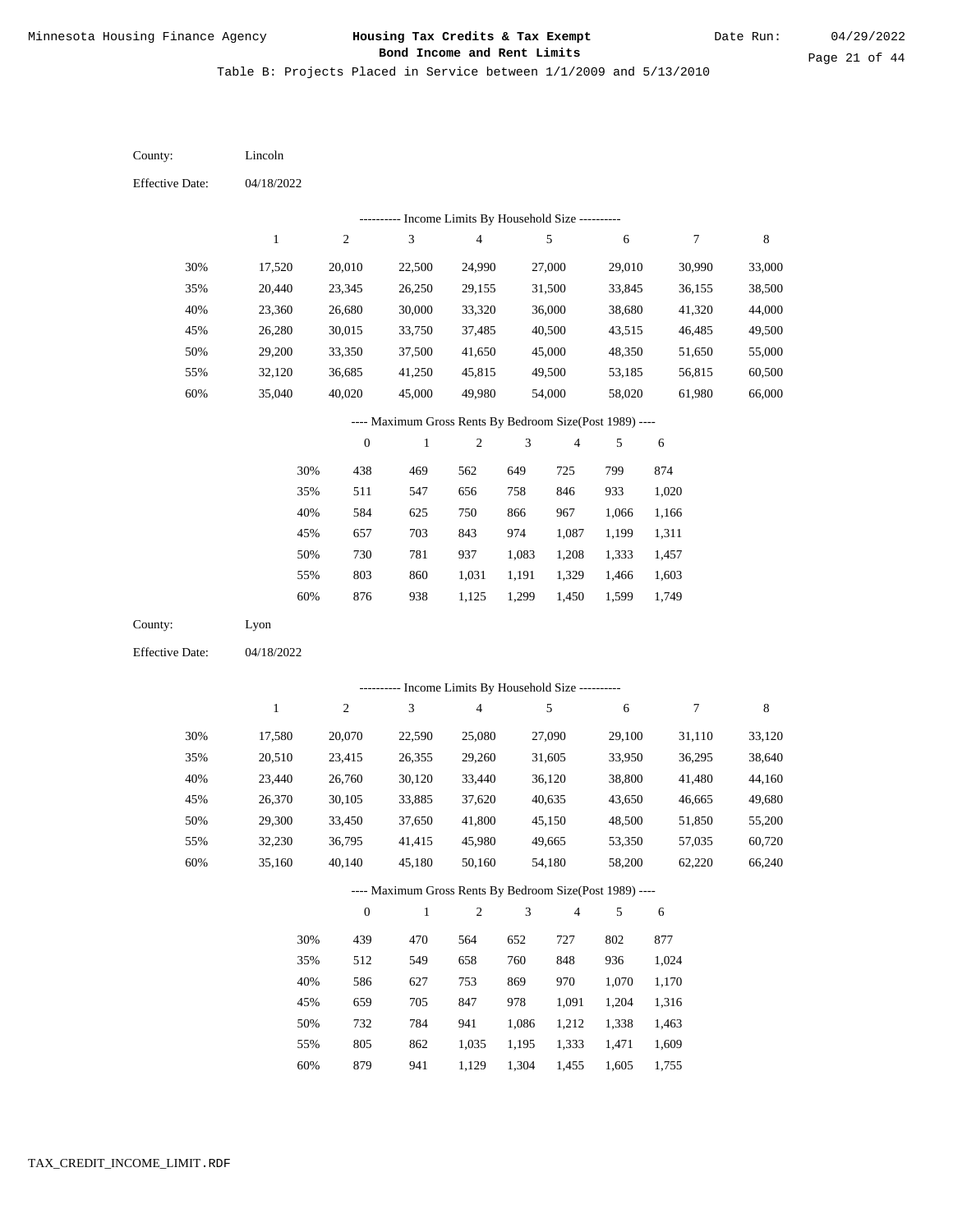Minnesota Housing Finance Agency

**Housing Tax Credits & Tax Exempt Bond Income and Rent Limits**

Date Run: 04/29/2022

Table B: Projects Placed in Service between 1/1/2009 and 5/13/2010

County: Lincoln

Effective Date: 04/18/2022

---------- Income Limits By Household Size ----------

| | 1 | 2 | 3 | 4 | 5 | 6 | 7 | 8 |
|---|---|---|---|---|---|---|---|---|
| 30% | 17,520 | 20,010 | 22,500 | 24,990 | 27,000 | 29,010 | 30,990 | 33,000 |
| 35% | 20,440 | 23,345 | 26,250 | 29,155 | 31,500 | 33,845 | 36,155 | 38,500 |
| 40% | 23,360 | 26,680 | 30,000 | 33,320 | 36,000 | 38,680 | 41,320 | 44,000 |
| 45% | 26,280 | 30,015 | 33,750 | 37,485 | 40,500 | 43,515 | 46,485 | 49,500 |
| 50% | 29,200 | 33,350 | 37,500 | 41,650 | 45,000 | 48,350 | 51,650 | 55,000 |
| 55% | 32,120 | 36,685 | 41,250 | 45,815 | 49,500 | 53,185 | 56,815 | 60,500 |
| 60% | 35,040 | 40,020 | 45,000 | 49,980 | 54,000 | 58,020 | 61,980 | 66,000 |

---- Maximum Gross Rents By Bedroom Size(Post 1989) ----

| | 0 | 1 | 2 | 3 | 4 | 5 | 6 |
|---|---|---|---|---|---|---|---|
| 30% | 438 | 469 | 562 | 649 | 725 | 799 | 874 |
| 35% | 511 | 547 | 656 | 758 | 846 | 933 | 1,020 |
| 40% | 584 | 625 | 750 | 866 | 967 | 1,066 | 1,166 |
| 45% | 657 | 703 | 843 | 974 | 1,087 | 1,199 | 1,311 |
| 50% | 730 | 781 | 937 | 1,083 | 1,208 | 1,333 | 1,457 |
| 55% | 803 | 860 | 1,031 | 1,191 | 1,329 | 1,466 | 1,603 |
| 60% | 876 | 938 | 1,125 | 1,299 | 1,450 | 1,599 | 1,749 |

County: Lyon

Effective Date: 04/18/2022

---------- Income Limits By Household Size ----------

| | 1 | 2 | 3 | 4 | 5 | 6 | 7 | 8 |
|---|---|---|---|---|---|---|---|---|
| 30% | 17,580 | 20,070 | 22,590 | 25,080 | 27,090 | 29,100 | 31,110 | 33,120 |
| 35% | 20,510 | 23,415 | 26,355 | 29,260 | 31,605 | 33,950 | 36,295 | 38,640 |
| 40% | 23,440 | 26,760 | 30,120 | 33,440 | 36,120 | 38,800 | 41,480 | 44,160 |
| 45% | 26,370 | 30,105 | 33,885 | 37,620 | 40,635 | 43,650 | 46,665 | 49,680 |
| 50% | 29,300 | 33,450 | 37,650 | 41,800 | 45,150 | 48,500 | 51,850 | 55,200 |
| 55% | 32,230 | 36,795 | 41,415 | 45,980 | 49,665 | 53,350 | 57,035 | 60,720 |
| 60% | 35,160 | 40,140 | 45,180 | 50,160 | 54,180 | 58,200 | 62,220 | 66,240 |

---- Maximum Gross Rents By Bedroom Size(Post 1989) ----

| | 0 | 1 | 2 | 3 | 4 | 5 | 6 |
|---|---|---|---|---|---|---|---|
| 30% | 439 | 470 | 564 | 652 | 727 | 802 | 877 |
| 35% | 512 | 549 | 658 | 760 | 848 | 936 | 1,024 |
| 40% | 586 | 627 | 753 | 869 | 970 | 1,070 | 1,170 |
| 45% | 659 | 705 | 847 | 978 | 1,091 | 1,204 | 1,316 |
| 50% | 732 | 784 | 941 | 1,086 | 1,212 | 1,338 | 1,463 |
| 55% | 805 | 862 | 1,035 | 1,195 | 1,333 | 1,471 | 1,609 |
| 60% | 879 | 941 | 1,129 | 1,304 | 1,455 | 1,605 | 1,755 |

TAX_CREDIT_INCOME_LIMIT.RDF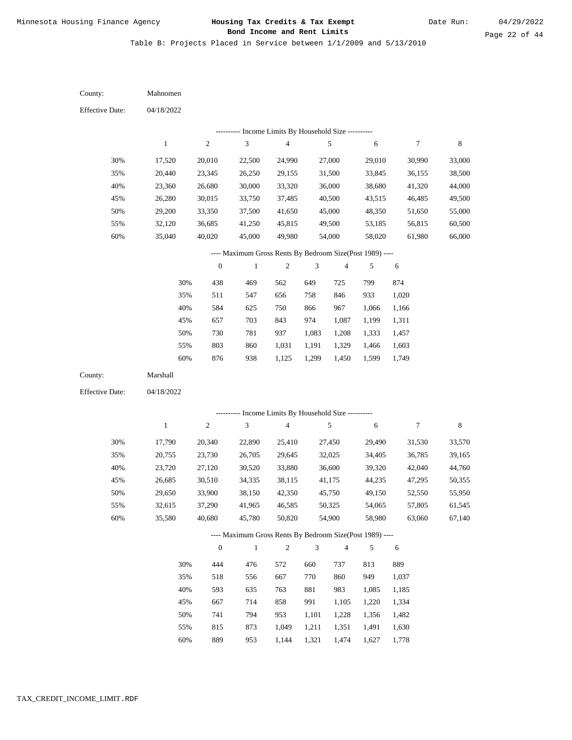Table B: Projects Placed in Service between 1/1/2009 and 5/13/2010

County: Mahnomen

Effective Date: 04/18/2022

---------- Income Limits By Household Size ----------

| | 1 | 2 | 3 | 4 | 5 | 6 | 7 | 8 |
|---|---|---|---|---|---|---|---|---|
| 30% | 17,520 | 20,010 | 22,500 | 24,990 | 27,000 | 29,010 | 30,990 | 33,000 |
| 35% | 20,440 | 23,345 | 26,250 | 29,155 | 31,500 | 33,845 | 36,155 | 38,500 |
| 40% | 23,360 | 26,680 | 30,000 | 33,320 | 36,000 | 38,680 | 41,320 | 44,000 |
| 45% | 26,280 | 30,015 | 33,750 | 37,485 | 40,500 | 43,515 | 46,485 | 49,500 |
| 50% | 29,200 | 33,350 | 37,500 | 41,650 | 45,000 | 48,350 | 51,650 | 55,000 |
| 55% | 32,120 | 36,685 | 41,250 | 45,815 | 49,500 | 53,185 | 56,815 | 60,500 |
| 60% | 35,040 | 40,020 | 45,000 | 49,980 | 54,000 | 58,020 | 61,980 | 66,000 |

---- Maximum Gross Rents By Bedroom Size(Post 1989) ----

| | 0 | 1 | 2 | 3 | 4 | 5 | 6 |
|---|---|---|---|---|---|---|---|
| 30% | 438 | 469 | 562 | 649 | 725 | 799 | 874 |
| 35% | 511 | 547 | 656 | 758 | 846 | 933 | 1,020 |
| 40% | 584 | 625 | 750 | 866 | 967 | 1,066 | 1,166 |
| 45% | 657 | 703 | 843 | 974 | 1,087 | 1,199 | 1,311 |
| 50% | 730 | 781 | 937 | 1,083 | 1,208 | 1,333 | 1,457 |
| 55% | 803 | 860 | 1,031 | 1,191 | 1,329 | 1,466 | 1,603 |
| 60% | 876 | 938 | 1,125 | 1,299 | 1,450 | 1,599 | 1,749 |

County: Marshall

Effective Date: 04/18/2022

---------- Income Limits By Household Size ----------

| | 1 | 2 | 3 | 4 | 5 | 6 | 7 | 8 |
|---|---|---|---|---|---|---|---|---|
| 30% | 17,790 | 20,340 | 22,890 | 25,410 | 27,450 | 29,490 | 31,530 | 33,570 |
| 35% | 20,755 | 23,730 | 26,705 | 29,645 | 32,025 | 34,405 | 36,785 | 39,165 |
| 40% | 23,720 | 27,120 | 30,520 | 33,880 | 36,600 | 39,320 | 42,040 | 44,760 |
| 45% | 26,685 | 30,510 | 34,335 | 38,115 | 41,175 | 44,235 | 47,295 | 50,355 |
| 50% | 29,650 | 33,900 | 38,150 | 42,350 | 45,750 | 49,150 | 52,550 | 55,950 |
| 55% | 32,615 | 37,290 | 41,965 | 46,585 | 50,325 | 54,065 | 57,805 | 61,545 |
| 60% | 35,580 | 40,680 | 45,780 | 50,820 | 54,900 | 58,980 | 63,060 | 67,140 |

---- Maximum Gross Rents By Bedroom Size(Post 1989) ----

| | 0 | 1 | 2 | 3 | 4 | 5 | 6 |
|---|---|---|---|---|---|---|---|
| 30% | 444 | 476 | 572 | 660 | 737 | 813 | 889 |
| 35% | 518 | 556 | 667 | 770 | 860 | 949 | 1,037 |
| 40% | 593 | 635 | 763 | 881 | 983 | 1,085 | 1,185 |
| 45% | 667 | 714 | 858 | 991 | 1,105 | 1,220 | 1,334 |
| 50% | 741 | 794 | 953 | 1,101 | 1,228 | 1,356 | 1,482 |
| 55% | 815 | 873 | 1,049 | 1,211 | 1,351 | 1,491 | 1,630 |
| 60% | 889 | 953 | 1,144 | 1,321 | 1,474 | 1,627 | 1,778 |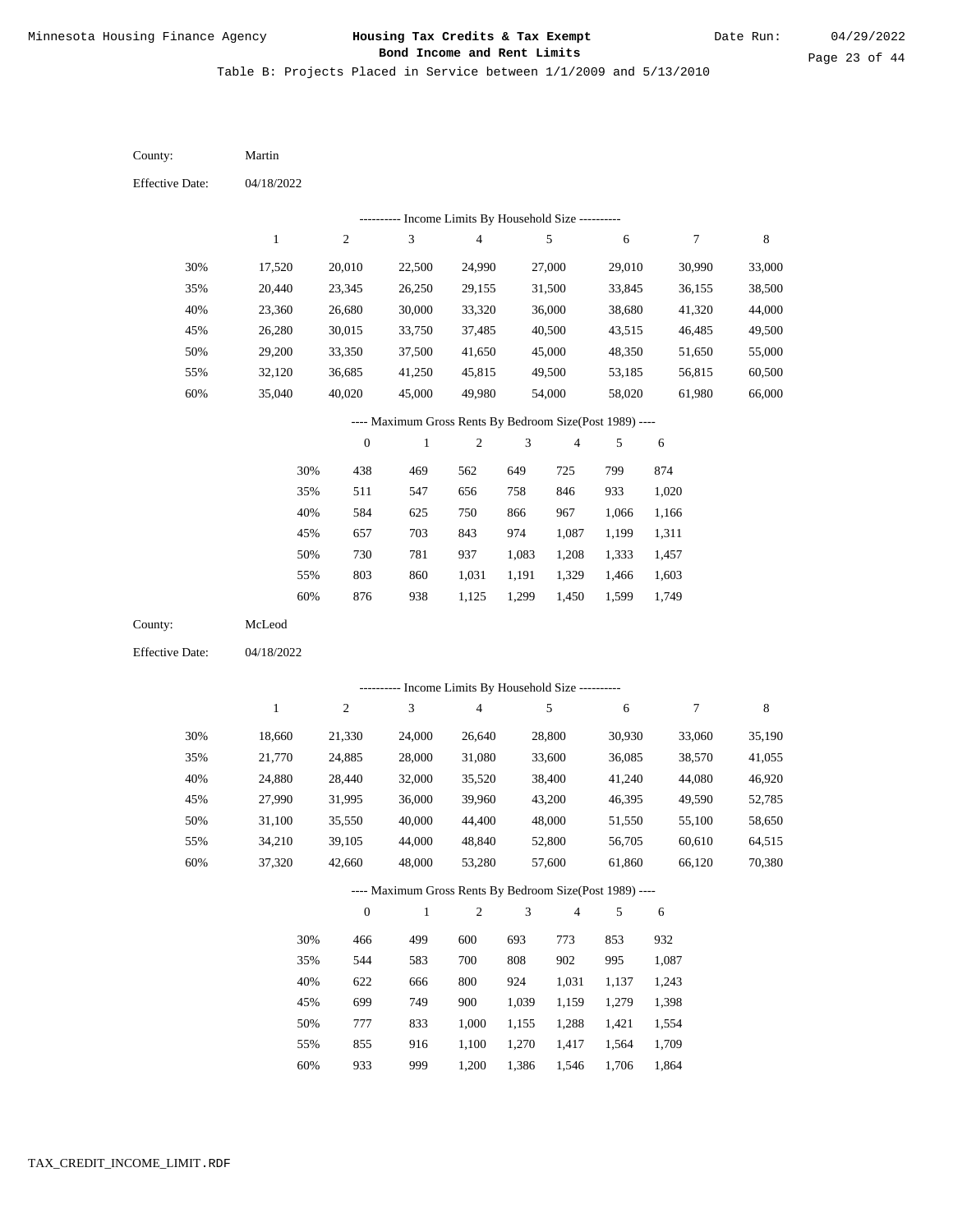Minnesota Housing Finance Agency

# Housing Tax Credits & Tax Exempt Bond Income and Rent Limits

Date Run: 04/29/2022

Table B: Projects Placed in Service between 1/1/2009 and 5/13/2010

County: Martin

Effective Date: 04/18/2022

---------- Income Limits By Household Size ----------

| | 1 | 2 | 3 | 4 | 5 | 6 | 7 | 8 |
|---|---|---|---|---|---|---|---|---|
| 30% | 17,520 | 20,010 | 22,500 | 24,990 | 27,000 | 29,010 | 30,990 | 33,000 |
| 35% | 20,440 | 23,345 | 26,250 | 29,155 | 31,500 | 33,845 | 36,155 | 38,500 |
| 40% | 23,360 | 26,680 | 30,000 | 33,320 | 36,000 | 38,680 | 41,320 | 44,000 |
| 45% | 26,280 | 30,015 | 33,750 | 37,485 | 40,500 | 43,515 | 46,485 | 49,500 |
| 50% | 29,200 | 33,350 | 37,500 | 41,650 | 45,000 | 48,350 | 51,650 | 55,000 |
| 55% | 32,120 | 36,685 | 41,250 | 45,815 | 49,500 | 53,185 | 56,815 | 60,500 |
| 60% | 35,040 | 40,020 | 45,000 | 49,980 | 54,000 | 58,020 | 61,980 | 66,000 |

---- Maximum Gross Rents By Bedroom Size(Post 1989) ----

| | 0 | 1 | 2 | 3 | 4 | 5 | 6 |
|---|---|---|---|---|---|---|---|
| 30% | 438 | 469 | 562 | 649 | 725 | 799 | 874 |
| 35% | 511 | 547 | 656 | 758 | 846 | 933 | 1,020 |
| 40% | 584 | 625 | 750 | 866 | 967 | 1,066 | 1,166 |
| 45% | 657 | 703 | 843 | 974 | 1,087 | 1,199 | 1,311 |
| 50% | 730 | 781 | 937 | 1,083 | 1,208 | 1,333 | 1,457 |
| 55% | 803 | 860 | 1,031 | 1,191 | 1,329 | 1,466 | 1,603 |
| 60% | 876 | 938 | 1,125 | 1,299 | 1,450 | 1,599 | 1,749 |

County: McLeod

Effective Date: 04/18/2022

---------- Income Limits By Household Size ----------

| | 1 | 2 | 3 | 4 | 5 | 6 | 7 | 8 |
|---|---|---|---|---|---|---|---|---|
| 30% | 18,660 | 21,330 | 24,000 | 26,640 | 28,800 | 30,930 | 33,060 | 35,190 |
| 35% | 21,770 | 24,885 | 28,000 | 31,080 | 33,600 | 36,085 | 38,570 | 41,055 |
| 40% | 24,880 | 28,440 | 32,000 | 35,520 | 38,400 | 41,240 | 44,080 | 46,920 |
| 45% | 27,990 | 31,995 | 36,000 | 39,960 | 43,200 | 46,395 | 49,590 | 52,785 |
| 50% | 31,100 | 35,550 | 40,000 | 44,400 | 48,000 | 51,550 | 55,100 | 58,650 |
| 55% | 34,210 | 39,105 | 44,000 | 48,840 | 52,800 | 56,705 | 60,610 | 64,515 |
| 60% | 37,320 | 42,660 | 48,000 | 53,280 | 57,600 | 61,860 | 66,120 | 70,380 |

---- Maximum Gross Rents By Bedroom Size(Post 1989) ----

| | 0 | 1 | 2 | 3 | 4 | 5 | 6 |
|---|---|---|---|---|---|---|---|
| 30% | 466 | 499 | 600 | 693 | 773 | 853 | 932 |
| 35% | 544 | 583 | 700 | 808 | 902 | 995 | 1,087 |
| 40% | 622 | 666 | 800 | 924 | 1,031 | 1,137 | 1,243 |
| 45% | 699 | 749 | 900 | 1,039 | 1,159 | 1,279 | 1,398 |
| 50% | 777 | 833 | 1,000 | 1,155 | 1,288 | 1,421 | 1,554 |
| 55% | 855 | 916 | 1,100 | 1,270 | 1,417 | 1,564 | 1,709 |
| 60% | 933 | 999 | 1,200 | 1,386 | 1,546 | 1,706 | 1,864 |

TAX_CREDIT_INCOME_LIMIT.RDF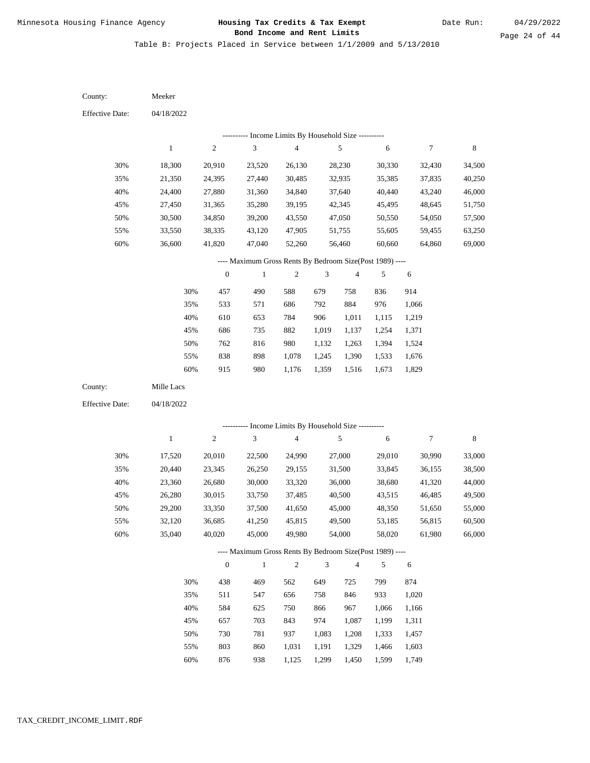Table B: Projects Placed in Service between 1/1/2009 and 5/13/2010

County: Meeker

Effective Date: 04/18/2022

---------- Income Limits By Household Size ----------

| | 1 | 2 | 3 | 4 | 5 | 6 | 7 | 8 |
|---|---|---|---|---|---|---|---|---|
| 30% | 18,300 | 20,910 | 23,520 | 26,130 | 28,230 | 30,330 | 32,430 | 34,500 |
| 35% | 21,350 | 24,395 | 27,440 | 30,485 | 32,935 | 35,385 | 37,835 | 40,250 |
| 40% | 24,400 | 27,880 | 31,360 | 34,840 | 37,640 | 40,440 | 43,240 | 46,000 |
| 45% | 27,450 | 31,365 | 35,280 | 39,195 | 42,345 | 45,495 | 48,645 | 51,750 |
| 50% | 30,500 | 34,850 | 39,200 | 43,550 | 47,050 | 50,550 | 54,050 | 57,500 |
| 55% | 33,550 | 38,335 | 43,120 | 47,905 | 51,755 | 55,605 | 59,455 | 63,250 |
| 60% | 36,600 | 41,820 | 47,040 | 52,260 | 56,460 | 60,660 | 64,860 | 69,000 |

---- Maximum Gross Rents By Bedroom Size(Post 1989) ----

| | 0 | 1 | 2 | 3 | 4 | 5 | 6 |
|---|---|---|---|---|---|---|---|
| 30% | 457 | 490 | 588 | 679 | 758 | 836 | 914 |
| 35% | 533 | 571 | 686 | 792 | 884 | 976 | 1,066 |
| 40% | 610 | 653 | 784 | 906 | 1,011 | 1,115 | 1,219 |
| 45% | 686 | 735 | 882 | 1,019 | 1,137 | 1,254 | 1,371 |
| 50% | 762 | 816 | 980 | 1,132 | 1,263 | 1,394 | 1,524 |
| 55% | 838 | 898 | 1,078 | 1,245 | 1,390 | 1,533 | 1,676 |
| 60% | 915 | 980 | 1,176 | 1,359 | 1,516 | 1,673 | 1,829 |

County: Mille Lacs

Effective Date: 04/18/2022

---------- Income Limits By Household Size ----------

| | 1 | 2 | 3 | 4 | 5 | 6 | 7 | 8 |
|---|---|---|---|---|---|---|---|---|
| 30% | 17,520 | 20,010 | 22,500 | 24,990 | 27,000 | 29,010 | 30,990 | 33,000 |
| 35% | 20,440 | 23,345 | 26,250 | 29,155 | 31,500 | 33,845 | 36,155 | 38,500 |
| 40% | 23,360 | 26,680 | 30,000 | 33,320 | 36,000 | 38,680 | 41,320 | 44,000 |
| 45% | 26,280 | 30,015 | 33,750 | 37,485 | 40,500 | 43,515 | 46,485 | 49,500 |
| 50% | 29,200 | 33,350 | 37,500 | 41,650 | 45,000 | 48,350 | 51,650 | 55,000 |
| 55% | 32,120 | 36,685 | 41,250 | 45,815 | 49,500 | 53,185 | 56,815 | 60,500 |
| 60% | 35,040 | 40,020 | 45,000 | 49,980 | 54,000 | 58,020 | 61,980 | 66,000 |

---- Maximum Gross Rents By Bedroom Size(Post 1989) ----

| | 0 | 1 | 2 | 3 | 4 | 5 | 6 |
|---|---|---|---|---|---|---|---|
| 30% | 438 | 469 | 562 | 649 | 725 | 799 | 874 |
| 35% | 511 | 547 | 656 | 758 | 846 | 933 | 1,020 |
| 40% | 584 | 625 | 750 | 866 | 967 | 1,066 | 1,166 |
| 45% | 657 | 703 | 843 | 974 | 1,087 | 1,199 | 1,311 |
| 50% | 730 | 781 | 937 | 1,083 | 1,208 | 1,333 | 1,457 |
| 55% | 803 | 860 | 1,031 | 1,191 | 1,329 | 1,466 | 1,603 |
| 60% | 876 | 938 | 1,125 | 1,299 | 1,450 | 1,599 | 1,749 |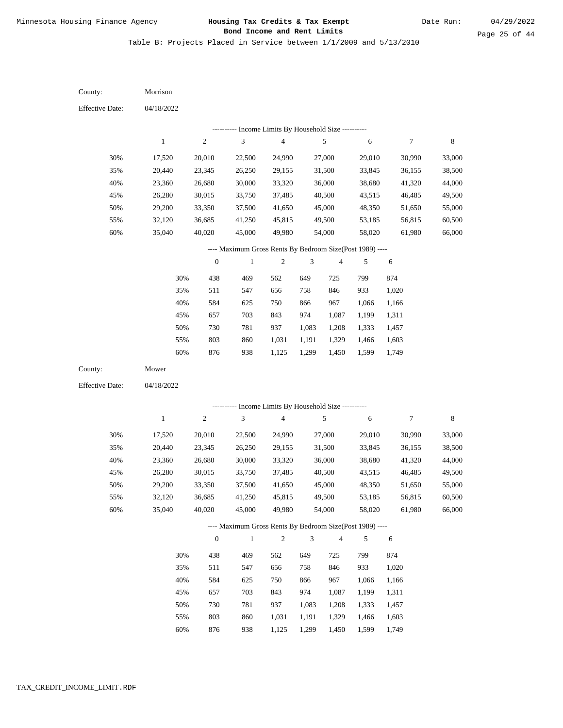Table B: Projects Placed in Service between 1/1/2009 and 5/13/2010

County: Morrison

Effective Date: 04/18/2022

---------- Income Limits By Household Size ----------

| | 1 | 2 | 3 | 4 | 5 | 6 | 7 | 8 |
|---|---|---|---|---|---|---|---|---|
| 30% | 17,520 | 20,010 | 22,500 | 24,990 | 27,000 | 29,010 | 30,990 | 33,000 |
| 35% | 20,440 | 23,345 | 26,250 | 29,155 | 31,500 | 33,845 | 36,155 | 38,500 |
| 40% | 23,360 | 26,680 | 30,000 | 33,320 | 36,000 | 38,680 | 41,320 | 44,000 |
| 45% | 26,280 | 30,015 | 33,750 | 37,485 | 40,500 | 43,515 | 46,485 | 49,500 |
| 50% | 29,200 | 33,350 | 37,500 | 41,650 | 45,000 | 48,350 | 51,650 | 55,000 |
| 55% | 32,120 | 36,685 | 41,250 | 45,815 | 49,500 | 53,185 | 56,815 | 60,500 |
| 60% | 35,040 | 40,020 | 45,000 | 49,980 | 54,000 | 58,020 | 61,980 | 66,000 |

---- Maximum Gross Rents By Bedroom Size(Post 1989) ----

| | 0 | 1 | 2 | 3 | 4 | 5 | 6 |
|---|---|---|---|---|---|---|---|
| 30% | 438 | 469 | 562 | 649 | 725 | 799 | 874 |
| 35% | 511 | 547 | 656 | 758 | 846 | 933 | 1,020 |
| 40% | 584 | 625 | 750 | 866 | 967 | 1,066 | 1,166 |
| 45% | 657 | 703 | 843 | 974 | 1,087 | 1,199 | 1,311 |
| 50% | 730 | 781 | 937 | 1,083 | 1,208 | 1,333 | 1,457 |
| 55% | 803 | 860 | 1,031 | 1,191 | 1,329 | 1,466 | 1,603 |
| 60% | 876 | 938 | 1,125 | 1,299 | 1,450 | 1,599 | 1,749 |

County: Mower

Effective Date: 04/18/2022

---------- Income Limits By Household Size ----------

| | 1 | 2 | 3 | 4 | 5 | 6 | 7 | 8 |
|---|---|---|---|---|---|---|---|---|
| 30% | 17,520 | 20,010 | 22,500 | 24,990 | 27,000 | 29,010 | 30,990 | 33,000 |
| 35% | 20,440 | 23,345 | 26,250 | 29,155 | 31,500 | 33,845 | 36,155 | 38,500 |
| 40% | 23,360 | 26,680 | 30,000 | 33,320 | 36,000 | 38,680 | 41,320 | 44,000 |
| 45% | 26,280 | 30,015 | 33,750 | 37,485 | 40,500 | 43,515 | 46,485 | 49,500 |
| 50% | 29,200 | 33,350 | 37,500 | 41,650 | 45,000 | 48,350 | 51,650 | 55,000 |
| 55% | 32,120 | 36,685 | 41,250 | 45,815 | 49,500 | 53,185 | 56,815 | 60,500 |
| 60% | 35,040 | 40,020 | 45,000 | 49,980 | 54,000 | 58,020 | 61,980 | 66,000 |

---- Maximum Gross Rents By Bedroom Size(Post 1989) ----

| | 0 | 1 | 2 | 3 | 4 | 5 | 6 |
|---|---|---|---|---|---|---|---|
| 30% | 438 | 469 | 562 | 649 | 725 | 799 | 874 |
| 35% | 511 | 547 | 656 | 758 | 846 | 933 | 1,020 |
| 40% | 584 | 625 | 750 | 866 | 967 | 1,066 | 1,166 |
| 45% | 657 | 703 | 843 | 974 | 1,087 | 1,199 | 1,311 |
| 50% | 730 | 781 | 937 | 1,083 | 1,208 | 1,333 | 1,457 |
| 55% | 803 | 860 | 1,031 | 1,191 | 1,329 | 1,466 | 1,603 |
| 60% | 876 | 938 | 1,125 | 1,299 | 1,450 | 1,599 | 1,749 |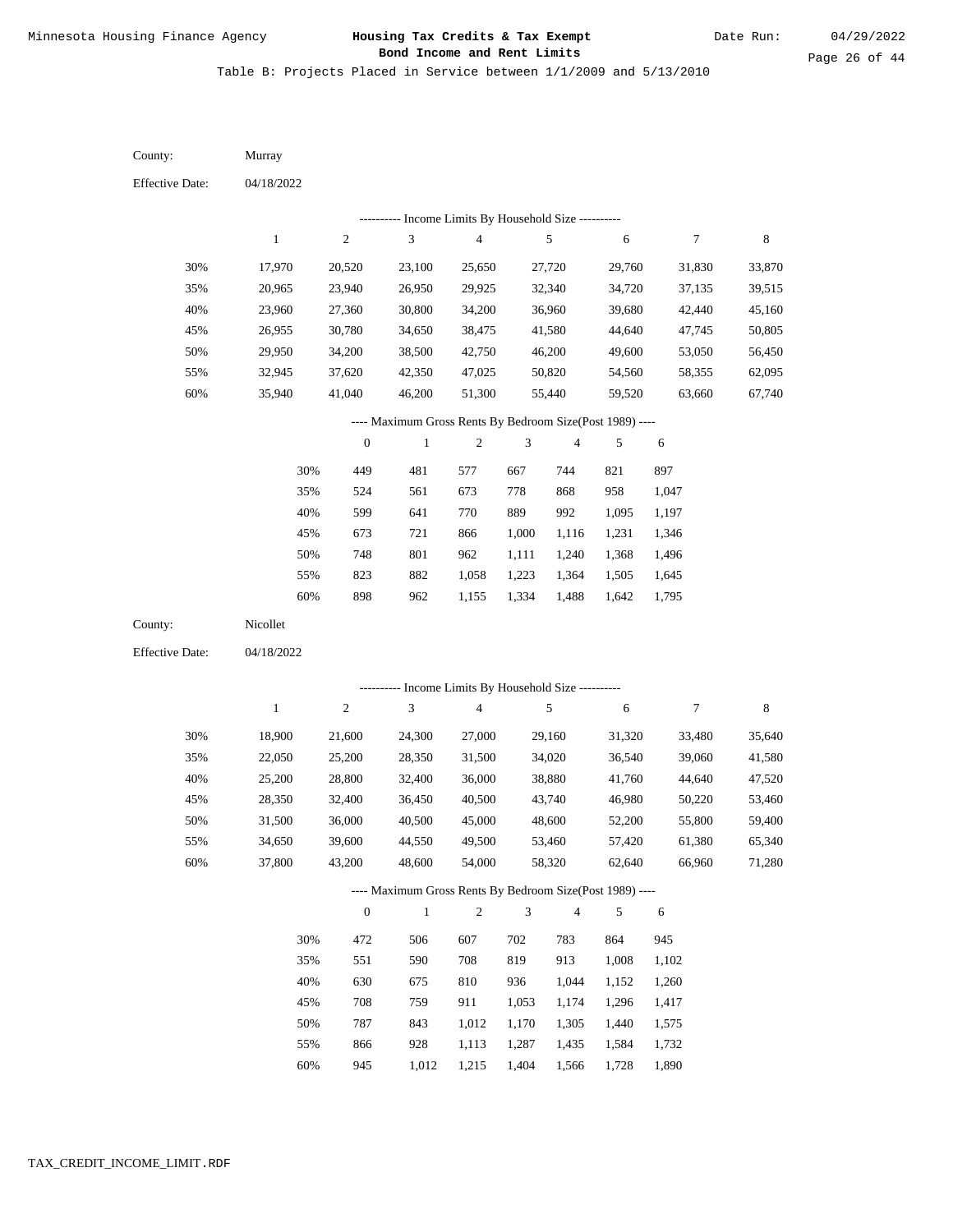Table B: Projects Placed in Service between 1/1/2009 and 5/13/2010

County: Murray

Effective Date: 04/18/2022

---------- Income Limits By Household Size ----------

| | 1 | 2 | 3 | 4 | 5 | 6 | 7 | 8 |
|---|---|---|---|---|---|---|---|---|
| 30% | 17,970 | 20,520 | 23,100 | 25,650 | 27,720 | 29,760 | 31,830 | 33,870 |
| 35% | 20,965 | 23,940 | 26,950 | 29,925 | 32,340 | 34,720 | 37,135 | 39,515 |
| 40% | 23,960 | 27,360 | 30,800 | 34,200 | 36,960 | 39,680 | 42,440 | 45,160 |
| 45% | 26,955 | 30,780 | 34,650 | 38,475 | 41,580 | 44,640 | 47,745 | 50,805 |
| 50% | 29,950 | 34,200 | 38,500 | 42,750 | 46,200 | 49,600 | 53,050 | 56,450 |
| 55% | 32,945 | 37,620 | 42,350 | 47,025 | 50,820 | 54,560 | 58,355 | 62,095 |
| 60% | 35,940 | 41,040 | 46,200 | 51,300 | 55,440 | 59,520 | 63,660 | 67,740 |

---- Maximum Gross Rents By Bedroom Size(Post 1989) ----

| | 0 | 1 | 2 | 3 | 4 | 5 | 6 |
|---|---|---|---|---|---|---|---|
| 30% | 449 | 481 | 577 | 667 | 744 | 821 | 897 |
| 35% | 524 | 561 | 673 | 778 | 868 | 958 | 1,047 |
| 40% | 599 | 641 | 770 | 889 | 992 | 1,095 | 1,197 |
| 45% | 673 | 721 | 866 | 1,000 | 1,116 | 1,231 | 1,346 |
| 50% | 748 | 801 | 962 | 1,111 | 1,240 | 1,368 | 1,496 |
| 55% | 823 | 882 | 1,058 | 1,223 | 1,364 | 1,505 | 1,645 |
| 60% | 898 | 962 | 1,155 | 1,334 | 1,488 | 1,642 | 1,795 |

County: Nicollet

Effective Date: 04/18/2022

---------- Income Limits By Household Size ----------

| | 1 | 2 | 3 | 4 | 5 | 6 | 7 | 8 |
|---|---|---|---|---|---|---|---|---|
| 30% | 18,900 | 21,600 | 24,300 | 27,000 | 29,160 | 31,320 | 33,480 | 35,640 |
| 35% | 22,050 | 25,200 | 28,350 | 31,500 | 34,020 | 36,540 | 39,060 | 41,580 |
| 40% | 25,200 | 28,800 | 32,400 | 36,000 | 38,880 | 41,760 | 44,640 | 47,520 |
| 45% | 28,350 | 32,400 | 36,450 | 40,500 | 43,740 | 46,980 | 50,220 | 53,460 |
| 50% | 31,500 | 36,000 | 40,500 | 45,000 | 48,600 | 52,200 | 55,800 | 59,400 |
| 55% | 34,650 | 39,600 | 44,550 | 49,500 | 53,460 | 57,420 | 61,380 | 65,340 |
| 60% | 37,800 | 43,200 | 48,600 | 54,000 | 58,320 | 62,640 | 66,960 | 71,280 |

---- Maximum Gross Rents By Bedroom Size(Post 1989) ----

| | 0 | 1 | 2 | 3 | 4 | 5 | 6 |
|---|---|---|---|---|---|---|---|
| 30% | 472 | 506 | 607 | 702 | 783 | 864 | 945 |
| 35% | 551 | 590 | 708 | 819 | 913 | 1,008 | 1,102 |
| 40% | 630 | 675 | 810 | 936 | 1,044 | 1,152 | 1,260 |
| 45% | 708 | 759 | 911 | 1,053 | 1,174 | 1,296 | 1,417 |
| 50% | 787 | 843 | 1,012 | 1,170 | 1,305 | 1,440 | 1,575 |
| 55% | 866 | 928 | 1,113 | 1,287 | 1,435 | 1,584 | 1,732 |
| 60% | 945 | 1,012 | 1,215 | 1,404 | 1,566 | 1,728 | 1,890 |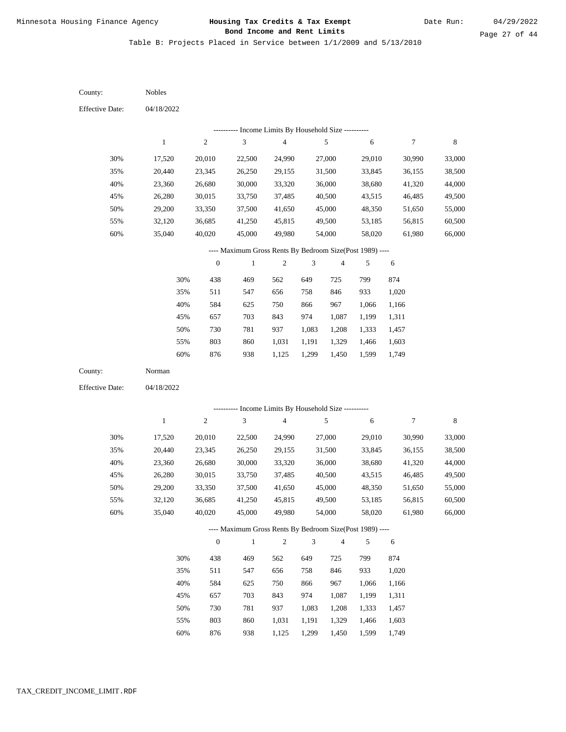# Housing Tax Credits & Tax Exempt Bond Income and Rent Limits

Table B: Projects Placed in Service between 1/1/2009 and 5/13/2010

County: Nobles

Effective Date: 04/18/2022

---------- Income Limits By Household Size ----------

| | 1 | 2 | 3 | 4 | 5 | 6 | 7 | 8 |
|---|---|---|---|---|---|---|---|---|
| 30% | 17,520 | 20,010 | 22,500 | 24,990 | 27,000 | 29,010 | 30,990 | 33,000 |
| 35% | 20,440 | 23,345 | 26,250 | 29,155 | 31,500 | 33,845 | 36,155 | 38,500 |
| 40% | 23,360 | 26,680 | 30,000 | 33,320 | 36,000 | 38,680 | 41,320 | 44,000 |
| 45% | 26,280 | 30,015 | 33,750 | 37,485 | 40,500 | 43,515 | 46,485 | 49,500 |
| 50% | 29,200 | 33,350 | 37,500 | 41,650 | 45,000 | 48,350 | 51,650 | 55,000 |
| 55% | 32,120 | 36,685 | 41,250 | 45,815 | 49,500 | 53,185 | 56,815 | 60,500 |
| 60% | 35,040 | 40,020 | 45,000 | 49,980 | 54,000 | 58,020 | 61,980 | 66,000 |

---- Maximum Gross Rents By Bedroom Size(Post 1989) ----

| | 0 | 1 | 2 | 3 | 4 | 5 | 6 |
|---|---|---|---|---|---|---|---|
| 30% | 438 | 469 | 562 | 649 | 725 | 799 | 874 |
| 35% | 511 | 547 | 656 | 758 | 846 | 933 | 1,020 |
| 40% | 584 | 625 | 750 | 866 | 967 | 1,066 | 1,166 |
| 45% | 657 | 703 | 843 | 974 | 1,087 | 1,199 | 1,311 |
| 50% | 730 | 781 | 937 | 1,083 | 1,208 | 1,333 | 1,457 |
| 55% | 803 | 860 | 1,031 | 1,191 | 1,329 | 1,466 | 1,603 |
| 60% | 876 | 938 | 1,125 | 1,299 | 1,450 | 1,599 | 1,749 |

County: Norman

Effective Date: 04/18/2022

---------- Income Limits By Household Size ----------

| | 1 | 2 | 3 | 4 | 5 | 6 | 7 | 8 |
|---|---|---|---|---|---|---|---|---|
| 30% | 17,520 | 20,010 | 22,500 | 24,990 | 27,000 | 29,010 | 30,990 | 33,000 |
| 35% | 20,440 | 23,345 | 26,250 | 29,155 | 31,500 | 33,845 | 36,155 | 38,500 |
| 40% | 23,360 | 26,680 | 30,000 | 33,320 | 36,000 | 38,680 | 41,320 | 44,000 |
| 45% | 26,280 | 30,015 | 33,750 | 37,485 | 40,500 | 43,515 | 46,485 | 49,500 |
| 50% | 29,200 | 33,350 | 37,500 | 41,650 | 45,000 | 48,350 | 51,650 | 55,000 |
| 55% | 32,120 | 36,685 | 41,250 | 45,815 | 49,500 | 53,185 | 56,815 | 60,500 |
| 60% | 35,040 | 40,020 | 45,000 | 49,980 | 54,000 | 58,020 | 61,980 | 66,000 |

---- Maximum Gross Rents By Bedroom Size(Post 1989) ----

| | 0 | 1 | 2 | 3 | 4 | 5 | 6 |
|---|---|---|---|---|---|---|---|
| 30% | 438 | 469 | 562 | 649 | 725 | 799 | 874 |
| 35% | 511 | 547 | 656 | 758 | 846 | 933 | 1,020 |
| 40% | 584 | 625 | 750 | 866 | 967 | 1,066 | 1,166 |
| 45% | 657 | 703 | 843 | 974 | 1,087 | 1,199 | 1,311 |
| 50% | 730 | 781 | 937 | 1,083 | 1,208 | 1,333 | 1,457 |
| 55% | 803 | 860 | 1,031 | 1,191 | 1,329 | 1,466 | 1,603 |
| 60% | 876 | 938 | 1,125 | 1,299 | 1,450 | 1,599 | 1,749 |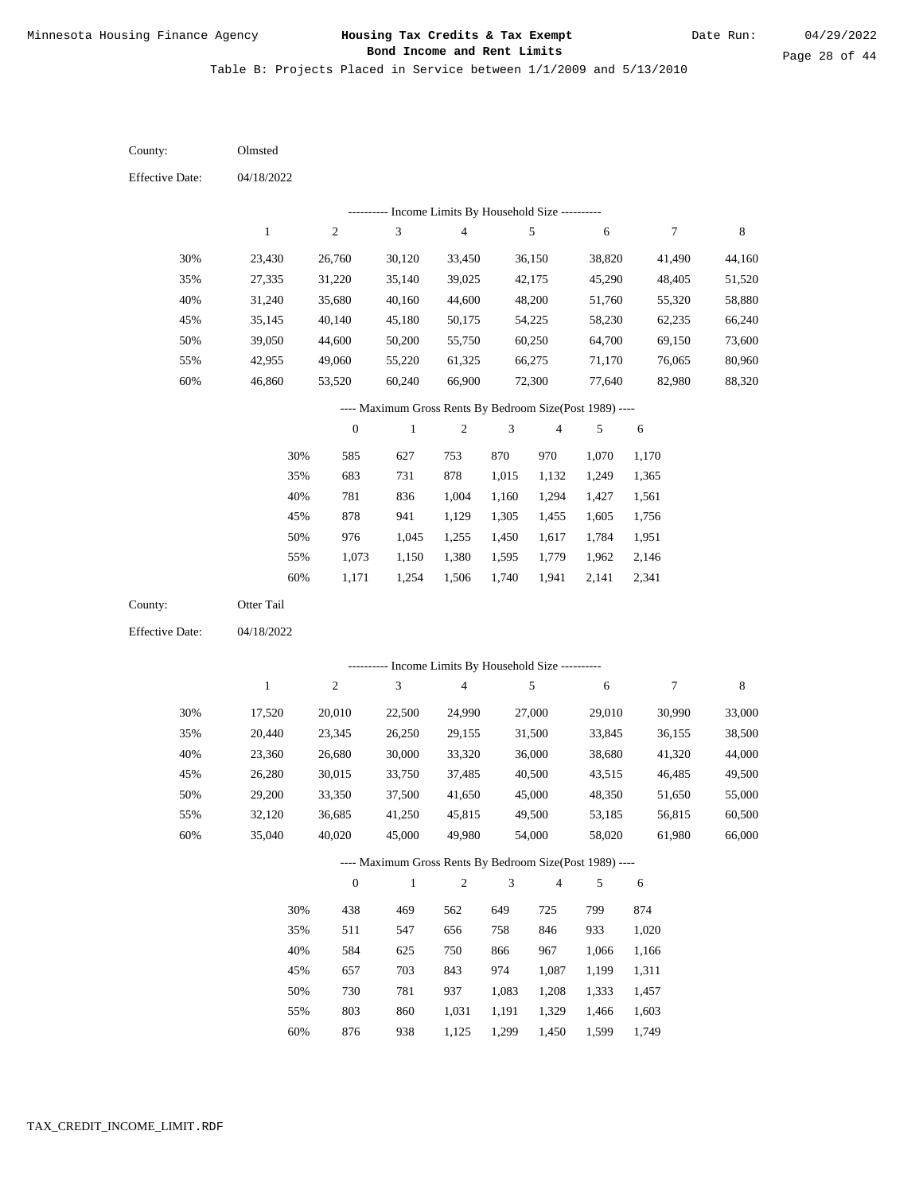Minnesota Housing Finance Agency

**Housing Tax Credits & Tax Exempt Bond Income and Rent Limits**

Date Run: 04/29/2022

Table B: Projects Placed in Service between 1/1/2009 and 5/13/2010

County: Olmsted

Effective Date: 04/18/2022

---------- Income Limits By Household Size ----------

| | 1 | 2 | 3 | 4 | 5 | 6 | 7 | 8 |
|---|---|---|---|---|---|---|---|---|
| 30% | 23,430 | 26,760 | 30,120 | 33,450 | 36,150 | 38,820 | 41,490 | 44,160 |
| 35% | 27,335 | 31,220 | 35,140 | 39,025 | 42,175 | 45,290 | 48,405 | 51,520 |
| 40% | 31,240 | 35,680 | 40,160 | 44,600 | 48,200 | 51,760 | 55,320 | 58,880 |
| 45% | 35,145 | 40,140 | 45,180 | 50,175 | 54,225 | 58,230 | 62,235 | 66,240 |
| 50% | 39,050 | 44,600 | 50,200 | 55,750 | 60,250 | 64,700 | 69,150 | 73,600 |
| 55% | 42,955 | 49,060 | 55,220 | 61,325 | 66,275 | 71,170 | 76,065 | 80,960 |
| 60% | 46,860 | 53,520 | 60,240 | 66,900 | 72,300 | 77,640 | 82,980 | 88,320 |

---- Maximum Gross Rents By Bedroom Size(Post 1989) ----

| | 0 | 1 | 2 | 3 | 4 | 5 | 6 |
|---|---|---|---|---|---|---|---|
| 30% | 585 | 627 | 753 | 870 | 970 | 1,070 | 1,170 |
| 35% | 683 | 731 | 878 | 1,015 | 1,132 | 1,249 | 1,365 |
| 40% | 781 | 836 | 1,004 | 1,160 | 1,294 | 1,427 | 1,561 |
| 45% | 878 | 941 | 1,129 | 1,305 | 1,455 | 1,605 | 1,756 |
| 50% | 976 | 1,045 | 1,255 | 1,450 | 1,617 | 1,784 | 1,951 |
| 55% | 1,073 | 1,150 | 1,380 | 1,595 | 1,779 | 1,962 | 2,146 |
| 60% | 1,171 | 1,254 | 1,506 | 1,740 | 1,941 | 2,141 | 2,341 |

County: Otter Tail

Effective Date: 04/18/2022

---------- Income Limits By Household Size ----------

| | 1 | 2 | 3 | 4 | 5 | 6 | 7 | 8 |
|---|---|---|---|---|---|---|---|---|
| 30% | 17,520 | 20,010 | 22,500 | 24,990 | 27,000 | 29,010 | 30,990 | 33,000 |
| 35% | 20,440 | 23,345 | 26,250 | 29,155 | 31,500 | 33,845 | 36,155 | 38,500 |
| 40% | 23,360 | 26,680 | 30,000 | 33,320 | 36,000 | 38,680 | 41,320 | 44,000 |
| 45% | 26,280 | 30,015 | 33,750 | 37,485 | 40,500 | 43,515 | 46,485 | 49,500 |
| 50% | 29,200 | 33,350 | 37,500 | 41,650 | 45,000 | 48,350 | 51,650 | 55,000 |
| 55% | 32,120 | 36,685 | 41,250 | 45,815 | 49,500 | 53,185 | 56,815 | 60,500 |
| 60% | 35,040 | 40,020 | 45,000 | 49,980 | 54,000 | 58,020 | 61,980 | 66,000 |

---- Maximum Gross Rents By Bedroom Size(Post 1989) ----

| | 0 | 1 | 2 | 3 | 4 | 5 | 6 |
|---|---|---|---|---|---|---|---|
| 30% | 438 | 469 | 562 | 649 | 725 | 799 | 874 |
| 35% | 511 | 547 | 656 | 758 | 846 | 933 | 1,020 |
| 40% | 584 | 625 | 750 | 866 | 967 | 1,066 | 1,166 |
| 45% | 657 | 703 | 843 | 974 | 1,087 | 1,199 | 1,311 |
| 50% | 730 | 781 | 937 | 1,083 | 1,208 | 1,333 | 1,457 |
| 55% | 803 | 860 | 1,031 | 1,191 | 1,329 | 1,466 | 1,603 |
| 60% | 876 | 938 | 1,125 | 1,299 | 1,450 | 1,599 | 1,749 |

TAX_CREDIT_INCOME_LIMIT.RDF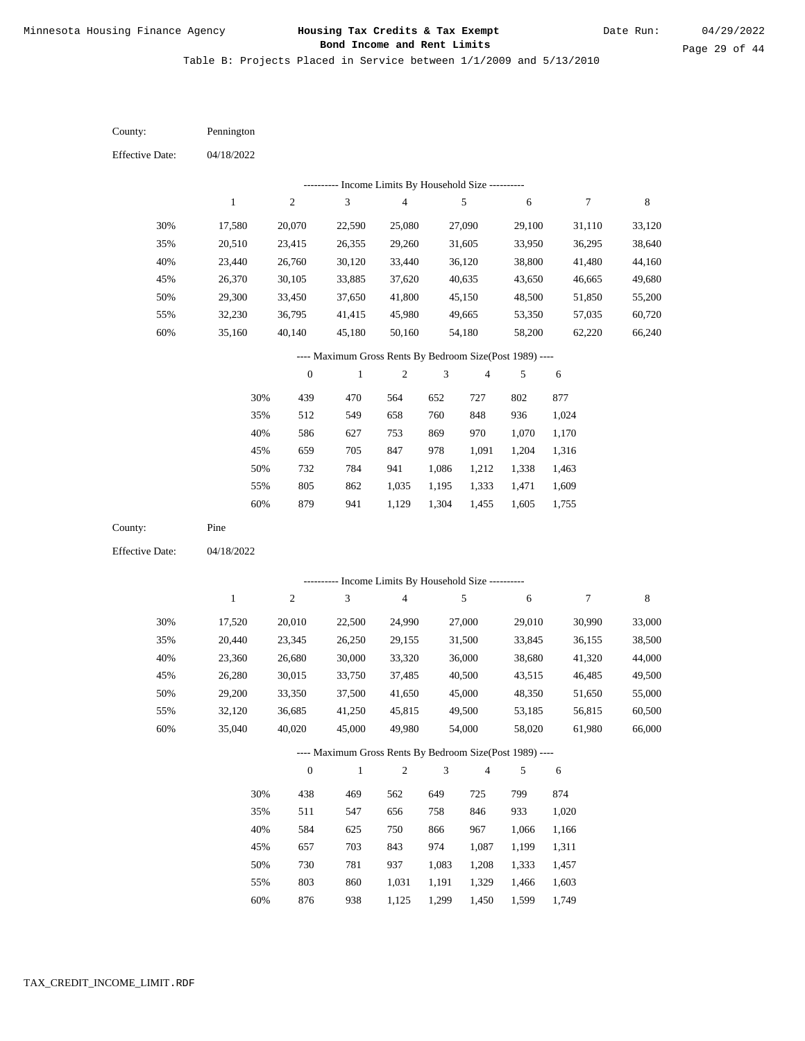# Housing Tax Credits & Tax Exempt Bond Income and Rent Limits

Table B: Projects Placed in Service between 1/1/2009 and 5/13/2010

County: Pennington

Effective Date: 04/18/2022

---------- Income Limits By Household Size ----------

| | 1 | 2 | 3 | 4 | 5 | 6 | 7 | 8 |
|---|---|---|---|---|---|---|---|---|
| 30% | 17,580 | 20,070 | 22,590 | 25,080 | 27,090 | 29,100 | 31,110 | 33,120 |
| 35% | 20,510 | 23,415 | 26,355 | 29,260 | 31,605 | 33,950 | 36,295 | 38,640 |
| 40% | 23,440 | 26,760 | 30,120 | 33,440 | 36,120 | 38,800 | 41,480 | 44,160 |
| 45% | 26,370 | 30,105 | 33,885 | 37,620 | 40,635 | 43,650 | 46,665 | 49,680 |
| 50% | 29,300 | 33,450 | 37,650 | 41,800 | 45,150 | 48,500 | 51,850 | 55,200 |
| 55% | 32,230 | 36,795 | 41,415 | 45,980 | 49,665 | 53,350 | 57,035 | 60,720 |
| 60% | 35,160 | 40,140 | 45,180 | 50,160 | 54,180 | 58,200 | 62,220 | 66,240 |

---- Maximum Gross Rents By Bedroom Size(Post 1989) ----

| | 0 | 1 | 2 | 3 | 4 | 5 | 6 |
|---|---|---|---|---|---|---|---|
| 30% | 439 | 470 | 564 | 652 | 727 | 802 | 877 |
| 35% | 512 | 549 | 658 | 760 | 848 | 936 | 1,024 |
| 40% | 586 | 627 | 753 | 869 | 970 | 1,070 | 1,170 |
| 45% | 659 | 705 | 847 | 978 | 1,091 | 1,204 | 1,316 |
| 50% | 732 | 784 | 941 | 1,086 | 1,212 | 1,338 | 1,463 |
| 55% | 805 | 862 | 1,035 | 1,195 | 1,333 | 1,471 | 1,609 |
| 60% | 879 | 941 | 1,129 | 1,304 | 1,455 | 1,605 | 1,755 |

County: Pine

Effective Date: 04/18/2022

---------- Income Limits By Household Size ----------

| | 1 | 2 | 3 | 4 | 5 | 6 | 7 | 8 |
|---|---|---|---|---|---|---|---|---|
| 30% | 17,520 | 20,010 | 22,500 | 24,990 | 27,000 | 29,010 | 30,990 | 33,000 |
| 35% | 20,440 | 23,345 | 26,250 | 29,155 | 31,500 | 33,845 | 36,155 | 38,500 |
| 40% | 23,360 | 26,680 | 30,000 | 33,320 | 36,000 | 38,680 | 41,320 | 44,000 |
| 45% | 26,280 | 30,015 | 33,750 | 37,485 | 40,500 | 43,515 | 46,485 | 49,500 |
| 50% | 29,200 | 33,350 | 37,500 | 41,650 | 45,000 | 48,350 | 51,650 | 55,000 |
| 55% | 32,120 | 36,685 | 41,250 | 45,815 | 49,500 | 53,185 | 56,815 | 60,500 |
| 60% | 35,040 | 40,020 | 45,000 | 49,980 | 54,000 | 58,020 | 61,980 | 66,000 |

---- Maximum Gross Rents By Bedroom Size(Post 1989) ----

| | 0 | 1 | 2 | 3 | 4 | 5 | 6 |
|---|---|---|---|---|---|---|---|
| 30% | 438 | 469 | 562 | 649 | 725 | 799 | 874 |
| 35% | 511 | 547 | 656 | 758 | 846 | 933 | 1,020 |
| 40% | 584 | 625 | 750 | 866 | 967 | 1,066 | 1,166 |
| 45% | 657 | 703 | 843 | 974 | 1,087 | 1,199 | 1,311 |
| 50% | 730 | 781 | 937 | 1,083 | 1,208 | 1,333 | 1,457 |
| 55% | 803 | 860 | 1,031 | 1,191 | 1,329 | 1,466 | 1,603 |
| 60% | 876 | 938 | 1,125 | 1,299 | 1,450 | 1,599 | 1,749 |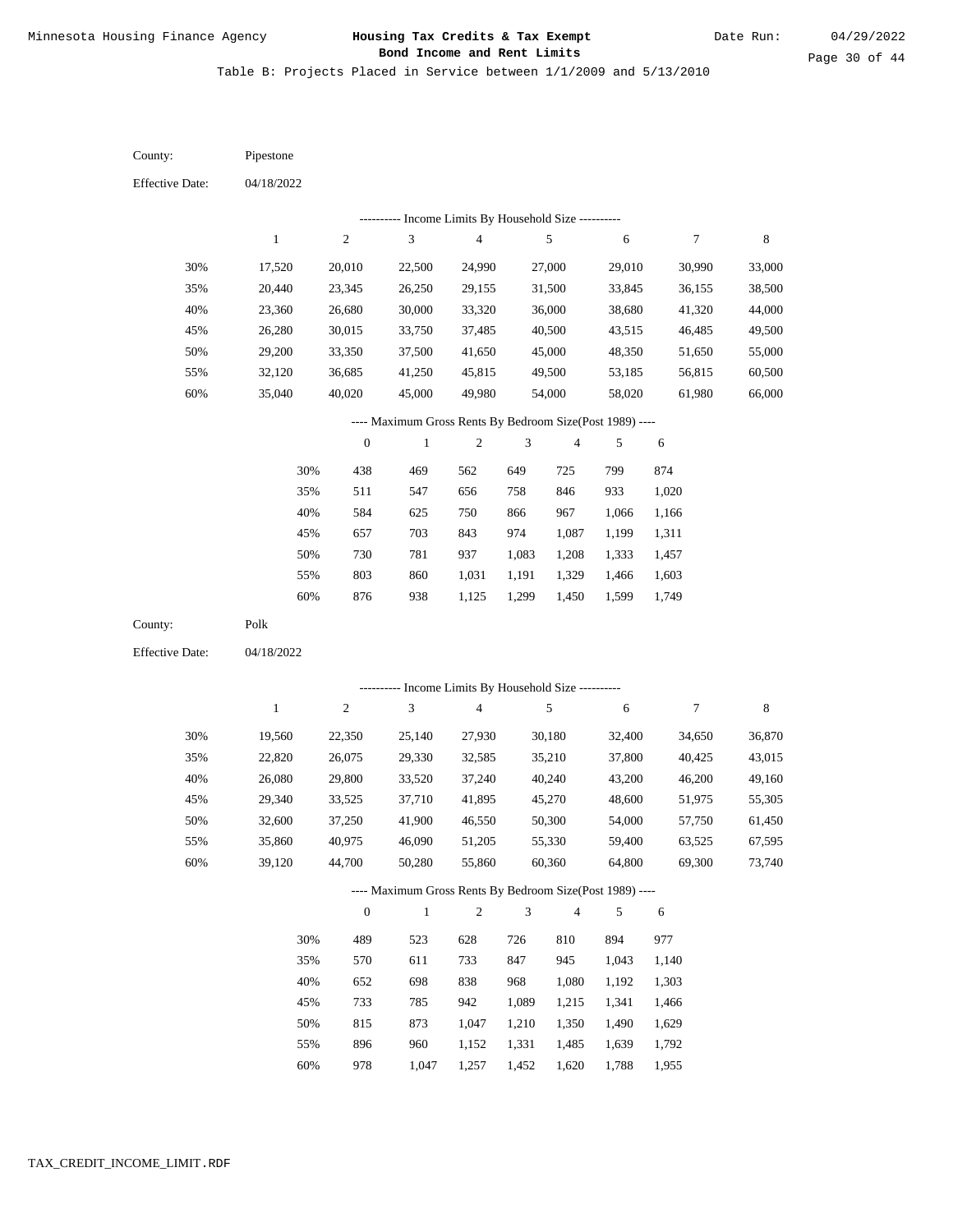Minnesota Housing Finance Agency

**Housing Tax Credits & Tax Exempt Bond Income and Rent Limits**

Date Run: 04/29/2022

Table B: Projects Placed in Service between 1/1/2009 and 5/13/2010

County: Pipestone

Effective Date: 04/18/2022

---------- Income Limits By Household Size ----------

| | 1 | 2 | 3 | 4 | 5 | 6 | 7 | 8 |
|---|---|---|---|---|---|---|---|---|
| 30% | 17,520 | 20,010 | 22,500 | 24,990 | 27,000 | 29,010 | 30,990 | 33,000 |
| 35% | 20,440 | 23,345 | 26,250 | 29,155 | 31,500 | 33,845 | 36,155 | 38,500 |
| 40% | 23,360 | 26,680 | 30,000 | 33,320 | 36,000 | 38,680 | 41,320 | 44,000 |
| 45% | 26,280 | 30,015 | 33,750 | 37,485 | 40,500 | 43,515 | 46,485 | 49,500 |
| 50% | 29,200 | 33,350 | 37,500 | 41,650 | 45,000 | 48,350 | 51,650 | 55,000 |
| 55% | 32,120 | 36,685 | 41,250 | 45,815 | 49,500 | 53,185 | 56,815 | 60,500 |
| 60% | 35,040 | 40,020 | 45,000 | 49,980 | 54,000 | 58,020 | 61,980 | 66,000 |

---- Maximum Gross Rents By Bedroom Size(Post 1989) ----

| | 0 | 1 | 2 | 3 | 4 | 5 | 6 |
|---|---|---|---|---|---|---|---|
| 30% | 438 | 469 | 562 | 649 | 725 | 799 | 874 |
| 35% | 511 | 547 | 656 | 758 | 846 | 933 | 1,020 |
| 40% | 584 | 625 | 750 | 866 | 967 | 1,066 | 1,166 |
| 45% | 657 | 703 | 843 | 974 | 1,087 | 1,199 | 1,311 |
| 50% | 730 | 781 | 937 | 1,083 | 1,208 | 1,333 | 1,457 |
| 55% | 803 | 860 | 1,031 | 1,191 | 1,329 | 1,466 | 1,603 |
| 60% | 876 | 938 | 1,125 | 1,299 | 1,450 | 1,599 | 1,749 |

County: Polk

Effective Date: 04/18/2022

---------- Income Limits By Household Size ----------

| | 1 | 2 | 3 | 4 | 5 | 6 | 7 | 8 |
|---|---|---|---|---|---|---|---|---|
| 30% | 19,560 | 22,350 | 25,140 | 27,930 | 30,180 | 32,400 | 34,650 | 36,870 |
| 35% | 22,820 | 26,075 | 29,330 | 32,585 | 35,210 | 37,800 | 40,425 | 43,015 |
| 40% | 26,080 | 29,800 | 33,520 | 37,240 | 40,240 | 43,200 | 46,200 | 49,160 |
| 45% | 29,340 | 33,525 | 37,710 | 41,895 | 45,270 | 48,600 | 51,975 | 55,305 |
| 50% | 32,600 | 37,250 | 41,900 | 46,550 | 50,300 | 54,000 | 57,750 | 61,450 |
| 55% | 35,860 | 40,975 | 46,090 | 51,205 | 55,330 | 59,400 | 63,525 | 67,595 |
| 60% | 39,120 | 44,700 | 50,280 | 55,860 | 60,360 | 64,800 | 69,300 | 73,740 |

---- Maximum Gross Rents By Bedroom Size(Post 1989) ----

| | 0 | 1 | 2 | 3 | 4 | 5 | 6 |
|---|---|---|---|---|---|---|---|
| 30% | 489 | 523 | 628 | 726 | 810 | 894 | 977 |
| 35% | 570 | 611 | 733 | 847 | 945 | 1,043 | 1,140 |
| 40% | 652 | 698 | 838 | 968 | 1,080 | 1,192 | 1,303 |
| 45% | 733 | 785 | 942 | 1,089 | 1,215 | 1,341 | 1,466 |
| 50% | 815 | 873 | 1,047 | 1,210 | 1,350 | 1,490 | 1,629 |
| 55% | 896 | 960 | 1,152 | 1,331 | 1,485 | 1,639 | 1,792 |
| 60% | 978 | 1,047 | 1,257 | 1,452 | 1,620 | 1,788 | 1,955 |

TAX_CREDIT_INCOME_LIMIT.RDF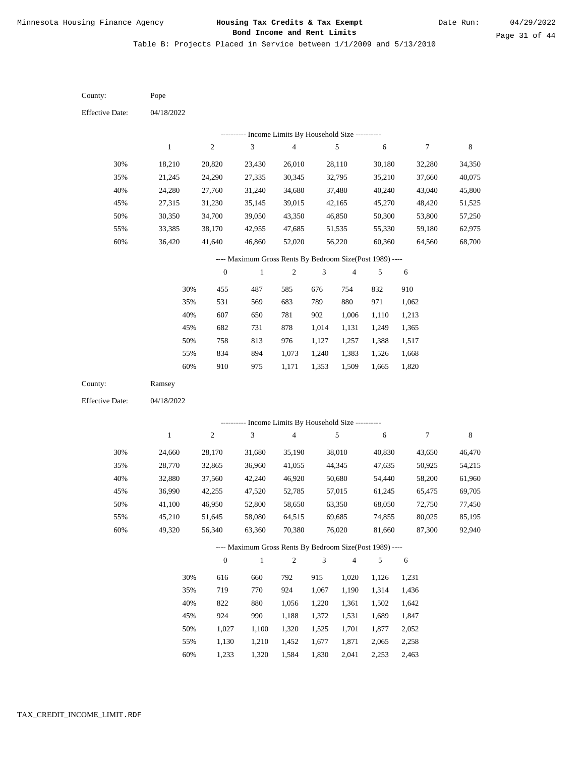Minnesota Housing Finance Agency

**Housing Tax Credits & Tax Exempt Bond Income and Rent Limits**

Date Run: 04/29/2022

Table B: Projects Placed in Service between 1/1/2009 and 5/13/2010

County: Pope

Effective Date: 04/18/2022

---------- Income Limits By Household Size ----------

| | 1 | 2 | 3 | 4 | 5 | 6 | 7 | 8 |
|---|---|---|---|---|---|---|---|---|
| 30% | 18,210 | 20,820 | 23,430 | 26,010 | 28,110 | 30,180 | 32,280 | 34,350 |
| 35% | 21,245 | 24,290 | 27,335 | 30,345 | 32,795 | 35,210 | 37,660 | 40,075 |
| 40% | 24,280 | 27,760 | 31,240 | 34,680 | 37,480 | 40,240 | 43,040 | 45,800 |
| 45% | 27,315 | 31,230 | 35,145 | 39,015 | 42,165 | 45,270 | 48,420 | 51,525 |
| 50% | 30,350 | 34,700 | 39,050 | 43,350 | 46,850 | 50,300 | 53,800 | 57,250 |
| 55% | 33,385 | 38,170 | 42,955 | 47,685 | 51,535 | 55,330 | 59,180 | 62,975 |
| 60% | 36,420 | 41,640 | 46,860 | 52,020 | 56,220 | 60,360 | 64,560 | 68,700 |

---- Maximum Gross Rents By Bedroom Size(Post 1989) ----

| | 0 | 1 | 2 | 3 | 4 | 5 | 6 |
|---|---|---|---|---|---|---|---|
| 30% | 455 | 487 | 585 | 676 | 754 | 832 | 910 |
| 35% | 531 | 569 | 683 | 789 | 880 | 971 | 1,062 |
| 40% | 607 | 650 | 781 | 902 | 1,006 | 1,110 | 1,213 |
| 45% | 682 | 731 | 878 | 1,014 | 1,131 | 1,249 | 1,365 |
| 50% | 758 | 813 | 976 | 1,127 | 1,257 | 1,388 | 1,517 |
| 55% | 834 | 894 | 1,073 | 1,240 | 1,383 | 1,526 | 1,668 |
| 60% | 910 | 975 | 1,171 | 1,353 | 1,509 | 1,665 | 1,820 |

County: Ramsey

Effective Date: 04/18/2022

---------- Income Limits By Household Size ----------

| | 1 | 2 | 3 | 4 | 5 | 6 | 7 | 8 |
|---|---|---|---|---|---|---|---|---|
| 30% | 24,660 | 28,170 | 31,680 | 35,190 | 38,010 | 40,830 | 43,650 | 46,470 |
| 35% | 28,770 | 32,865 | 36,960 | 41,055 | 44,345 | 47,635 | 50,925 | 54,215 |
| 40% | 32,880 | 37,560 | 42,240 | 46,920 | 50,680 | 54,440 | 58,200 | 61,960 |
| 45% | 36,990 | 42,255 | 47,520 | 52,785 | 57,015 | 61,245 | 65,475 | 69,705 |
| 50% | 41,100 | 46,950 | 52,800 | 58,650 | 63,350 | 68,050 | 72,750 | 77,450 |
| 55% | 45,210 | 51,645 | 58,080 | 64,515 | 69,685 | 74,855 | 80,025 | 85,195 |
| 60% | 49,320 | 56,340 | 63,360 | 70,380 | 76,020 | 81,660 | 87,300 | 92,940 |

---- Maximum Gross Rents By Bedroom Size(Post 1989) ----

| | 0 | 1 | 2 | 3 | 4 | 5 | 6 |
|---|---|---|---|---|---|---|---|
| 30% | 616 | 660 | 792 | 915 | 1,020 | 1,126 | 1,231 |
| 35% | 719 | 770 | 924 | 1,067 | 1,190 | 1,314 | 1,436 |
| 40% | 822 | 880 | 1,056 | 1,220 | 1,361 | 1,502 | 1,642 |
| 45% | 924 | 990 | 1,188 | 1,372 | 1,531 | 1,689 | 1,847 |
| 50% | 1,027 | 1,100 | 1,320 | 1,525 | 1,701 | 1,877 | 2,052 |
| 55% | 1,130 | 1,210 | 1,452 | 1,677 | 1,871 | 2,065 | 2,258 |
| 60% | 1,233 | 1,320 | 1,584 | 1,830 | 2,041 | 2,253 | 2,463 |

TAX_CREDIT_INCOME_LIMIT.RDF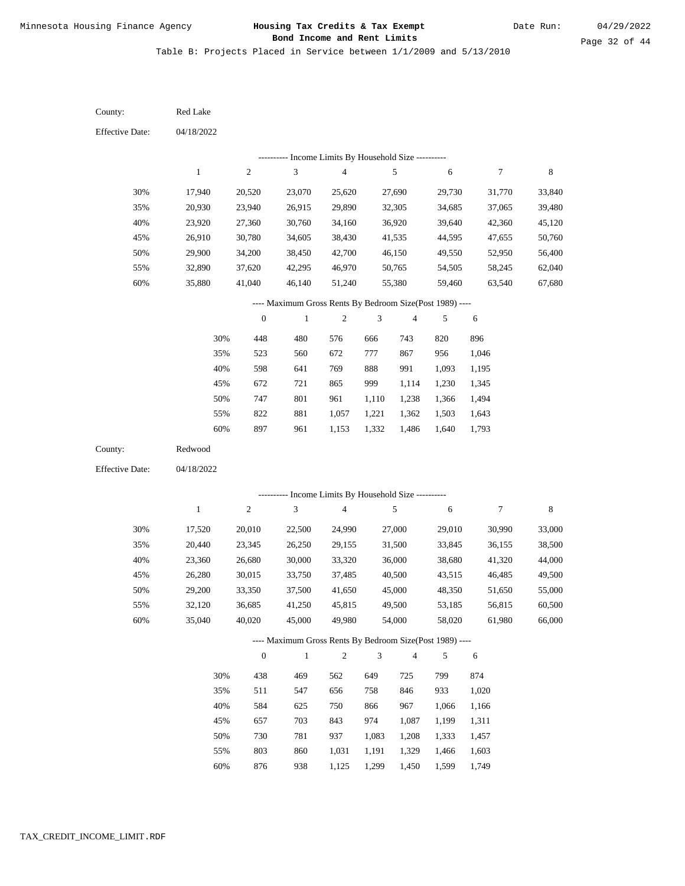Minnesota Housing Finance Agency

# Housing Tax Credits & Tax Exempt Bond Income and Rent Limits

Date Run: 04/29/2022

Table B: Projects Placed in Service between 1/1/2009 and 5/13/2010

County: Red Lake

Effective Date: 04/18/2022

---------- Income Limits By Household Size ----------

| | 1 | 2 | 3 | 4 | 5 | 6 | 7 | 8 |
|---|---|---|---|---|---|---|---|---|
| 30% | 17,940 | 20,520 | 23,070 | 25,620 | 27,690 | 29,730 | 31,770 | 33,840 |
| 35% | 20,930 | 23,940 | 26,915 | 29,890 | 32,305 | 34,685 | 37,065 | 39,480 |
| 40% | 23,920 | 27,360 | 30,760 | 34,160 | 36,920 | 39,640 | 42,360 | 45,120 |
| 45% | 26,910 | 30,780 | 34,605 | 38,430 | 41,535 | 44,595 | 47,655 | 50,760 |
| 50% | 29,900 | 34,200 | 38,450 | 42,700 | 46,150 | 49,550 | 52,950 | 56,400 |
| 55% | 32,890 | 37,620 | 42,295 | 46,970 | 50,765 | 54,505 | 58,245 | 62,040 |
| 60% | 35,880 | 41,040 | 46,140 | 51,240 | 55,380 | 59,460 | 63,540 | 67,680 |

---- Maximum Gross Rents By Bedroom Size(Post 1989) ----

| | 0 | 1 | 2 | 3 | 4 | 5 | 6 |
|---|---|---|---|---|---|---|---|
| 30% | 448 | 480 | 576 | 666 | 743 | 820 | 896 |
| 35% | 523 | 560 | 672 | 777 | 867 | 956 | 1,046 |
| 40% | 598 | 641 | 769 | 888 | 991 | 1,093 | 1,195 |
| 45% | 672 | 721 | 865 | 999 | 1,114 | 1,230 | 1,345 |
| 50% | 747 | 801 | 961 | 1,110 | 1,238 | 1,366 | 1,494 |
| 55% | 822 | 881 | 1,057 | 1,221 | 1,362 | 1,503 | 1,643 |
| 60% | 897 | 961 | 1,153 | 1,332 | 1,486 | 1,640 | 1,793 |

County: Redwood

Effective Date: 04/18/2022

---------- Income Limits By Household Size ----------

| | 1 | 2 | 3 | 4 | 5 | 6 | 7 | 8 |
|---|---|---|---|---|---|---|---|---|
| 30% | 17,520 | 20,010 | 22,500 | 24,990 | 27,000 | 29,010 | 30,990 | 33,000 |
| 35% | 20,440 | 23,345 | 26,250 | 29,155 | 31,500 | 33,845 | 36,155 | 38,500 |
| 40% | 23,360 | 26,680 | 30,000 | 33,320 | 36,000 | 38,680 | 41,320 | 44,000 |
| 45% | 26,280 | 30,015 | 33,750 | 37,485 | 40,500 | 43,515 | 46,485 | 49,500 |
| 50% | 29,200 | 33,350 | 37,500 | 41,650 | 45,000 | 48,350 | 51,650 | 55,000 |
| 55% | 32,120 | 36,685 | 41,250 | 45,815 | 49,500 | 53,185 | 56,815 | 60,500 |
| 60% | 35,040 | 40,020 | 45,000 | 49,980 | 54,000 | 58,020 | 61,980 | 66,000 |

---- Maximum Gross Rents By Bedroom Size(Post 1989) ----

| | 0 | 1 | 2 | 3 | 4 | 5 | 6 |
|---|---|---|---|---|---|---|---|
| 30% | 438 | 469 | 562 | 649 | 725 | 799 | 874 |
| 35% | 511 | 547 | 656 | 758 | 846 | 933 | 1,020 |
| 40% | 584 | 625 | 750 | 866 | 967 | 1,066 | 1,166 |
| 45% | 657 | 703 | 843 | 974 | 1,087 | 1,199 | 1,311 |
| 50% | 730 | 781 | 937 | 1,083 | 1,208 | 1,333 | 1,457 |
| 55% | 803 | 860 | 1,031 | 1,191 | 1,329 | 1,466 | 1,603 |
| 60% | 876 | 938 | 1,125 | 1,299 | 1,450 | 1,599 | 1,749 |

TAX_CREDIT_INCOME_LIMIT.RDF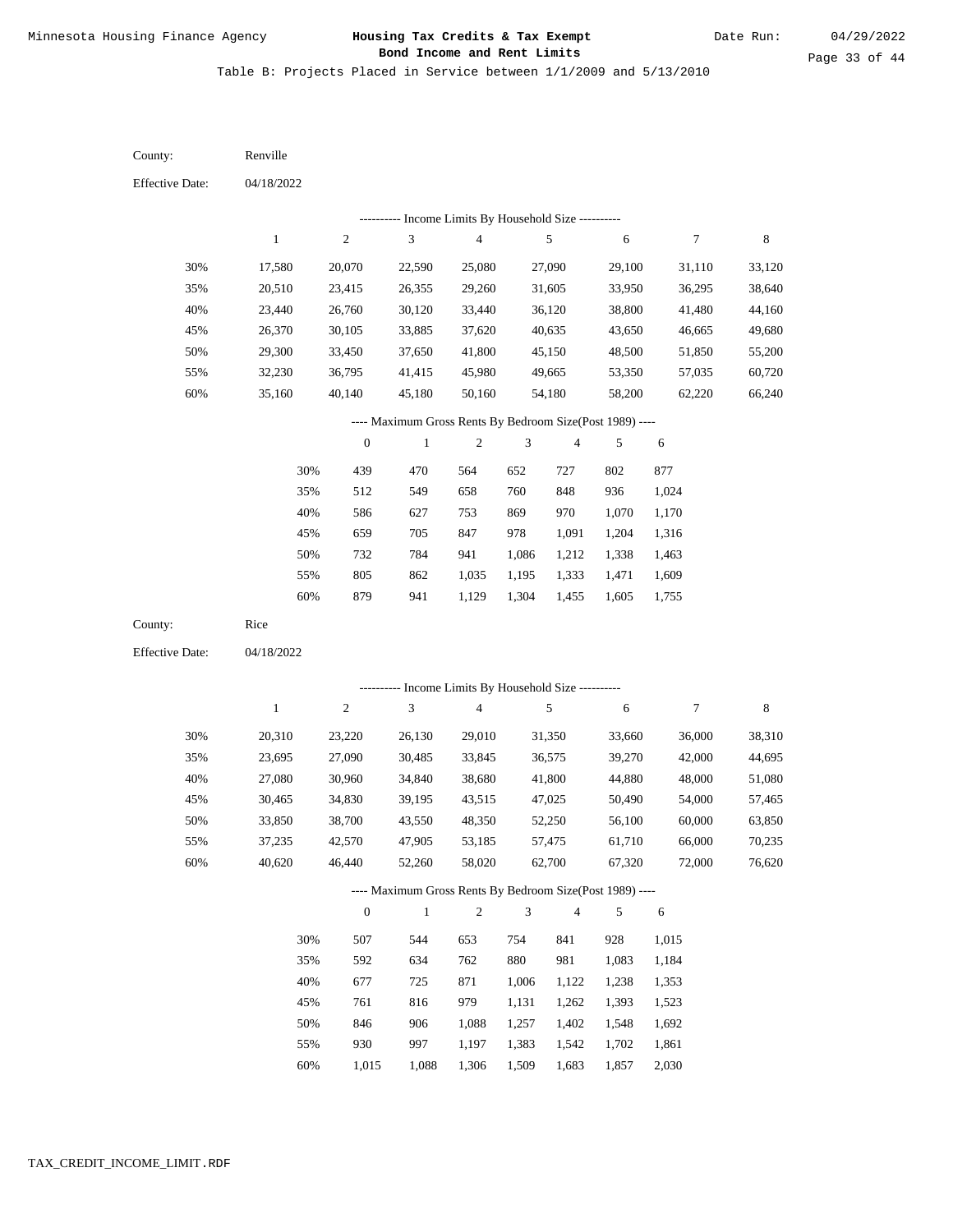Table B: Projects Placed in Service between 1/1/2009 and 5/13/2010

County: Renville

Effective Date: 04/18/2022

---------- Income Limits By Household Size ----------

| | 1 | 2 | 3 | 4 | 5 | 6 | 7 | 8 |
|---|---|---|---|---|---|---|---|---|
| 30% | 17,580 | 20,070 | 22,590 | 25,080 | 27,090 | 29,100 | 31,110 | 33,120 |
| 35% | 20,510 | 23,415 | 26,355 | 29,260 | 31,605 | 33,950 | 36,295 | 38,640 |
| 40% | 23,440 | 26,760 | 30,120 | 33,440 | 36,120 | 38,800 | 41,480 | 44,160 |
| 45% | 26,370 | 30,105 | 33,885 | 37,620 | 40,635 | 43,650 | 46,665 | 49,680 |
| 50% | 29,300 | 33,450 | 37,650 | 41,800 | 45,150 | 48,500 | 51,850 | 55,200 |
| 55% | 32,230 | 36,795 | 41,415 | 45,980 | 49,665 | 53,350 | 57,035 | 60,720 |
| 60% | 35,160 | 40,140 | 45,180 | 50,160 | 54,180 | 58,200 | 62,220 | 66,240 |

---- Maximum Gross Rents By Bedroom Size(Post 1989) ----

| | 0 | 1 | 2 | 3 | 4 | 5 | 6 |
|---|---|---|---|---|---|---|---|
| 30% | 439 | 470 | 564 | 652 | 727 | 802 | 877 |
| 35% | 512 | 549 | 658 | 760 | 848 | 936 | 1,024 |
| 40% | 586 | 627 | 753 | 869 | 970 | 1,070 | 1,170 |
| 45% | 659 | 705 | 847 | 978 | 1,091 | 1,204 | 1,316 |
| 50% | 732 | 784 | 941 | 1,086 | 1,212 | 1,338 | 1,463 |
| 55% | 805 | 862 | 1,035 | 1,195 | 1,333 | 1,471 | 1,609 |
| 60% | 879 | 941 | 1,129 | 1,304 | 1,455 | 1,605 | 1,755 |

County: Rice

Effective Date: 04/18/2022

---------- Income Limits By Household Size ----------

| | 1 | 2 | 3 | 4 | 5 | 6 | 7 | 8 |
|---|---|---|---|---|---|---|---|---|
| 30% | 20,310 | 23,220 | 26,130 | 29,010 | 31,350 | 33,660 | 36,000 | 38,310 |
| 35% | 23,695 | 27,090 | 30,485 | 33,845 | 36,575 | 39,270 | 42,000 | 44,695 |
| 40% | 27,080 | 30,960 | 34,840 | 38,680 | 41,800 | 44,880 | 48,000 | 51,080 |
| 45% | 30,465 | 34,830 | 39,195 | 43,515 | 47,025 | 50,490 | 54,000 | 57,465 |
| 50% | 33,850 | 38,700 | 43,550 | 48,350 | 52,250 | 56,100 | 60,000 | 63,850 |
| 55% | 37,235 | 42,570 | 47,905 | 53,185 | 57,475 | 61,710 | 66,000 | 70,235 |
| 60% | 40,620 | 46,440 | 52,260 | 58,020 | 62,700 | 67,320 | 72,000 | 76,620 |

---- Maximum Gross Rents By Bedroom Size(Post 1989) ----

| | 0 | 1 | 2 | 3 | 4 | 5 | 6 |
|---|---|---|---|---|---|---|---|
| 30% | 507 | 544 | 653 | 754 | 841 | 928 | 1,015 |
| 35% | 592 | 634 | 762 | 880 | 981 | 1,083 | 1,184 |
| 40% | 677 | 725 | 871 | 1,006 | 1,122 | 1,238 | 1,353 |
| 45% | 761 | 816 | 979 | 1,131 | 1,262 | 1,393 | 1,523 |
| 50% | 846 | 906 | 1,088 | 1,257 | 1,402 | 1,548 | 1,692 |
| 55% | 930 | 997 | 1,197 | 1,383 | 1,542 | 1,702 | 1,861 |
| 60% | 1,015 | 1,088 | 1,306 | 1,509 | 1,683 | 1,857 | 2,030 |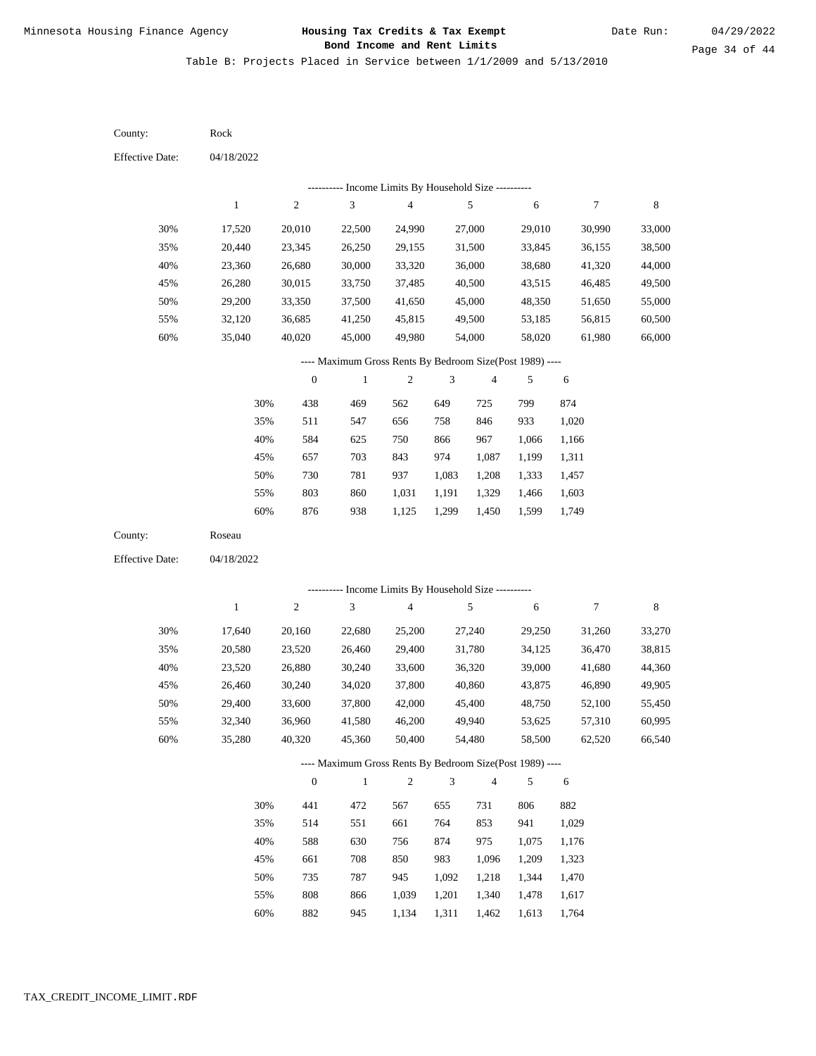Table B: Projects Placed in Service between 1/1/2009 and 5/13/2010

County: Rock

Effective Date: 04/18/2022

---------- Income Limits By Household Size ----------

| | 1 | 2 | 3 | 4 | 5 | 6 | 7 | 8 |
|---|---|---|---|---|---|---|---|---|
| 30% | 17,520 | 20,010 | 22,500 | 24,990 | 27,000 | 29,010 | 30,990 | 33,000 |
| 35% | 20,440 | 23,345 | 26,250 | 29,155 | 31,500 | 33,845 | 36,155 | 38,500 |
| 40% | 23,360 | 26,680 | 30,000 | 33,320 | 36,000 | 38,680 | 41,320 | 44,000 |
| 45% | 26,280 | 30,015 | 33,750 | 37,485 | 40,500 | 43,515 | 46,485 | 49,500 |
| 50% | 29,200 | 33,350 | 37,500 | 41,650 | 45,000 | 48,350 | 51,650 | 55,000 |
| 55% | 32,120 | 36,685 | 41,250 | 45,815 | 49,500 | 53,185 | 56,815 | 60,500 |
| 60% | 35,040 | 40,020 | 45,000 | 49,980 | 54,000 | 58,020 | 61,980 | 66,000 |

---- Maximum Gross Rents By Bedroom Size(Post 1989) ----

| | 0 | 1 | 2 | 3 | 4 | 5 | 6 |
|---|---|---|---|---|---|---|---|
| 30% | 438 | 469 | 562 | 649 | 725 | 799 | 874 |
| 35% | 511 | 547 | 656 | 758 | 846 | 933 | 1,020 |
| 40% | 584 | 625 | 750 | 866 | 967 | 1,066 | 1,166 |
| 45% | 657 | 703 | 843 | 974 | 1,087 | 1,199 | 1,311 |
| 50% | 730 | 781 | 937 | 1,083 | 1,208 | 1,333 | 1,457 |
| 55% | 803 | 860 | 1,031 | 1,191 | 1,329 | 1,466 | 1,603 |
| 60% | 876 | 938 | 1,125 | 1,299 | 1,450 | 1,599 | 1,749 |

County: Roseau

Effective Date: 04/18/2022

---------- Income Limits By Household Size ----------

| | 1 | 2 | 3 | 4 | 5 | 6 | 7 | 8 |
|---|---|---|---|---|---|---|---|---|
| 30% | 17,640 | 20,160 | 22,680 | 25,200 | 27,240 | 29,250 | 31,260 | 33,270 |
| 35% | 20,580 | 23,520 | 26,460 | 29,400 | 31,780 | 34,125 | 36,470 | 38,815 |
| 40% | 23,520 | 26,880 | 30,240 | 33,600 | 36,320 | 39,000 | 41,680 | 44,360 |
| 45% | 26,460 | 30,240 | 34,020 | 37,800 | 40,860 | 43,875 | 46,890 | 49,905 |
| 50% | 29,400 | 33,600 | 37,800 | 42,000 | 45,400 | 48,750 | 52,100 | 55,450 |
| 55% | 32,340 | 36,960 | 41,580 | 46,200 | 49,940 | 53,625 | 57,310 | 60,995 |
| 60% | 35,280 | 40,320 | 45,360 | 50,400 | 54,480 | 58,500 | 62,520 | 66,540 |

---- Maximum Gross Rents By Bedroom Size(Post 1989) ----

| | 0 | 1 | 2 | 3 | 4 | 5 | 6 |
|---|---|---|---|---|---|---|---|
| 30% | 441 | 472 | 567 | 655 | 731 | 806 | 882 |
| 35% | 514 | 551 | 661 | 764 | 853 | 941 | 1,029 |
| 40% | 588 | 630 | 756 | 874 | 975 | 1,075 | 1,176 |
| 45% | 661 | 708 | 850 | 983 | 1,096 | 1,209 | 1,323 |
| 50% | 735 | 787 | 945 | 1,092 | 1,218 | 1,344 | 1,470 |
| 55% | 808 | 866 | 1,039 | 1,201 | 1,340 | 1,478 | 1,617 |
| 60% | 882 | 945 | 1,134 | 1,311 | 1,462 | 1,613 | 1,764 |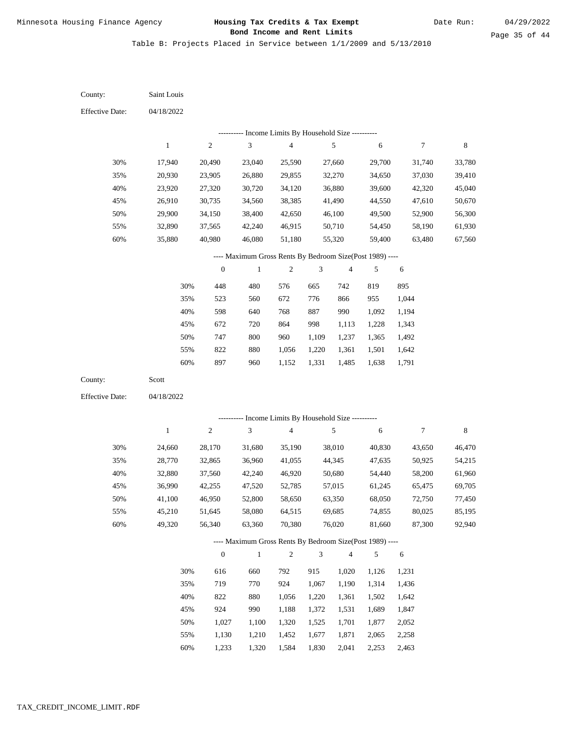Table B: Projects Placed in Service between 1/1/2009 and 5/13/2010

County: Saint Louis

Effective Date: 04/18/2022

---------- Income Limits By Household Size ----------

| | 1 | 2 | 3 | 4 | 5 | 6 | 7 | 8 |
|---|---|---|---|---|---|---|---|---|
| 30% | 17,940 | 20,490 | 23,040 | 25,590 | 27,660 | 29,700 | 31,740 | 33,780 |
| 35% | 20,930 | 23,905 | 26,880 | 29,855 | 32,270 | 34,650 | 37,030 | 39,410 |
| 40% | 23,920 | 27,320 | 30,720 | 34,120 | 36,880 | 39,600 | 42,320 | 45,040 |
| 45% | 26,910 | 30,735 | 34,560 | 38,385 | 41,490 | 44,550 | 47,610 | 50,670 |
| 50% | 29,900 | 34,150 | 38,400 | 42,650 | 46,100 | 49,500 | 52,900 | 56,300 |
| 55% | 32,890 | 37,565 | 42,240 | 46,915 | 50,710 | 54,450 | 58,190 | 61,930 |
| 60% | 35,880 | 40,980 | 46,080 | 51,180 | 55,320 | 59,400 | 63,480 | 67,560 |

---- Maximum Gross Rents By Bedroom Size(Post 1989) ----

| | 0 | 1 | 2 | 3 | 4 | 5 | 6 |
|---|---|---|---|---|---|---|---|
| 30% | 448 | 480 | 576 | 665 | 742 | 819 | 895 |
| 35% | 523 | 560 | 672 | 776 | 866 | 955 | 1,044 |
| 40% | 598 | 640 | 768 | 887 | 990 | 1,092 | 1,194 |
| 45% | 672 | 720 | 864 | 998 | 1,113 | 1,228 | 1,343 |
| 50% | 747 | 800 | 960 | 1,109 | 1,237 | 1,365 | 1,492 |
| 55% | 822 | 880 | 1,056 | 1,220 | 1,361 | 1,501 | 1,642 |
| 60% | 897 | 960 | 1,152 | 1,331 | 1,485 | 1,638 | 1,791 |

County: Scott

Effective Date: 04/18/2022

---------- Income Limits By Household Size ----------

| | 1 | 2 | 3 | 4 | 5 | 6 | 7 | 8 |
|---|---|---|---|---|---|---|---|---|
| 30% | 24,660 | 28,170 | 31,680 | 35,190 | 38,010 | 40,830 | 43,650 | 46,470 |
| 35% | 28,770 | 32,865 | 36,960 | 41,055 | 44,345 | 47,635 | 50,925 | 54,215 |
| 40% | 32,880 | 37,560 | 42,240 | 46,920 | 50,680 | 54,440 | 58,200 | 61,960 |
| 45% | 36,990 | 42,255 | 47,520 | 52,785 | 57,015 | 61,245 | 65,475 | 69,705 |
| 50% | 41,100 | 46,950 | 52,800 | 58,650 | 63,350 | 68,050 | 72,750 | 77,450 |
| 55% | 45,210 | 51,645 | 58,080 | 64,515 | 69,685 | 74,855 | 80,025 | 85,195 |
| 60% | 49,320 | 56,340 | 63,360 | 70,380 | 76,020 | 81,660 | 87,300 | 92,940 |

---- Maximum Gross Rents By Bedroom Size(Post 1989) ----

| | 0 | 1 | 2 | 3 | 4 | 5 | 6 |
|---|---|---|---|---|---|---|---|
| 30% | 616 | 660 | 792 | 915 | 1,020 | 1,126 | 1,231 |
| 35% | 719 | 770 | 924 | 1,067 | 1,190 | 1,314 | 1,436 |
| 40% | 822 | 880 | 1,056 | 1,220 | 1,361 | 1,502 | 1,642 |
| 45% | 924 | 990 | 1,188 | 1,372 | 1,531 | 1,689 | 1,847 |
| 50% | 1,027 | 1,100 | 1,320 | 1,525 | 1,701 | 1,877 | 2,052 |
| 55% | 1,130 | 1,210 | 1,452 | 1,677 | 1,871 | 2,065 | 2,258 |
| 60% | 1,233 | 1,320 | 1,584 | 1,830 | 2,041 | 2,253 | 2,463 |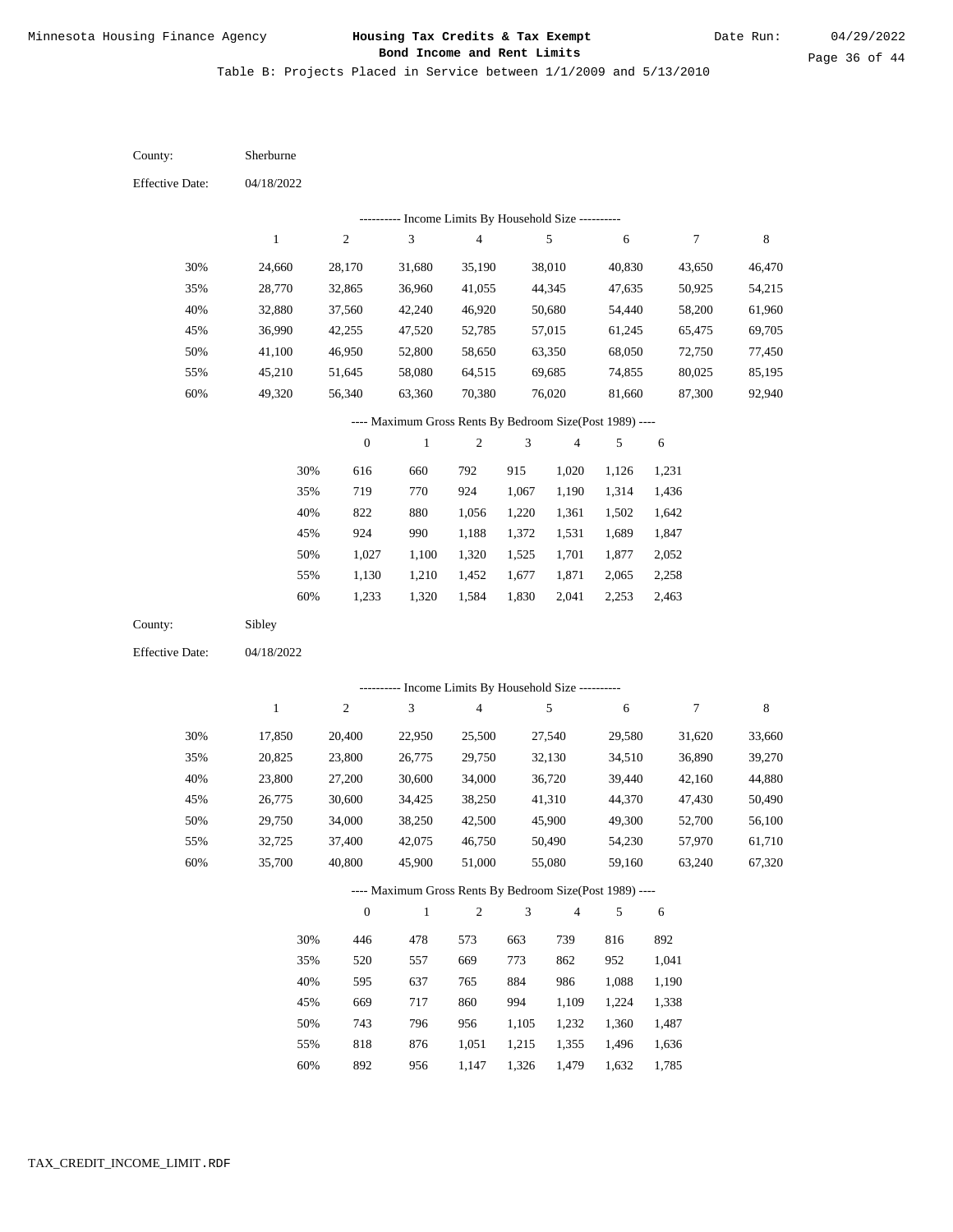Minnesota Housing Finance Agency

**Housing Tax Credits & Tax Exempt Bond Income and Rent Limits**

Date Run: 04/29/2022

Table B: Projects Placed in Service between 1/1/2009 and 5/13/2010

County: Sherburne

Effective Date: 04/18/2022

---------- Income Limits By Household Size ----------

| | 1 | 2 | 3 | 4 | 5 | 6 | 7 | 8 |
|---|---|---|---|---|---|---|---|---|
| 30% | 24,660 | 28,170 | 31,680 | 35,190 | 38,010 | 40,830 | 43,650 | 46,470 |
| 35% | 28,770 | 32,865 | 36,960 | 41,055 | 44,345 | 47,635 | 50,925 | 54,215 |
| 40% | 32,880 | 37,560 | 42,240 | 46,920 | 50,680 | 54,440 | 58,200 | 61,960 |
| 45% | 36,990 | 42,255 | 47,520 | 52,785 | 57,015 | 61,245 | 65,475 | 69,705 |
| 50% | 41,100 | 46,950 | 52,800 | 58,650 | 63,350 | 68,050 | 72,750 | 77,450 |
| 55% | 45,210 | 51,645 | 58,080 | 64,515 | 69,685 | 74,855 | 80,025 | 85,195 |
| 60% | 49,320 | 56,340 | 63,360 | 70,380 | 76,020 | 81,660 | 87,300 | 92,940 |

---- Maximum Gross Rents By Bedroom Size(Post 1989) ----

| | 0 | 1 | 2 | 3 | 4 | 5 | 6 |
|---|---|---|---|---|---|---|---|
| 30% | 616 | 660 | 792 | 915 | 1,020 | 1,126 | 1,231 |
| 35% | 719 | 770 | 924 | 1,067 | 1,190 | 1,314 | 1,436 |
| 40% | 822 | 880 | 1,056 | 1,220 | 1,361 | 1,502 | 1,642 |
| 45% | 924 | 990 | 1,188 | 1,372 | 1,531 | 1,689 | 1,847 |
| 50% | 1,027 | 1,100 | 1,320 | 1,525 | 1,701 | 1,877 | 2,052 |
| 55% | 1,130 | 1,210 | 1,452 | 1,677 | 1,871 | 2,065 | 2,258 |
| 60% | 1,233 | 1,320 | 1,584 | 1,830 | 2,041 | 2,253 | 2,463 |

County: Sibley

Effective Date: 04/18/2022

---------- Income Limits By Household Size ----------

| | 1 | 2 | 3 | 4 | 5 | 6 | 7 | 8 |
|---|---|---|---|---|---|---|---|---|
| 30% | 17,850 | 20,400 | 22,950 | 25,500 | 27,540 | 29,580 | 31,620 | 33,660 |
| 35% | 20,825 | 23,800 | 26,775 | 29,750 | 32,130 | 34,510 | 36,890 | 39,270 |
| 40% | 23,800 | 27,200 | 30,600 | 34,000 | 36,720 | 39,440 | 42,160 | 44,880 |
| 45% | 26,775 | 30,600 | 34,425 | 38,250 | 41,310 | 44,370 | 47,430 | 50,490 |
| 50% | 29,750 | 34,000 | 38,250 | 42,500 | 45,900 | 49,300 | 52,700 | 56,100 |
| 55% | 32,725 | 37,400 | 42,075 | 46,750 | 50,490 | 54,230 | 57,970 | 61,710 |
| 60% | 35,700 | 40,800 | 45,900 | 51,000 | 55,080 | 59,160 | 63,240 | 67,320 |

---- Maximum Gross Rents By Bedroom Size(Post 1989) ----

| | 0 | 1 | 2 | 3 | 4 | 5 | 6 |
|---|---|---|---|---|---|---|---|
| 30% | 446 | 478 | 573 | 663 | 739 | 816 | 892 |
| 35% | 520 | 557 | 669 | 773 | 862 | 952 | 1,041 |
| 40% | 595 | 637 | 765 | 884 | 986 | 1,088 | 1,190 |
| 45% | 669 | 717 | 860 | 994 | 1,109 | 1,224 | 1,338 |
| 50% | 743 | 796 | 956 | 1,105 | 1,232 | 1,360 | 1,487 |
| 55% | 818 | 876 | 1,051 | 1,215 | 1,355 | 1,496 | 1,636 |
| 60% | 892 | 956 | 1,147 | 1,326 | 1,479 | 1,632 | 1,785 |

TAX_CREDIT_INCOME_LIMIT.RDF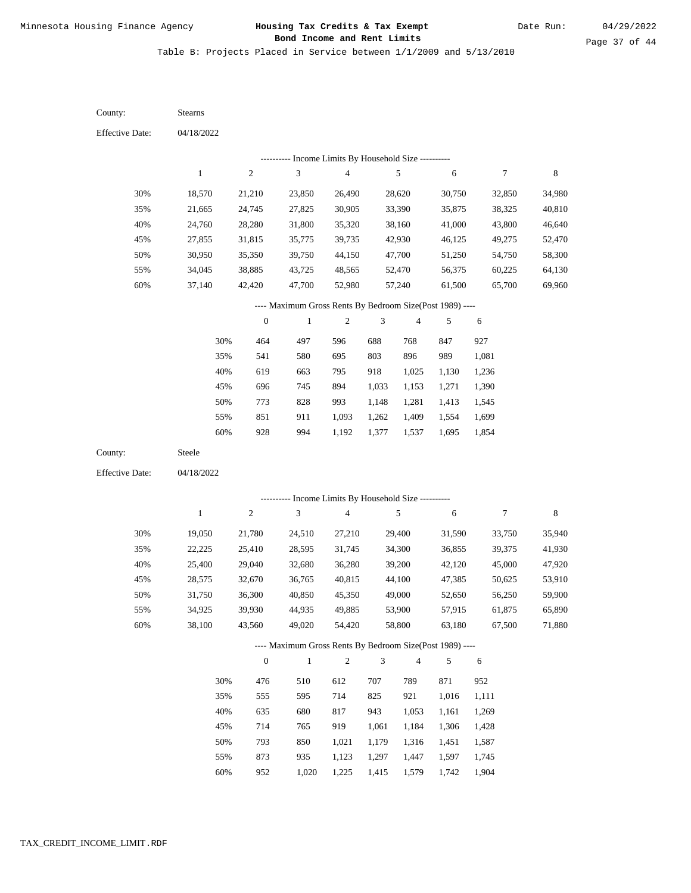Table B: Projects Placed in Service between 1/1/2009 and 5/13/2010

County: Stearns

Effective Date: 04/18/2022

---------- Income Limits By Household Size ----------

| | 1 | 2 | 3 | 4 | 5 | 6 | 7 | 8 |
|---|---|---|---|---|---|---|---|---|
| 30% | 18,570 | 21,210 | 23,850 | 26,490 | 28,620 | 30,750 | 32,850 | 34,980 |
| 35% | 21,665 | 24,745 | 27,825 | 30,905 | 33,390 | 35,875 | 38,325 | 40,810 |
| 40% | 24,760 | 28,280 | 31,800 | 35,320 | 38,160 | 41,000 | 43,800 | 46,640 |
| 45% | 27,855 | 31,815 | 35,775 | 39,735 | 42,930 | 46,125 | 49,275 | 52,470 |
| 50% | 30,950 | 35,350 | 39,750 | 44,150 | 47,700 | 51,250 | 54,750 | 58,300 |
| 55% | 34,045 | 38,885 | 43,725 | 48,565 | 52,470 | 56,375 | 60,225 | 64,130 |
| 60% | 37,140 | 42,420 | 47,700 | 52,980 | 57,240 | 61,500 | 65,700 | 69,960 |

---- Maximum Gross Rents By Bedroom Size(Post 1989) ----

| | 0 | 1 | 2 | 3 | 4 | 5 | 6 |
|---|---|---|---|---|---|---|---|
| 30% | 464 | 497 | 596 | 688 | 768 | 847 | 927 |
| 35% | 541 | 580 | 695 | 803 | 896 | 989 | 1,081 |
| 40% | 619 | 663 | 795 | 918 | 1,025 | 1,130 | 1,236 |
| 45% | 696 | 745 | 894 | 1,033 | 1,153 | 1,271 | 1,390 |
| 50% | 773 | 828 | 993 | 1,148 | 1,281 | 1,413 | 1,545 |
| 55% | 851 | 911 | 1,093 | 1,262 | 1,409 | 1,554 | 1,699 |
| 60% | 928 | 994 | 1,192 | 1,377 | 1,537 | 1,695 | 1,854 |

County: Steele

Effective Date: 04/18/2022

---------- Income Limits By Household Size ----------

| | 1 | 2 | 3 | 4 | 5 | 6 | 7 | 8 |
|---|---|---|---|---|---|---|---|---|
| 30% | 19,050 | 21,780 | 24,510 | 27,210 | 29,400 | 31,590 | 33,750 | 35,940 |
| 35% | 22,225 | 25,410 | 28,595 | 31,745 | 34,300 | 36,855 | 39,375 | 41,930 |
| 40% | 25,400 | 29,040 | 32,680 | 36,280 | 39,200 | 42,120 | 45,000 | 47,920 |
| 45% | 28,575 | 32,670 | 36,765 | 40,815 | 44,100 | 47,385 | 50,625 | 53,910 |
| 50% | 31,750 | 36,300 | 40,850 | 45,350 | 49,000 | 52,650 | 56,250 | 59,900 |
| 55% | 34,925 | 39,930 | 44,935 | 49,885 | 53,900 | 57,915 | 61,875 | 65,890 |
| 60% | 38,100 | 43,560 | 49,020 | 54,420 | 58,800 | 63,180 | 67,500 | 71,880 |

---- Maximum Gross Rents By Bedroom Size(Post 1989) ----

| | 0 | 1 | 2 | 3 | 4 | 5 | 6 |
|---|---|---|---|---|---|---|---|
| 30% | 476 | 510 | 612 | 707 | 789 | 871 | 952 |
| 35% | 555 | 595 | 714 | 825 | 921 | 1,016 | 1,111 |
| 40% | 635 | 680 | 817 | 943 | 1,053 | 1,161 | 1,269 |
| 45% | 714 | 765 | 919 | 1,061 | 1,184 | 1,306 | 1,428 |
| 50% | 793 | 850 | 1,021 | 1,179 | 1,316 | 1,451 | 1,587 |
| 55% | 873 | 935 | 1,123 | 1,297 | 1,447 | 1,597 | 1,745 |
| 60% | 952 | 1,020 | 1,225 | 1,415 | 1,579 | 1,742 | 1,904 |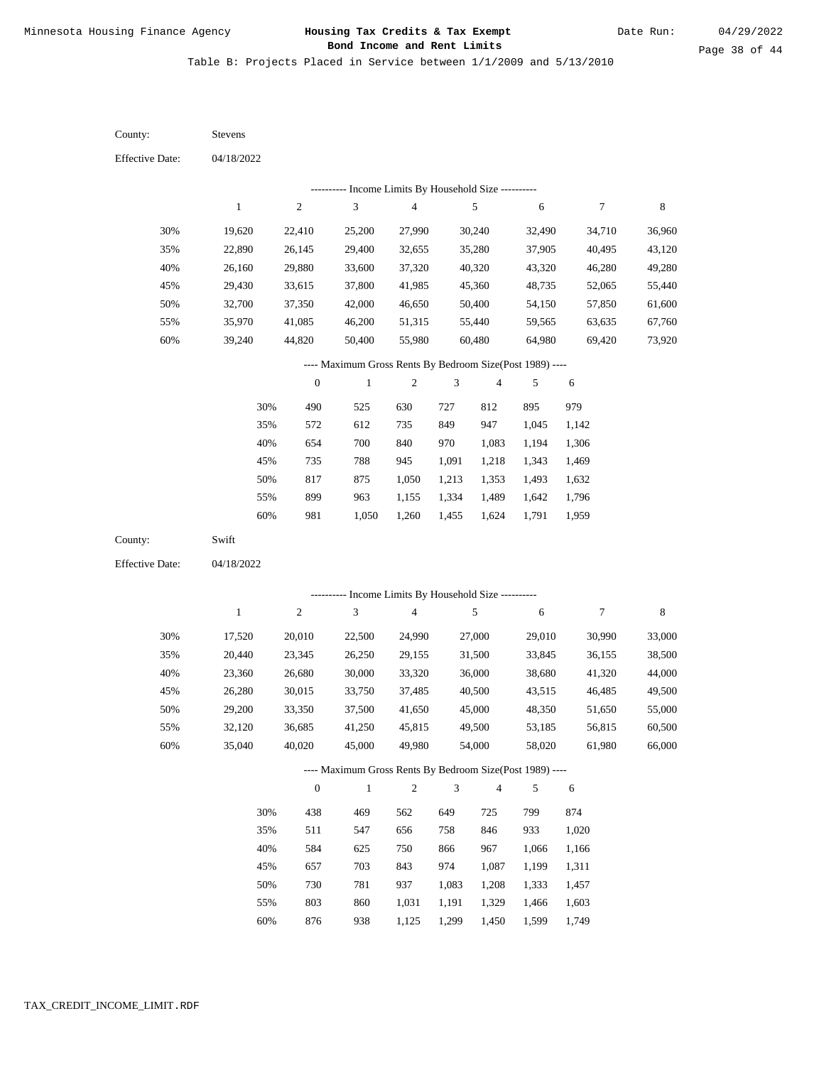Minnesota Housing Finance Agency

**Housing Tax Credits & Tax Exempt Bond Income and Rent Limits**

Date Run: 04/29/2022

Table B: Projects Placed in Service between 1/1/2009 and 5/13/2010

County: Stevens

Effective Date: 04/18/2022

---------- Income Limits By Household Size ----------

| | 1 | 2 | 3 | 4 | 5 | 6 | 7 | 8 |
|---|---|---|---|---|---|---|---|---|
| 30% | 19,620 | 22,410 | 25,200 | 27,990 | 30,240 | 32,490 | 34,710 | 36,960 |
| 35% | 22,890 | 26,145 | 29,400 | 32,655 | 35,280 | 37,905 | 40,495 | 43,120 |
| 40% | 26,160 | 29,880 | 33,600 | 37,320 | 40,320 | 43,320 | 46,280 | 49,280 |
| 45% | 29,430 | 33,615 | 37,800 | 41,985 | 45,360 | 48,735 | 52,065 | 55,440 |
| 50% | 32,700 | 37,350 | 42,000 | 46,650 | 50,400 | 54,150 | 57,850 | 61,600 |
| 55% | 35,970 | 41,085 | 46,200 | 51,315 | 55,440 | 59,565 | 63,635 | 67,760 |
| 60% | 39,240 | 44,820 | 50,400 | 55,980 | 60,480 | 64,980 | 69,420 | 73,920 |

---- Maximum Gross Rents By Bedroom Size(Post 1989) ----

| | 0 | 1 | 2 | 3 | 4 | 5 | 6 |
|---|---|---|---|---|---|---|---|
| 30% | 490 | 525 | 630 | 727 | 812 | 895 | 979 |
| 35% | 572 | 612 | 735 | 849 | 947 | 1,045 | 1,142 |
| 40% | 654 | 700 | 840 | 970 | 1,083 | 1,194 | 1,306 |
| 45% | 735 | 788 | 945 | 1,091 | 1,218 | 1,343 | 1,469 |
| 50% | 817 | 875 | 1,050 | 1,213 | 1,353 | 1,493 | 1,632 |
| 55% | 899 | 963 | 1,155 | 1,334 | 1,489 | 1,642 | 1,796 |
| 60% | 981 | 1,050 | 1,260 | 1,455 | 1,624 | 1,791 | 1,959 |

County: Swift

Effective Date: 04/18/2022

---------- Income Limits By Household Size ----------

| | 1 | 2 | 3 | 4 | 5 | 6 | 7 | 8 |
|---|---|---|---|---|---|---|---|---|
| 30% | 17,520 | 20,010 | 22,500 | 24,990 | 27,000 | 29,010 | 30,990 | 33,000 |
| 35% | 20,440 | 23,345 | 26,250 | 29,155 | 31,500 | 33,845 | 36,155 | 38,500 |
| 40% | 23,360 | 26,680 | 30,000 | 33,320 | 36,000 | 38,680 | 41,320 | 44,000 |
| 45% | 26,280 | 30,015 | 33,750 | 37,485 | 40,500 | 43,515 | 46,485 | 49,500 |
| 50% | 29,200 | 33,350 | 37,500 | 41,650 | 45,000 | 48,350 | 51,650 | 55,000 |
| 55% | 32,120 | 36,685 | 41,250 | 45,815 | 49,500 | 53,185 | 56,815 | 60,500 |
| 60% | 35,040 | 40,020 | 45,000 | 49,980 | 54,000 | 58,020 | 61,980 | 66,000 |

---- Maximum Gross Rents By Bedroom Size(Post 1989) ----

| | 0 | 1 | 2 | 3 | 4 | 5 | 6 |
|---|---|---|---|---|---|---|---|
| 30% | 438 | 469 | 562 | 649 | 725 | 799 | 874 |
| 35% | 511 | 547 | 656 | 758 | 846 | 933 | 1,020 |
| 40% | 584 | 625 | 750 | 866 | 967 | 1,066 | 1,166 |
| 45% | 657 | 703 | 843 | 974 | 1,087 | 1,199 | 1,311 |
| 50% | 730 | 781 | 937 | 1,083 | 1,208 | 1,333 | 1,457 |
| 55% | 803 | 860 | 1,031 | 1,191 | 1,329 | 1,466 | 1,603 |
| 60% | 876 | 938 | 1,125 | 1,299 | 1,450 | 1,599 | 1,749 |

TAX_CREDIT_INCOME_LIMIT.RDF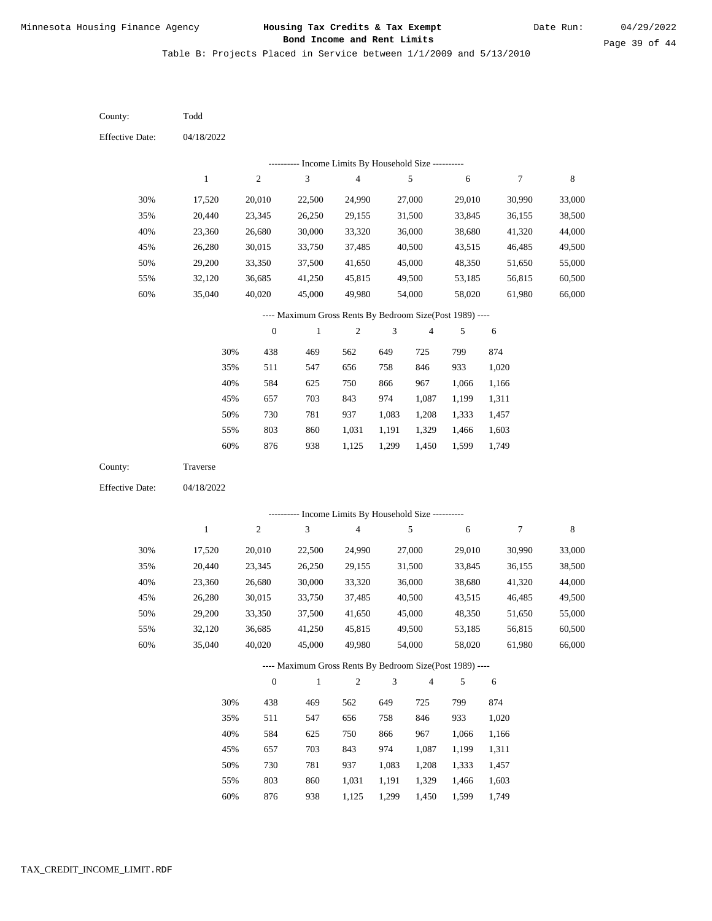Minnesota Housing Finance Agency

**Housing Tax Credits & Tax Exempt Bond Income and Rent Limits**

Date Run: 04/29/2022

Table B: Projects Placed in Service between 1/1/2009 and 5/13/2010

County: Todd

Effective Date: 04/18/2022

---------- Income Limits By Household Size ----------

| | 1 | 2 | 3 | 4 | 5 | 6 | 7 | 8 |
|---|---|---|---|---|---|---|---|---|
| 30% | 17,520 | 20,010 | 22,500 | 24,990 | 27,000 | 29,010 | 30,990 | 33,000 |
| 35% | 20,440 | 23,345 | 26,250 | 29,155 | 31,500 | 33,845 | 36,155 | 38,500 |
| 40% | 23,360 | 26,680 | 30,000 | 33,320 | 36,000 | 38,680 | 41,320 | 44,000 |
| 45% | 26,280 | 30,015 | 33,750 | 37,485 | 40,500 | 43,515 | 46,485 | 49,500 |
| 50% | 29,200 | 33,350 | 37,500 | 41,650 | 45,000 | 48,350 | 51,650 | 55,000 |
| 55% | 32,120 | 36,685 | 41,250 | 45,815 | 49,500 | 53,185 | 56,815 | 60,500 |
| 60% | 35,040 | 40,020 | 45,000 | 49,980 | 54,000 | 58,020 | 61,980 | 66,000 |

---- Maximum Gross Rents By Bedroom Size(Post 1989) ----

| | 0 | 1 | 2 | 3 | 4 | 5 | 6 |
|---|---|---|---|---|---|---|---|
| 30% | 438 | 469 | 562 | 649 | 725 | 799 | 874 |
| 35% | 511 | 547 | 656 | 758 | 846 | 933 | 1,020 |
| 40% | 584 | 625 | 750 | 866 | 967 | 1,066 | 1,166 |
| 45% | 657 | 703 | 843 | 974 | 1,087 | 1,199 | 1,311 |
| 50% | 730 | 781 | 937 | 1,083 | 1,208 | 1,333 | 1,457 |
| 55% | 803 | 860 | 1,031 | 1,191 | 1,329 | 1,466 | 1,603 |
| 60% | 876 | 938 | 1,125 | 1,299 | 1,450 | 1,599 | 1,749 |

County: Traverse

Effective Date: 04/18/2022

---------- Income Limits By Household Size ----------

| | 1 | 2 | 3 | 4 | 5 | 6 | 7 | 8 |
|---|---|---|---|---|---|---|---|---|
| 30% | 17,520 | 20,010 | 22,500 | 24,990 | 27,000 | 29,010 | 30,990 | 33,000 |
| 35% | 20,440 | 23,345 | 26,250 | 29,155 | 31,500 | 33,845 | 36,155 | 38,500 |
| 40% | 23,360 | 26,680 | 30,000 | 33,320 | 36,000 | 38,680 | 41,320 | 44,000 |
| 45% | 26,280 | 30,015 | 33,750 | 37,485 | 40,500 | 43,515 | 46,485 | 49,500 |
| 50% | 29,200 | 33,350 | 37,500 | 41,650 | 45,000 | 48,350 | 51,650 | 55,000 |
| 55% | 32,120 | 36,685 | 41,250 | 45,815 | 49,500 | 53,185 | 56,815 | 60,500 |
| 60% | 35,040 | 40,020 | 45,000 | 49,980 | 54,000 | 58,020 | 61,980 | 66,000 |

---- Maximum Gross Rents By Bedroom Size(Post 1989) ----

| | 0 | 1 | 2 | 3 | 4 | 5 | 6 |
|---|---|---|---|---|---|---|---|
| 30% | 438 | 469 | 562 | 649 | 725 | 799 | 874 |
| 35% | 511 | 547 | 656 | 758 | 846 | 933 | 1,020 |
| 40% | 584 | 625 | 750 | 866 | 967 | 1,066 | 1,166 |
| 45% | 657 | 703 | 843 | 974 | 1,087 | 1,199 | 1,311 |
| 50% | 730 | 781 | 937 | 1,083 | 1,208 | 1,333 | 1,457 |
| 55% | 803 | 860 | 1,031 | 1,191 | 1,329 | 1,466 | 1,603 |
| 60% | 876 | 938 | 1,125 | 1,299 | 1,450 | 1,599 | 1,749 |

TAX_CREDIT_INCOME_LIMIT.RDF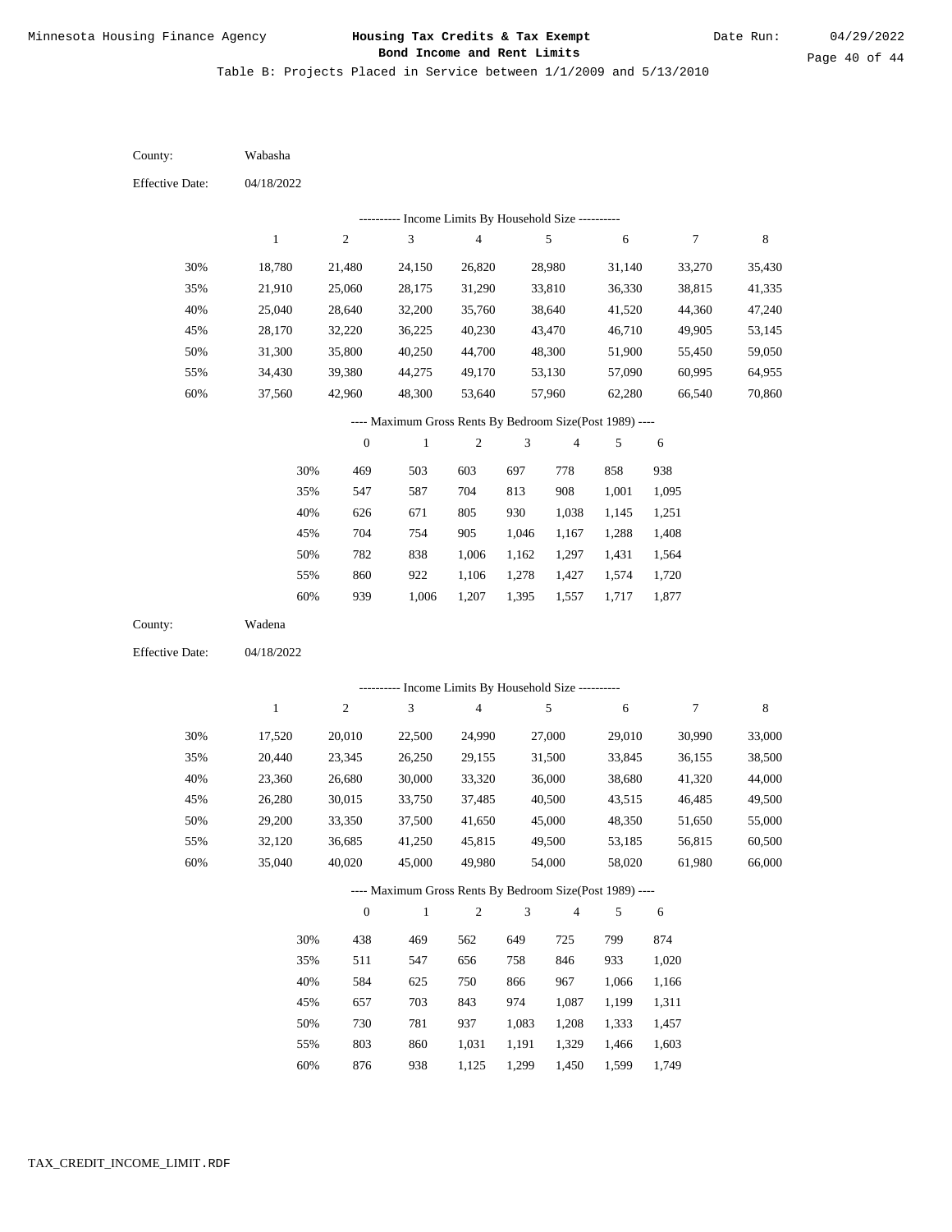Table B: Projects Placed in Service between 1/1/2009 and 5/13/2010

County: Wabasha

Effective Date: 04/18/2022

---------- Income Limits By Household Size ----------

| | 1 | 2 | 3 | 4 | 5 | 6 | 7 | 8 |
|---|---|---|---|---|---|---|---|---|
| 30% | 18,780 | 21,480 | 24,150 | 26,820 | 28,980 | 31,140 | 33,270 | 35,430 |
| 35% | 21,910 | 25,060 | 28,175 | 31,290 | 33,810 | 36,330 | 38,815 | 41,335 |
| 40% | 25,040 | 28,640 | 32,200 | 35,760 | 38,640 | 41,520 | 44,360 | 47,240 |
| 45% | 28,170 | 32,220 | 36,225 | 40,230 | 43,470 | 46,710 | 49,905 | 53,145 |
| 50% | 31,300 | 35,800 | 40,250 | 44,700 | 48,300 | 51,900 | 55,450 | 59,050 |
| 55% | 34,430 | 39,380 | 44,275 | 49,170 | 53,130 | 57,090 | 60,995 | 64,955 |
| 60% | 37,560 | 42,960 | 48,300 | 53,640 | 57,960 | 62,280 | 66,540 | 70,860 |

---- Maximum Gross Rents By Bedroom Size(Post 1989) ----

| | 0 | 1 | 2 | 3 | 4 | 5 | 6 |
|---|---|---|---|---|---|---|---|
| 30% | 469 | 503 | 603 | 697 | 778 | 858 | 938 |
| 35% | 547 | 587 | 704 | 813 | 908 | 1,001 | 1,095 |
| 40% | 626 | 671 | 805 | 930 | 1,038 | 1,145 | 1,251 |
| 45% | 704 | 754 | 905 | 1,046 | 1,167 | 1,288 | 1,408 |
| 50% | 782 | 838 | 1,006 | 1,162 | 1,297 | 1,431 | 1,564 |
| 55% | 860 | 922 | 1,106 | 1,278 | 1,427 | 1,574 | 1,720 |
| 60% | 939 | 1,006 | 1,207 | 1,395 | 1,557 | 1,717 | 1,877 |

County: Wadena

Effective Date: 04/18/2022

---------- Income Limits By Household Size ----------

| | 1 | 2 | 3 | 4 | 5 | 6 | 7 | 8 |
|---|---|---|---|---|---|---|---|---|
| 30% | 17,520 | 20,010 | 22,500 | 24,990 | 27,000 | 29,010 | 30,990 | 33,000 |
| 35% | 20,440 | 23,345 | 26,250 | 29,155 | 31,500 | 33,845 | 36,155 | 38,500 |
| 40% | 23,360 | 26,680 | 30,000 | 33,320 | 36,000 | 38,680 | 41,320 | 44,000 |
| 45% | 26,280 | 30,015 | 33,750 | 37,485 | 40,500 | 43,515 | 46,485 | 49,500 |
| 50% | 29,200 | 33,350 | 37,500 | 41,650 | 45,000 | 48,350 | 51,650 | 55,000 |
| 55% | 32,120 | 36,685 | 41,250 | 45,815 | 49,500 | 53,185 | 56,815 | 60,500 |
| 60% | 35,040 | 40,020 | 45,000 | 49,980 | 54,000 | 58,020 | 61,980 | 66,000 |

---- Maximum Gross Rents By Bedroom Size(Post 1989) ----

| | 0 | 1 | 2 | 3 | 4 | 5 | 6 |
|---|---|---|---|---|---|---|---|
| 30% | 438 | 469 | 562 | 649 | 725 | 799 | 874 |
| 35% | 511 | 547 | 656 | 758 | 846 | 933 | 1,020 |
| 40% | 584 | 625 | 750 | 866 | 967 | 1,066 | 1,166 |
| 45% | 657 | 703 | 843 | 974 | 1,087 | 1,199 | 1,311 |
| 50% | 730 | 781 | 937 | 1,083 | 1,208 | 1,333 | 1,457 |
| 55% | 803 | 860 | 1,031 | 1,191 | 1,329 | 1,466 | 1,603 |
| 60% | 876 | 938 | 1,125 | 1,299 | 1,450 | 1,599 | 1,749 |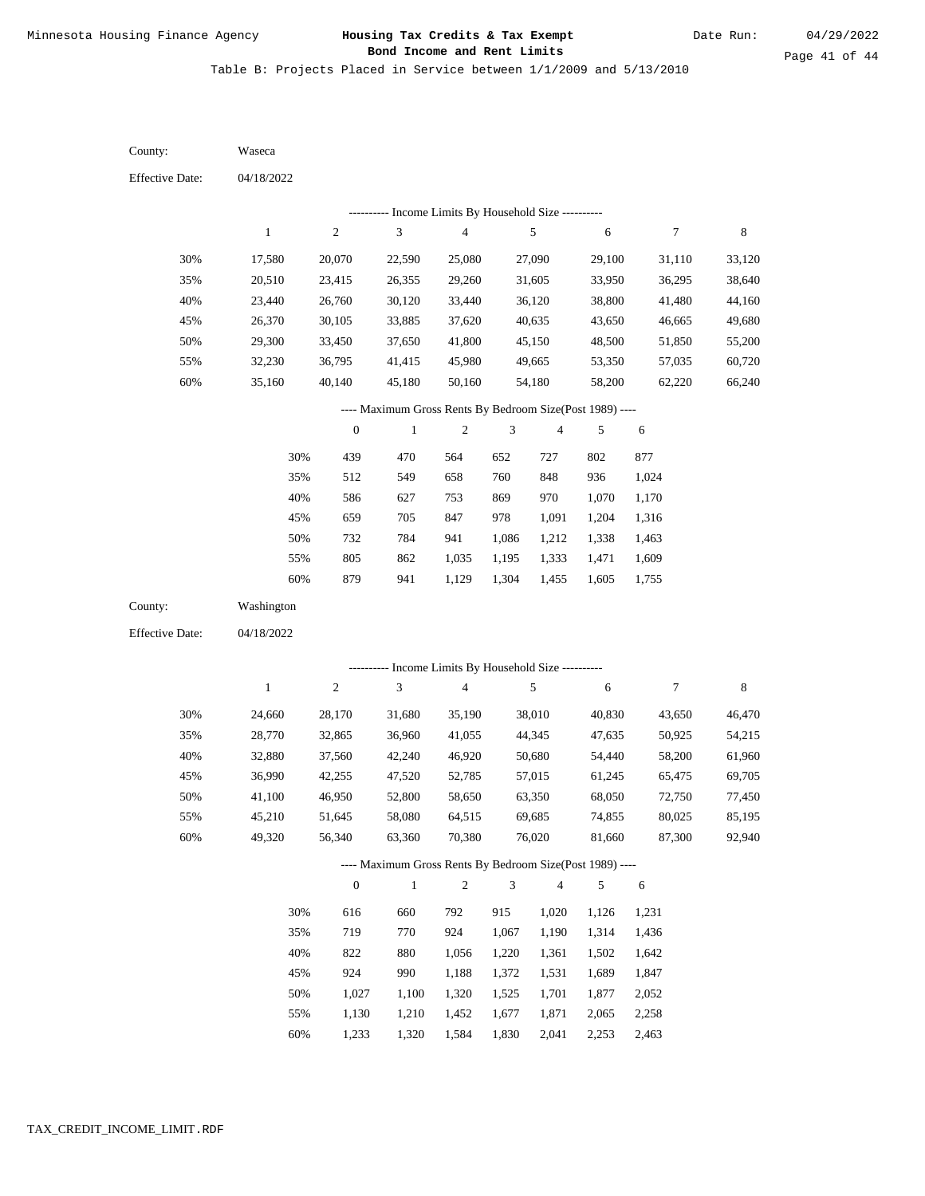Minnesota Housing Finance Agency

# Housing Tax Credits & Tax Exempt Bond Income and Rent Limits

Date Run: 04/29/2022

Table B: Projects Placed in Service between 1/1/2009 and 5/13/2010

County: Waseca

Effective Date: 04/18/2022

---------- Income Limits By Household Size ----------

| | 1 | 2 | 3 | 4 | 5 | 6 | 7 | 8 |
|---|---|---|---|---|---|---|---|---|
| 30% | 17,580 | 20,070 | 22,590 | 25,080 | 27,090 | 29,100 | 31,110 | 33,120 |
| 35% | 20,510 | 23,415 | 26,355 | 29,260 | 31,605 | 33,950 | 36,295 | 38,640 |
| 40% | 23,440 | 26,760 | 30,120 | 33,440 | 36,120 | 38,800 | 41,480 | 44,160 |
| 45% | 26,370 | 30,105 | 33,885 | 37,620 | 40,635 | 43,650 | 46,665 | 49,680 |
| 50% | 29,300 | 33,450 | 37,650 | 41,800 | 45,150 | 48,500 | 51,850 | 55,200 |
| 55% | 32,230 | 36,795 | 41,415 | 45,980 | 49,665 | 53,350 | 57,035 | 60,720 |
| 60% | 35,160 | 40,140 | 45,180 | 50,160 | 54,180 | 58,200 | 62,220 | 66,240 |

---- Maximum Gross Rents By Bedroom Size(Post 1989) ----

| | 0 | 1 | 2 | 3 | 4 | 5 | 6 |
|---|---|---|---|---|---|---|---|
| 30% | 439 | 470 | 564 | 652 | 727 | 802 | 877 |
| 35% | 512 | 549 | 658 | 760 | 848 | 936 | 1,024 |
| 40% | 586 | 627 | 753 | 869 | 970 | 1,070 | 1,170 |
| 45% | 659 | 705 | 847 | 978 | 1,091 | 1,204 | 1,316 |
| 50% | 732 | 784 | 941 | 1,086 | 1,212 | 1,338 | 1,463 |
| 55% | 805 | 862 | 1,035 | 1,195 | 1,333 | 1,471 | 1,609 |
| 60% | 879 | 941 | 1,129 | 1,304 | 1,455 | 1,605 | 1,755 |

County: Washington

Effective Date: 04/18/2022

---------- Income Limits By Household Size ----------

| | 1 | 2 | 3 | 4 | 5 | 6 | 7 | 8 |
|---|---|---|---|---|---|---|---|---|
| 30% | 24,660 | 28,170 | 31,680 | 35,190 | 38,010 | 40,830 | 43,650 | 46,470 |
| 35% | 28,770 | 32,865 | 36,960 | 41,055 | 44,345 | 47,635 | 50,925 | 54,215 |
| 40% | 32,880 | 37,560 | 42,240 | 46,920 | 50,680 | 54,440 | 58,200 | 61,960 |
| 45% | 36,990 | 42,255 | 47,520 | 52,785 | 57,015 | 61,245 | 65,475 | 69,705 |
| 50% | 41,100 | 46,950 | 52,800 | 58,650 | 63,350 | 68,050 | 72,750 | 77,450 |
| 55% | 45,210 | 51,645 | 58,080 | 64,515 | 69,685 | 74,855 | 80,025 | 85,195 |
| 60% | 49,320 | 56,340 | 63,360 | 70,380 | 76,020 | 81,660 | 87,300 | 92,940 |

---- Maximum Gross Rents By Bedroom Size(Post 1989) ----

| | 0 | 1 | 2 | 3 | 4 | 5 | 6 |
|---|---|---|---|---|---|---|---|
| 30% | 616 | 660 | 792 | 915 | 1,020 | 1,126 | 1,231 |
| 35% | 719 | 770 | 924 | 1,067 | 1,190 | 1,314 | 1,436 |
| 40% | 822 | 880 | 1,056 | 1,220 | 1,361 | 1,502 | 1,642 |
| 45% | 924 | 990 | 1,188 | 1,372 | 1,531 | 1,689 | 1,847 |
| 50% | 1,027 | 1,100 | 1,320 | 1,525 | 1,701 | 1,877 | 2,052 |
| 55% | 1,130 | 1,210 | 1,452 | 1,677 | 1,871 | 2,065 | 2,258 |
| 60% | 1,233 | 1,320 | 1,584 | 1,830 | 2,041 | 2,253 | 2,463 |

TAX_CREDIT_INCOME_LIMIT.RDF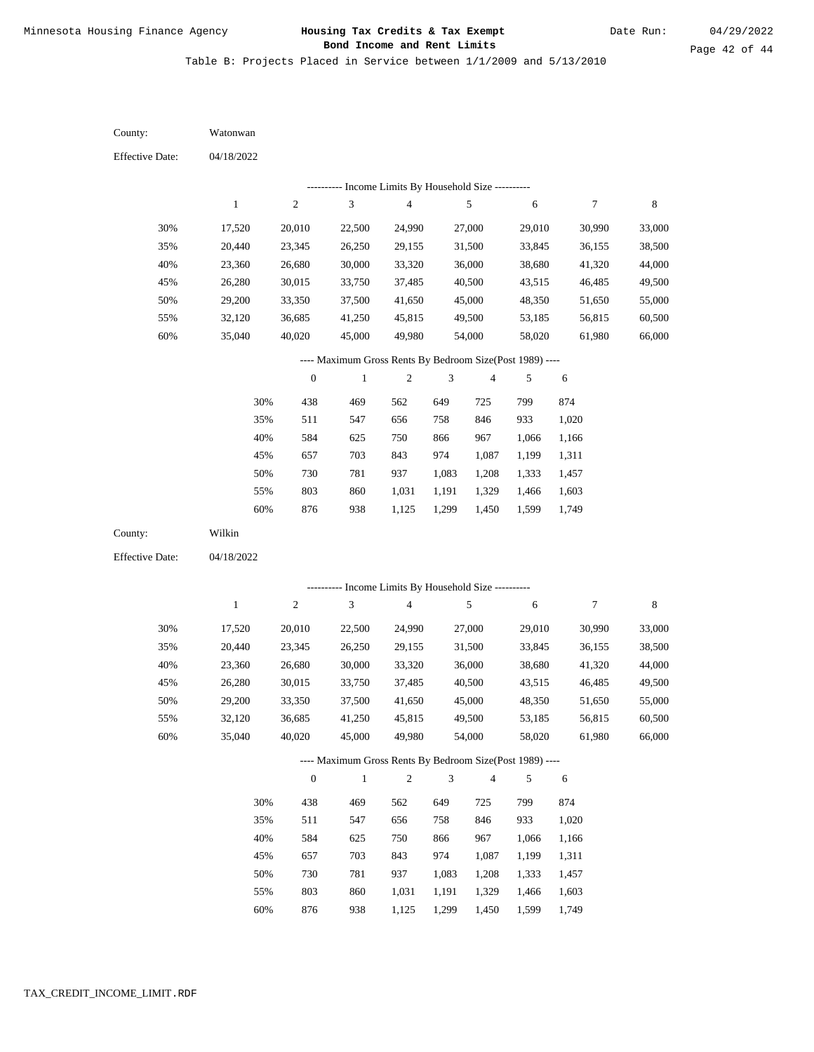Table B: Projects Placed in Service between 1/1/2009 and 5/13/2010

County: Watonwan

Effective Date: 04/18/2022

---------- Income Limits By Household Size ----------

| | 1 | 2 | 3 | 4 | 5 | 6 | 7 | 8 |
|---|---|---|---|---|---|---|---|---|
| 30% | 17,520 | 20,010 | 22,500 | 24,990 | 27,000 | 29,010 | 30,990 | 33,000 |
| 35% | 20,440 | 23,345 | 26,250 | 29,155 | 31,500 | 33,845 | 36,155 | 38,500 |
| 40% | 23,360 | 26,680 | 30,000 | 33,320 | 36,000 | 38,680 | 41,320 | 44,000 |
| 45% | 26,280 | 30,015 | 33,750 | 37,485 | 40,500 | 43,515 | 46,485 | 49,500 |
| 50% | 29,200 | 33,350 | 37,500 | 41,650 | 45,000 | 48,350 | 51,650 | 55,000 |
| 55% | 32,120 | 36,685 | 41,250 | 45,815 | 49,500 | 53,185 | 56,815 | 60,500 |
| 60% | 35,040 | 40,020 | 45,000 | 49,980 | 54,000 | 58,020 | 61,980 | 66,000 |

---- Maximum Gross Rents By Bedroom Size(Post 1989) ----

| | 0 | 1 | 2 | 3 | 4 | 5 | 6 |
|---|---|---|---|---|---|---|---|
| 30% | 438 | 469 | 562 | 649 | 725 | 799 | 874 |
| 35% | 511 | 547 | 656 | 758 | 846 | 933 | 1,020 |
| 40% | 584 | 625 | 750 | 866 | 967 | 1,066 | 1,166 |
| 45% | 657 | 703 | 843 | 974 | 1,087 | 1,199 | 1,311 |
| 50% | 730 | 781 | 937 | 1,083 | 1,208 | 1,333 | 1,457 |
| 55% | 803 | 860 | 1,031 | 1,191 | 1,329 | 1,466 | 1,603 |
| 60% | 876 | 938 | 1,125 | 1,299 | 1,450 | 1,599 | 1,749 |

County: Wilkin

Effective Date: 04/18/2022

---------- Income Limits By Household Size ----------

| | 1 | 2 | 3 | 4 | 5 | 6 | 7 | 8 |
|---|---|---|---|---|---|---|---|---|
| 30% | 17,520 | 20,010 | 22,500 | 24,990 | 27,000 | 29,010 | 30,990 | 33,000 |
| 35% | 20,440 | 23,345 | 26,250 | 29,155 | 31,500 | 33,845 | 36,155 | 38,500 |
| 40% | 23,360 | 26,680 | 30,000 | 33,320 | 36,000 | 38,680 | 41,320 | 44,000 |
| 45% | 26,280 | 30,015 | 33,750 | 37,485 | 40,500 | 43,515 | 46,485 | 49,500 |
| 50% | 29,200 | 33,350 | 37,500 | 41,650 | 45,000 | 48,350 | 51,650 | 55,000 |
| 55% | 32,120 | 36,685 | 41,250 | 45,815 | 49,500 | 53,185 | 56,815 | 60,500 |
| 60% | 35,040 | 40,020 | 45,000 | 49,980 | 54,000 | 58,020 | 61,980 | 66,000 |

---- Maximum Gross Rents By Bedroom Size(Post 1989) ----

| | 0 | 1 | 2 | 3 | 4 | 5 | 6 |
|---|---|---|---|---|---|---|---|
| 30% | 438 | 469 | 562 | 649 | 725 | 799 | 874 |
| 35% | 511 | 547 | 656 | 758 | 846 | 933 | 1,020 |
| 40% | 584 | 625 | 750 | 866 | 967 | 1,066 | 1,166 |
| 45% | 657 | 703 | 843 | 974 | 1,087 | 1,199 | 1,311 |
| 50% | 730 | 781 | 937 | 1,083 | 1,208 | 1,333 | 1,457 |
| 55% | 803 | 860 | 1,031 | 1,191 | 1,329 | 1,466 | 1,603 |
| 60% | 876 | 938 | 1,125 | 1,299 | 1,450 | 1,599 | 1,749 |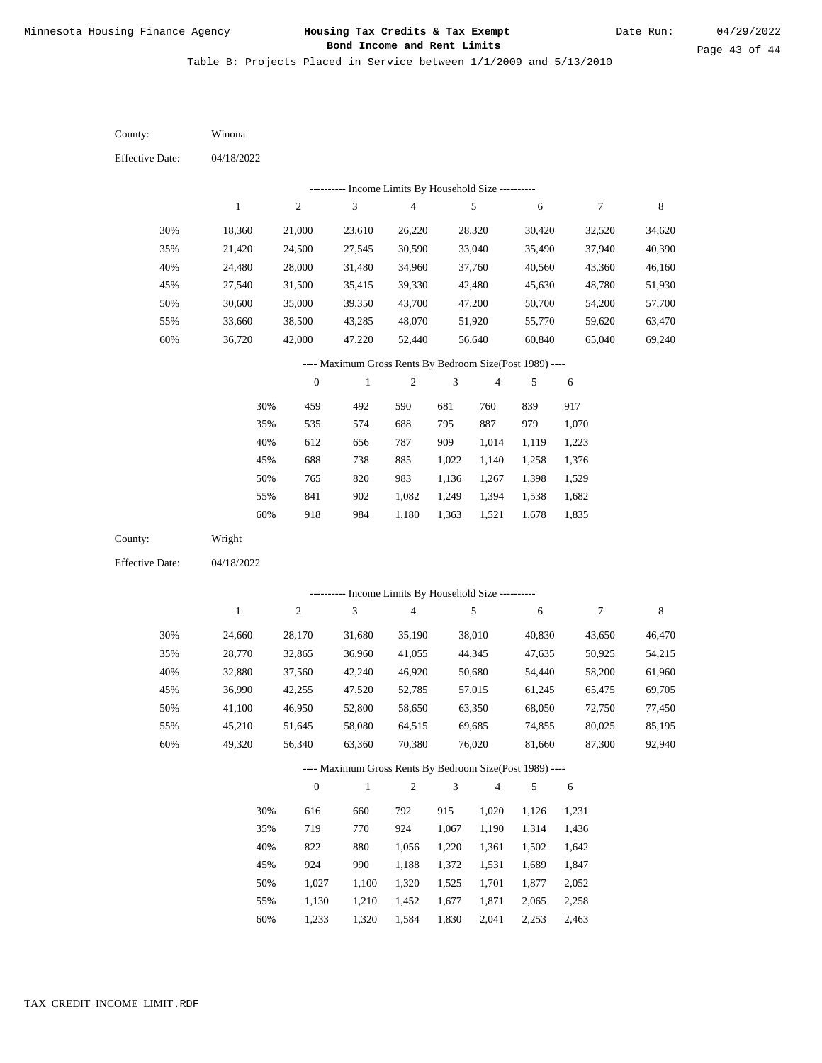Minnesota Housing Finance Agency

**Housing Tax Credits & Tax Exempt Bond Income and Rent Limits**

Date Run: 04/29/2022

Table B: Projects Placed in Service between 1/1/2009 and 5/13/2010

County: Winona

Effective Date: 04/18/2022

---------- Income Limits By Household Size ----------

| | 1 | 2 | 3 | 4 | 5 | 6 | 7 | 8 |
|---|---|---|---|---|---|---|---|---|
| 30% | 18,360 | 21,000 | 23,610 | 26,220 | 28,320 | 30,420 | 32,520 | 34,620 |
| 35% | 21,420 | 24,500 | 27,545 | 30,590 | 33,040 | 35,490 | 37,940 | 40,390 |
| 40% | 24,480 | 28,000 | 31,480 | 34,960 | 37,760 | 40,560 | 43,360 | 46,160 |
| 45% | 27,540 | 31,500 | 35,415 | 39,330 | 42,480 | 45,630 | 48,780 | 51,930 |
| 50% | 30,600 | 35,000 | 39,350 | 43,700 | 47,200 | 50,700 | 54,200 | 57,700 |
| 55% | 33,660 | 38,500 | 43,285 | 48,070 | 51,920 | 55,770 | 59,620 | 63,470 |
| 60% | 36,720 | 42,000 | 47,220 | 52,440 | 56,640 | 60,840 | 65,040 | 69,240 |

---- Maximum Gross Rents By Bedroom Size(Post 1989) ----

| | 0 | 1 | 2 | 3 | 4 | 5 | 6 |
|---|---|---|---|---|---|---|---|
| 30% | 459 | 492 | 590 | 681 | 760 | 839 | 917 |
| 35% | 535 | 574 | 688 | 795 | 887 | 979 | 1,070 |
| 40% | 612 | 656 | 787 | 909 | 1,014 | 1,119 | 1,223 |
| 45% | 688 | 738 | 885 | 1,022 | 1,140 | 1,258 | 1,376 |
| 50% | 765 | 820 | 983 | 1,136 | 1,267 | 1,398 | 1,529 |
| 55% | 841 | 902 | 1,082 | 1,249 | 1,394 | 1,538 | 1,682 |
| 60% | 918 | 984 | 1,180 | 1,363 | 1,521 | 1,678 | 1,835 |

County: Wright

Effective Date: 04/18/2022

---------- Income Limits By Household Size ----------

| | 1 | 2 | 3 | 4 | 5 | 6 | 7 | 8 |
|---|---|---|---|---|---|---|---|---|
| 30% | 24,660 | 28,170 | 31,680 | 35,190 | 38,010 | 40,830 | 43,650 | 46,470 |
| 35% | 28,770 | 32,865 | 36,960 | 41,055 | 44,345 | 47,635 | 50,925 | 54,215 |
| 40% | 32,880 | 37,560 | 42,240 | 46,920 | 50,680 | 54,440 | 58,200 | 61,960 |
| 45% | 36,990 | 42,255 | 47,520 | 52,785 | 57,015 | 61,245 | 65,475 | 69,705 |
| 50% | 41,100 | 46,950 | 52,800 | 58,650 | 63,350 | 68,050 | 72,750 | 77,450 |
| 55% | 45,210 | 51,645 | 58,080 | 64,515 | 69,685 | 74,855 | 80,025 | 85,195 |
| 60% | 49,320 | 56,340 | 63,360 | 70,380 | 76,020 | 81,660 | 87,300 | 92,940 |

---- Maximum Gross Rents By Bedroom Size(Post 1989) ----

| | 0 | 1 | 2 | 3 | 4 | 5 | 6 |
|---|---|---|---|---|---|---|---|
| 30% | 616 | 660 | 792 | 915 | 1,020 | 1,126 | 1,231 |
| 35% | 719 | 770 | 924 | 1,067 | 1,190 | 1,314 | 1,436 |
| 40% | 822 | 880 | 1,056 | 1,220 | 1,361 | 1,502 | 1,642 |
| 45% | 924 | 990 | 1,188 | 1,372 | 1,531 | 1,689 | 1,847 |
| 50% | 1,027 | 1,100 | 1,320 | 1,525 | 1,701 | 1,877 | 2,052 |
| 55% | 1,130 | 1,210 | 1,452 | 1,677 | 1,871 | 2,065 | 2,258 |
| 60% | 1,233 | 1,320 | 1,584 | 1,830 | 2,041 | 2,253 | 2,463 |

TAX_CREDIT_INCOME_LIMIT.RDF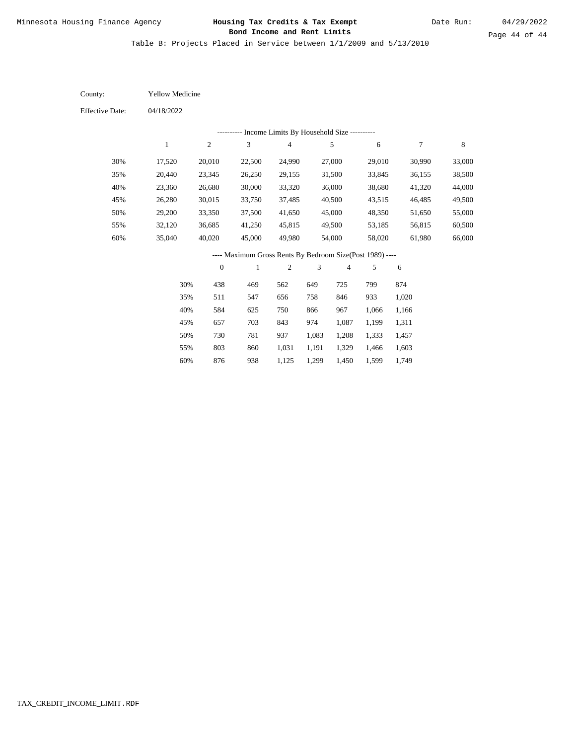Minnesota Housing Finance Agency

**Housing Tax Credits & Tax Exempt Bond Income and Rent Limits**

Date Run: 04/29/2022

Table B: Projects Placed in Service between 1/1/2009 and 5/13/2010

County: Yellow Medicine

Effective Date: 04/18/2022

---------- Income Limits By Household Size ----------

| | 1 | 2 | 3 | 4 | 5 | 6 | 7 | 8 |
|---|---|---|---|---|---|---|---|---|
| 30% | 17,520 | 20,010 | 22,500 | 24,990 | 27,000 | 29,010 | 30,990 | 33,000 |
| 35% | 20,440 | 23,345 | 26,250 | 29,155 | 31,500 | 33,845 | 36,155 | 38,500 |
| 40% | 23,360 | 26,680 | 30,000 | 33,320 | 36,000 | 38,680 | 41,320 | 44,000 |
| 45% | 26,280 | 30,015 | 33,750 | 37,485 | 40,500 | 43,515 | 46,485 | 49,500 |
| 50% | 29,200 | 33,350 | 37,500 | 41,650 | 45,000 | 48,350 | 51,650 | 55,000 |
| 55% | 32,120 | 36,685 | 41,250 | 45,815 | 49,500 | 53,185 | 56,815 | 60,500 |
| 60% | 35,040 | 40,020 | 45,000 | 49,980 | 54,000 | 58,020 | 61,980 | 66,000 |

---- Maximum Gross Rents By Bedroom Size(Post 1989) ----

| | 0 | 1 | 2 | 3 | 4 | 5 | 6 |
|---|---|---|---|---|---|---|---|
| 30% | 438 | 469 | 562 | 649 | 725 | 799 | 874 |
| 35% | 511 | 547 | 656 | 758 | 846 | 933 | 1,020 |
| 40% | 584 | 625 | 750 | 866 | 967 | 1,066 | 1,166 |
| 45% | 657 | 703 | 843 | 974 | 1,087 | 1,199 | 1,311 |
| 50% | 730 | 781 | 937 | 1,083 | 1,208 | 1,333 | 1,457 |
| 55% | 803 | 860 | 1,031 | 1,191 | 1,329 | 1,466 | 1,603 |
| 60% | 876 | 938 | 1,125 | 1,299 | 1,450 | 1,599 | 1,749 |

TAX_CREDIT_INCOME_LIMIT.RDF